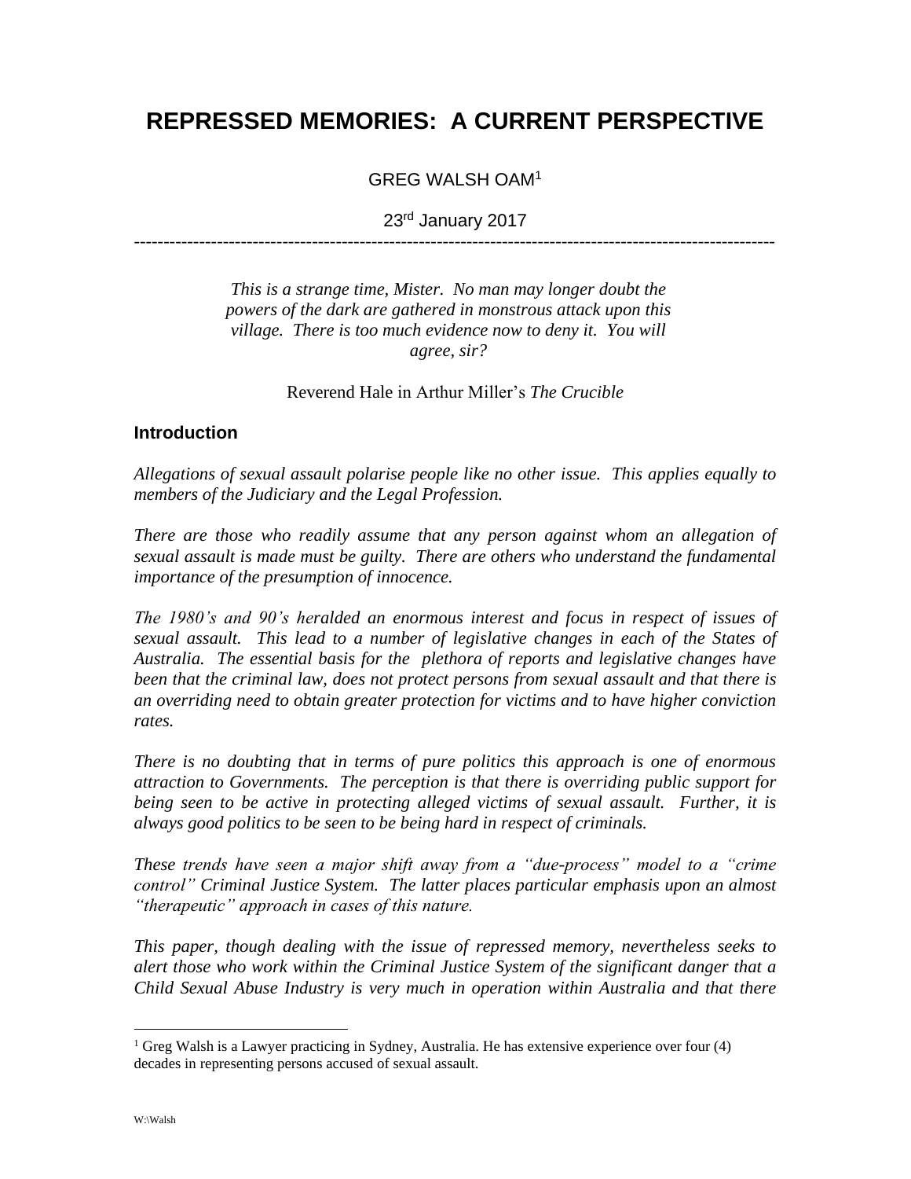# REPRESSED MEMORIES: A CURRENT PERSPECTIVE

GREG WALSH OAM[1]

23rd January 2017

---

*This is a strange time, Mister. No man may longer doubt the powers of the dark are gathered in monstrous attack upon this village. There is too much evidence now to deny it. You will agree, sir?*

Reverend Hale in Arthur Miller's *The Crucible*

## Introduction

*Allegations of sexual assault polarise people like no other issue. This applies equally to members of the Judiciary and the Legal Profession.*

*There are those who readily assume that any person against whom an allegation of sexual assault is made must be guilty. There are others who understand the fundamental importance of the presumption of innocence.*

*The 1980's and 90's heralded an enormous interest and focus in respect of issues of sexual assault. This lead to a number of legislative changes in each of the States of Australia. The essential basis for the plethora of reports and legislative changes have been that the criminal law, does not protect persons from sexual assault and that there is an overriding need to obtain greater protection for victims and to have higher conviction rates.*

*There is no doubting that in terms of pure politics this approach is one of enormous attraction to Governments. The perception is that there is overriding public support for being seen to be active in protecting alleged victims of sexual assault. Further, it is always good politics to be seen to be being hard in respect of criminals.*

*These trends have seen a major shift away from a "due-process" model to a "crime control" Criminal Justice System. The latter places particular emphasis upon an almost "therapeutic" approach in cases of this nature.*

*This paper, though dealing with the issue of repressed memory, nevertheless seeks to alert those who work within the Criminal Justice System of the significant danger that a Child Sexual Abuse Industry is very much in operation within Australia and that there*

---

[1] Greg Walsh is a Lawyer practicing in Sydney, Australia. He has extensive experience over four (4) decades in representing persons accused of sexual assault.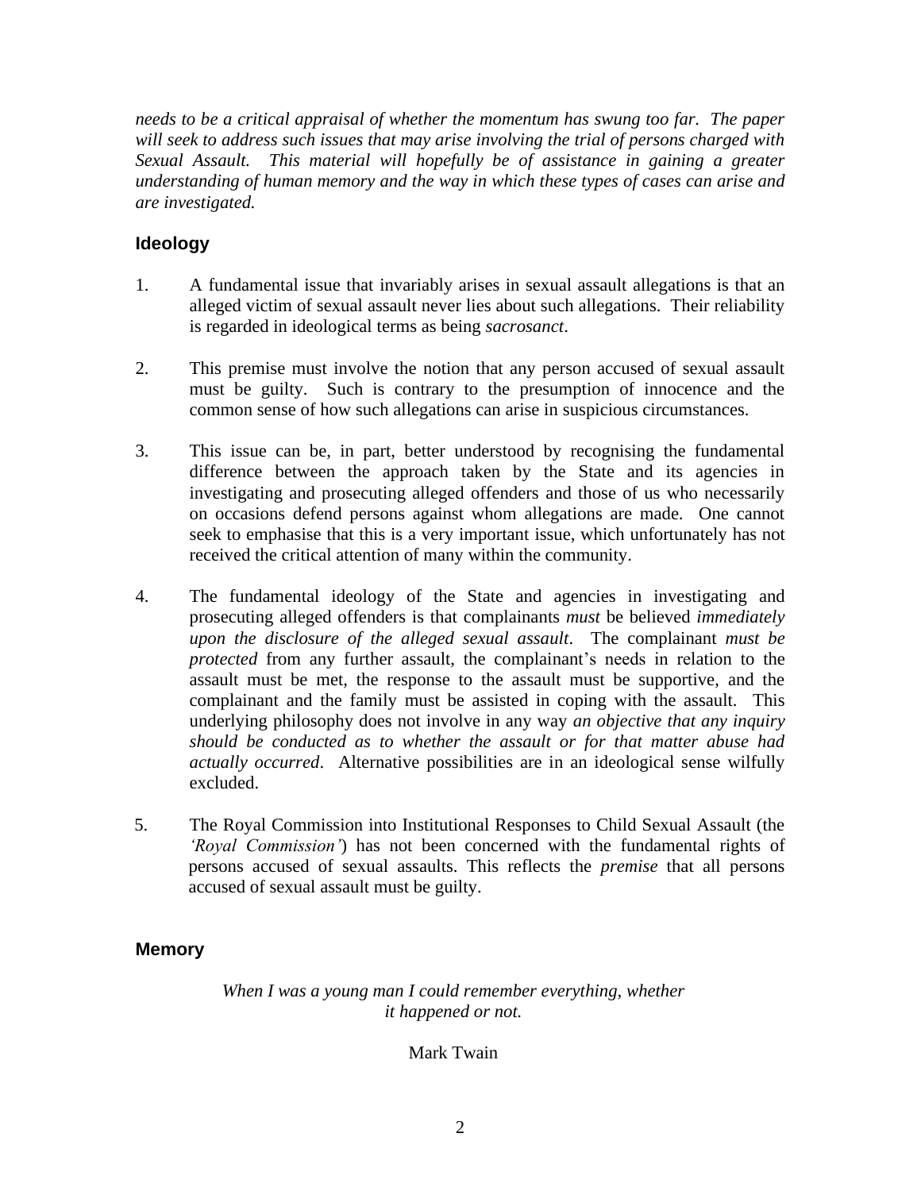*needs to be a critical appraisal of whether the momentum has swung too far. The paper will seek to address such issues that may arise involving the trial of persons charged with Sexual Assault. This material will hopefully be of assistance in gaining a greater understanding of human memory and the way in which these types of cases can arise and are investigated.*

## Ideology

1. A fundamental issue that invariably arises in sexual assault allegations is that an alleged victim of sexual assault never lies about such allegations. Their reliability is regarded in ideological terms as being *sacrosanct*.

2. This premise must involve the notion that any person accused of sexual assault must be guilty. Such is contrary to the presumption of innocence and the common sense of how such allegations can arise in suspicious circumstances.

3. This issue can be, in part, better understood by recognising the fundamental difference between the approach taken by the State and its agencies in investigating and prosecuting alleged offenders and those of us who necessarily on occasions defend persons against whom allegations are made. One cannot seek to emphasise that this is a very important issue, which unfortunately has not received the critical attention of many within the community.

4. The fundamental ideology of the State and agencies in investigating and prosecuting alleged offenders is that complainants *must* be believed *immediately upon the disclosure of the alleged sexual assault*. The complainant *must be protected* from any further assault, the complainant's needs in relation to the assault must be met, the response to the assault must be supportive, and the complainant and the family must be assisted in coping with the assault. This underlying philosophy does not involve in any way *an objective that any inquiry should be conducted as to whether the assault or for that matter abuse had actually occurred*. Alternative possibilities are in an ideological sense wilfully excluded.

5. The Royal Commission into Institutional Responses to Child Sexual Assault (the *'Royal Commission'*) has not been concerned with the fundamental rights of persons accused of sexual assaults. This reflects the *premise* that all persons accused of sexual assault must be guilty.

## Memory

*When I was a young man I could remember everything, whether it happened or not.*

Mark Twain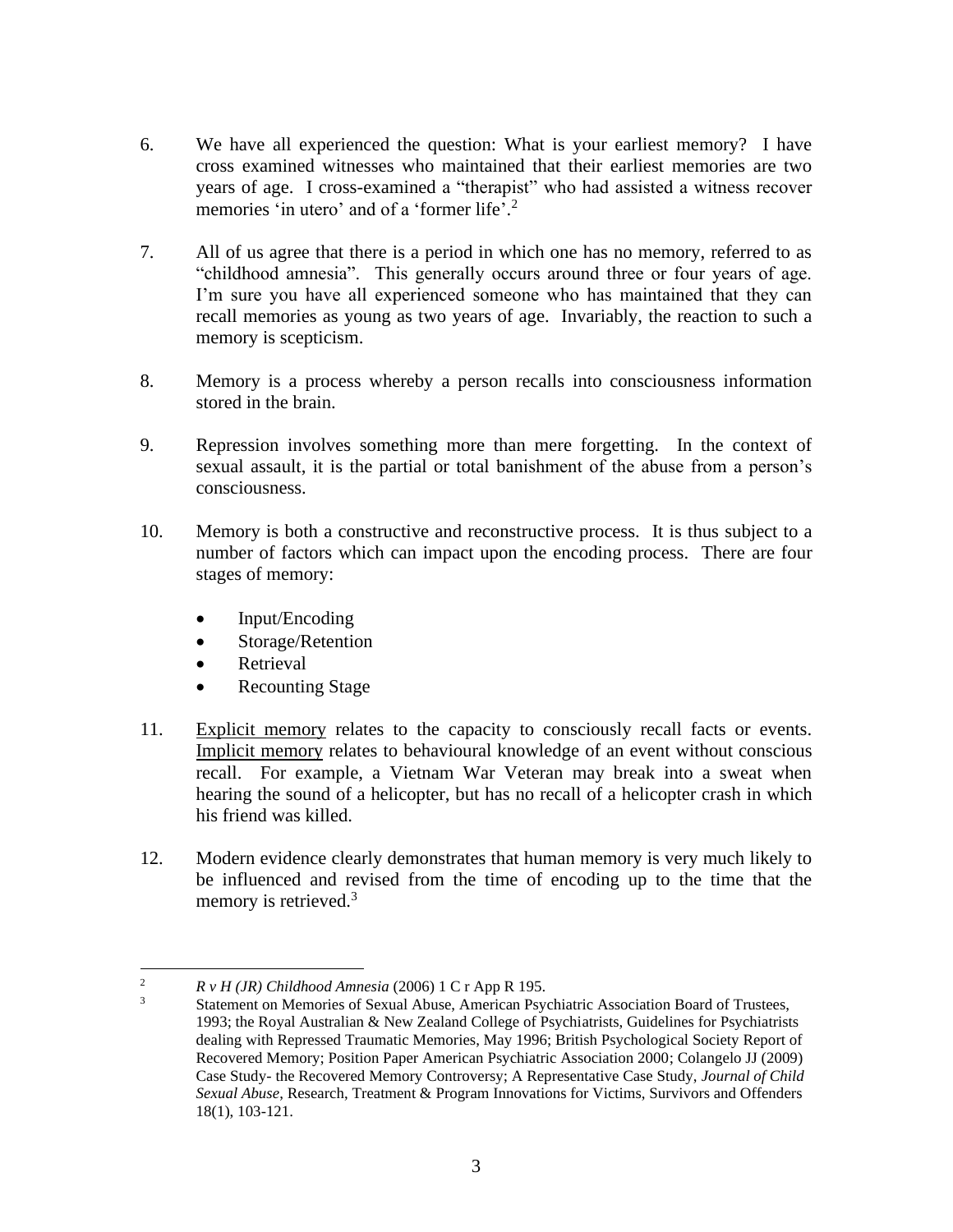6. We have all experienced the question: What is your earliest memory? I have cross examined witnesses who maintained that their earliest memories are two years of age. I cross-examined a "therapist" who had assisted a witness recover memories 'in utero' and of a 'former life'.[2]

7. All of us agree that there is a period in which one has no memory, referred to as "childhood amnesia". This generally occurs around three or four years of age. I'm sure you have all experienced someone who has maintained that they can recall memories as young as two years of age. Invariably, the reaction to such a memory is scepticism.

8. Memory is a process whereby a person recalls into consciousness information stored in the brain.

9. Repression involves something more than mere forgetting. In the context of sexual assault, it is the partial or total banishment of the abuse from a person's consciousness.

10. Memory is both a constructive and reconstructive process. It is thus subject to a number of factors which can impact upon the encoding process. There are four stages of memory:

    - Input/Encoding
    - Storage/Retention
    - Retrieval
    - Recounting Stage

11. Explicit memory relates to the capacity to consciously recall facts or events. Implicit memory relates to behavioural knowledge of an event without conscious recall. For example, a Vietnam War Veteran may break into a sweat when hearing the sound of a helicopter, but has no recall of a helicopter crash in which his friend was killed.

12. Modern evidence clearly demonstrates that human memory is very much likely to be influenced and revised from the time of encoding up to the time that the memory is retrieved.[3]

---

[2] *R v H (JR) Childhood Amnesia* (2006) 1 C r App R 195.

[3] Statement on Memories of Sexual Abuse, American Psychiatric Association Board of Trustees, 1993; the Royal Australian & New Zealand College of Psychiatrists, Guidelines for Psychiatrists dealing with Repressed Traumatic Memories, May 1996; British Psychological Society Report of Recovered Memory; Position Paper American Psychiatric Association 2000; Colangelo JJ (2009) Case Study- the Recovered Memory Controversy; A Representative Case Study, *Journal of Child Sexual Abuse*, Research, Treatment & Program Innovations for Victims, Survivors and Offenders 18(1), 103-121.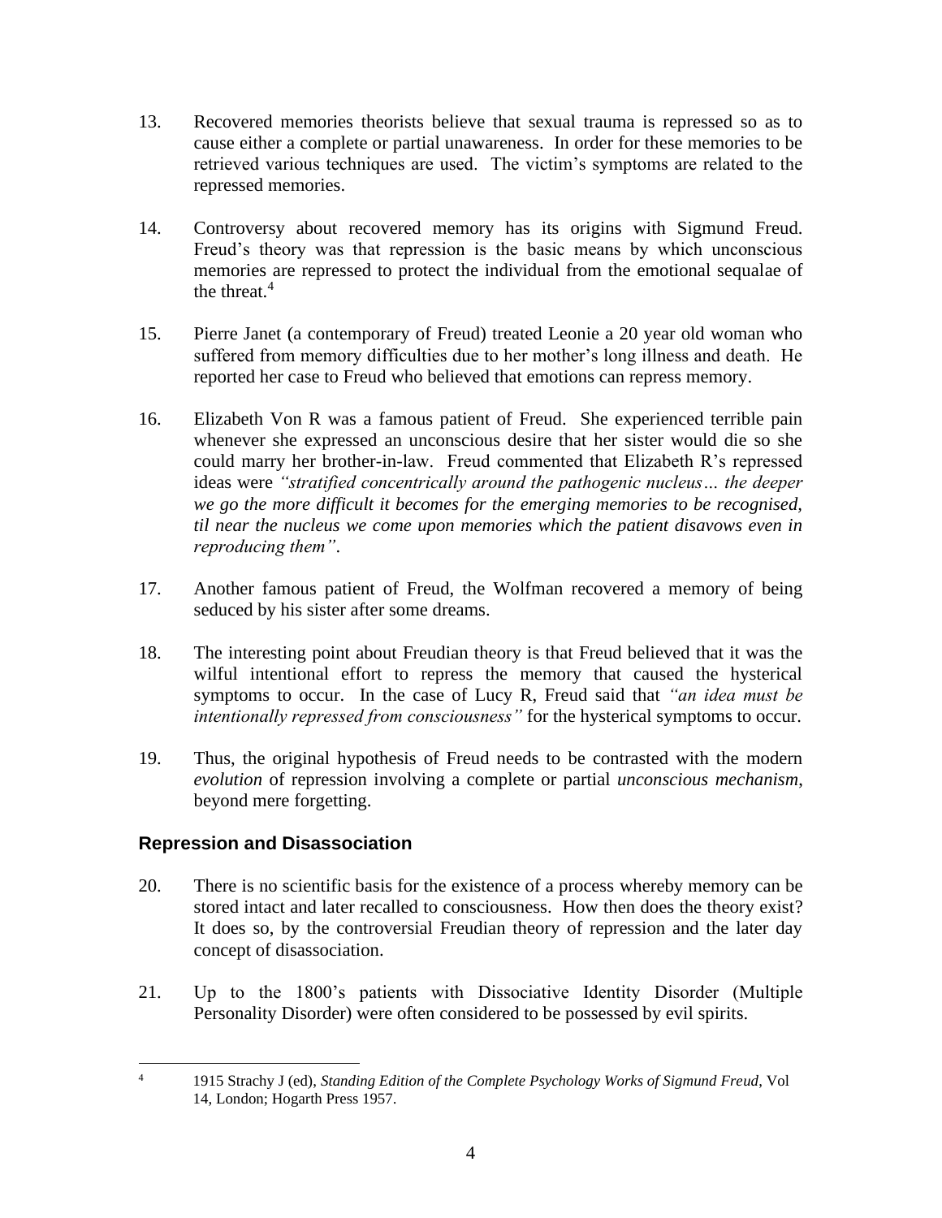13. Recovered memories theorists believe that sexual trauma is repressed so as to cause either a complete or partial unawareness. In order for these memories to be retrieved various techniques are used. The victim's symptoms are related to the repressed memories.

14. Controversy about recovered memory has its origins with Sigmund Freud. Freud's theory was that repression is the basic means by which unconscious memories are repressed to protect the individual from the emotional sequalae of the threat.[4]

15. Pierre Janet (a contemporary of Freud) treated Leonie a 20 year old woman who suffered from memory difficulties due to her mother's long illness and death. He reported her case to Freud who believed that emotions can repress memory.

16. Elizabeth Von R was a famous patient of Freud. She experienced terrible pain whenever she expressed an unconscious desire that her sister would die so she could marry her brother-in-law. Freud commented that Elizabeth R's repressed ideas were *"stratified concentrically around the pathogenic nucleus… the deeper we go the more difficult it becomes for the emerging memories to be recognised, til near the nucleus we come upon memories which the patient disavows even in reproducing them"*.

17. Another famous patient of Freud, the Wolfman recovered a memory of being seduced by his sister after some dreams.

18. The interesting point about Freudian theory is that Freud believed that it was the wilful intentional effort to repress the memory that caused the hysterical symptoms to occur. In the case of Lucy R, Freud said that *"an idea must be intentionally repressed from consciousness"* for the hysterical symptoms to occur.

19. Thus, the original hypothesis of Freud needs to be contrasted with the modern *evolution* of repression involving a complete or partial *unconscious mechanism*, beyond mere forgetting.

### Repression and Disassociation

20. There is no scientific basis for the existence of a process whereby memory can be stored intact and later recalled to consciousness. How then does the theory exist? It does so, by the controversial Freudian theory of repression and the later day concept of disassociation.

21. Up to the 1800's patients with Dissociative Identity Disorder (Multiple Personality Disorder) were often considered to be possessed by evil spirits.

---

[4] 1915 Strachy J (ed), *Standing Edition of the Complete Psychology Works of Sigmund Freud*, Vol 14, London; Hogarth Press 1957.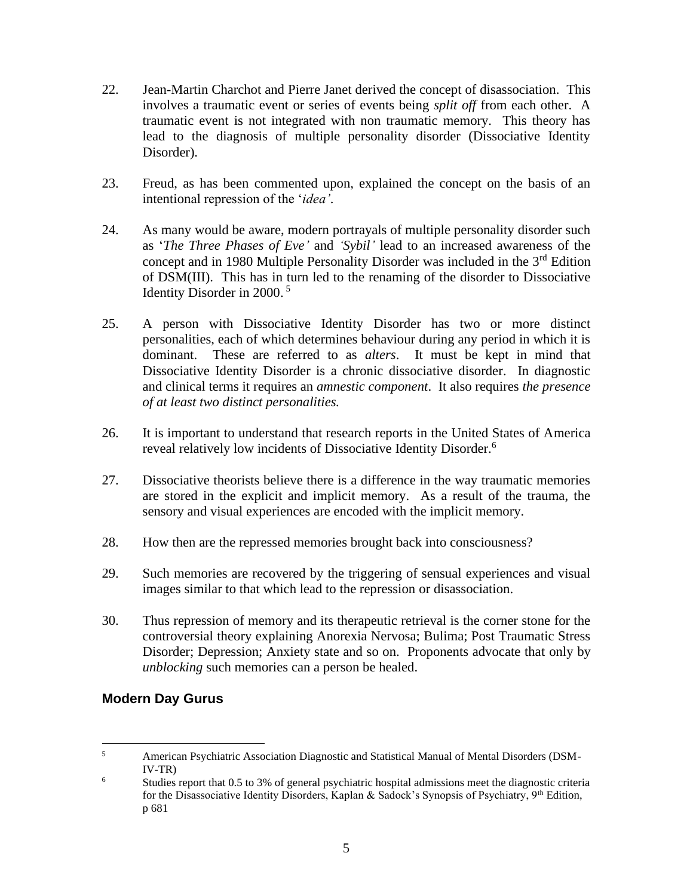22. Jean-Martin Charchot and Pierre Janet derived the concept of disassociation. This involves a traumatic event or series of events being *split off* from each other. A traumatic event is not integrated with non traumatic memory. This theory has lead to the diagnosis of multiple personality disorder (Dissociative Identity Disorder).

23. Freud, as has been commented upon, explained the concept on the basis of an intentional repression of the '*idea'*.

24. As many would be aware, modern portrayals of multiple personality disorder such as '*The Three Phases of Eve'* and *'Sybil'* lead to an increased awareness of the concept and in 1980 Multiple Personality Disorder was included in the 3rd Edition of DSM(III). This has in turn led to the renaming of the disorder to Dissociative Identity Disorder in 2000. [5]

25. A person with Dissociative Identity Disorder has two or more distinct personalities, each of which determines behaviour during any period in which it is dominant. These are referred to as *alters*. It must be kept in mind that Dissociative Identity Disorder is a chronic dissociative disorder. In diagnostic and clinical terms it requires an *amnestic component*. It also requires *the presence of at least two distinct personalities.*

26. It is important to understand that research reports in the United States of America reveal relatively low incidents of Dissociative Identity Disorder.[6]

27. Dissociative theorists believe there is a difference in the way traumatic memories are stored in the explicit and implicit memory. As a result of the trauma, the sensory and visual experiences are encoded with the implicit memory.

28. How then are the repressed memories brought back into consciousness?

29. Such memories are recovered by the triggering of sensual experiences and visual images similar to that which lead to the repression or disassociation.

30. Thus repression of memory and its therapeutic retrieval is the corner stone for the controversial theory explaining Anorexia Nervosa; Bulima; Post Traumatic Stress Disorder; Depression; Anxiety state and so on. Proponents advocate that only by *unblocking* such memories can a person be healed.

## Modern Day Gurus

---

[5] American Psychiatric Association Diagnostic and Statistical Manual of Mental Disorders (DSM-IV-TR)

[6] Studies report that 0.5 to 3% of general psychiatric hospital admissions meet the diagnostic criteria for the Disassociative Identity Disorders, Kaplan & Sadock's Synopsis of Psychiatry, 9th Edition, p 681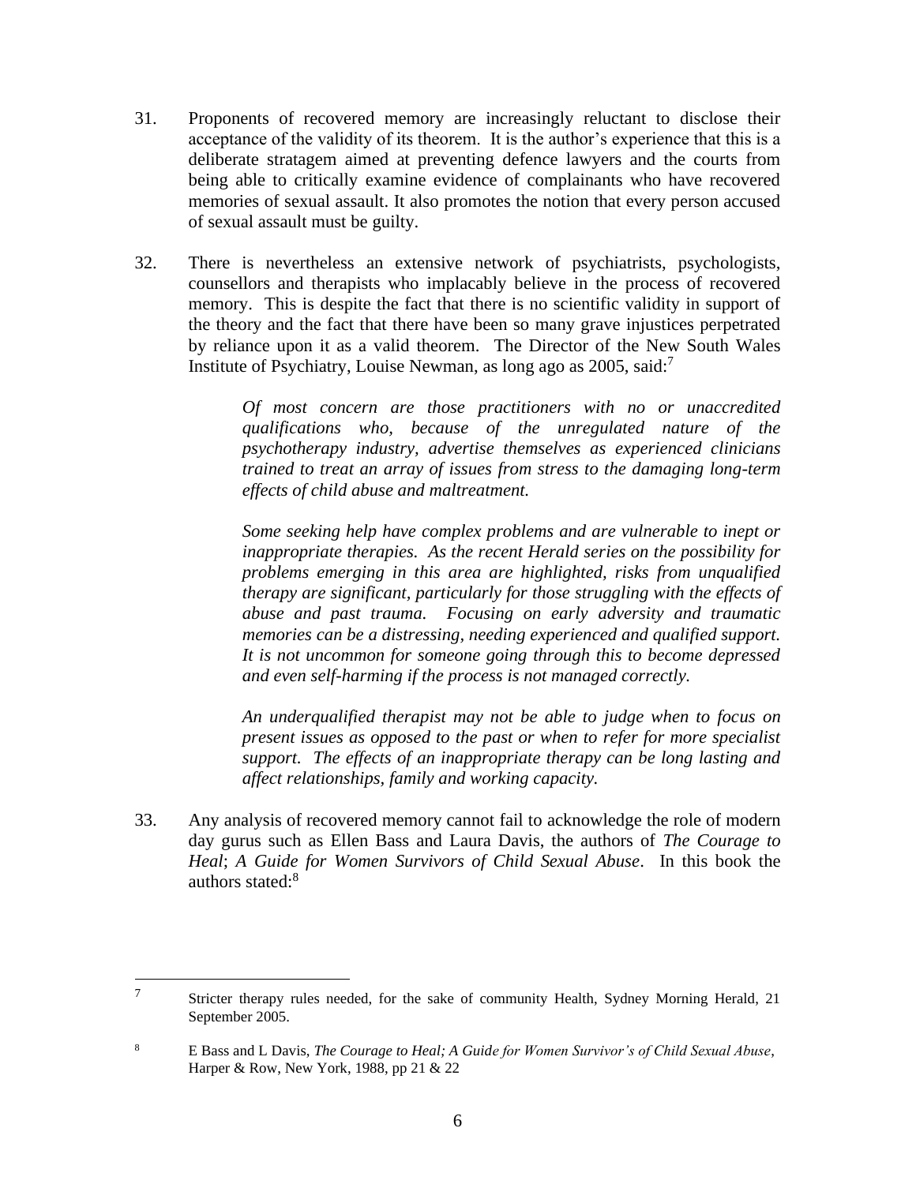31. Proponents of recovered memory are increasingly reluctant to disclose their acceptance of the validity of its theorem. It is the author's experience that this is a deliberate stratagem aimed at preventing defence lawyers and the courts from being able to critically examine evidence of complainants who have recovered memories of sexual assault. It also promotes the notion that every person accused of sexual assault must be guilty.

32. There is nevertheless an extensive network of psychiatrists, psychologists, counsellors and therapists who implacably believe in the process of recovered memory. This is despite the fact that there is no scientific validity in support of the theory and the fact that there have been so many grave injustices perpetrated by reliance upon it as a valid theorem. The Director of the New South Wales Institute of Psychiatry, Louise Newman, as long ago as 2005, said:[7]

> *Of most concern are those practitioners with no or unaccredited qualifications who, because of the unregulated nature of the psychotherapy industry, advertise themselves as experienced clinicians trained to treat an array of issues from stress to the damaging long-term effects of child abuse and maltreatment.*
>
> *Some seeking help have complex problems and are vulnerable to inept or inappropriate therapies. As the recent Herald series on the possibility for problems emerging in this area are highlighted, risks from unqualified therapy are significant, particularly for those struggling with the effects of abuse and past trauma. Focusing on early adversity and traumatic memories can be a distressing, needing experienced and qualified support. It is not uncommon for someone going through this to become depressed and even self-harming if the process is not managed correctly.*
>
> *An underqualified therapist may not be able to judge when to focus on present issues as opposed to the past or when to refer for more specialist support. The effects of an inappropriate therapy can be long lasting and affect relationships, family and working capacity.*

33. Any analysis of recovered memory cannot fail to acknowledge the role of modern day gurus such as Ellen Bass and Laura Davis, the authors of *The Courage to Heal*; *A Guide for Women Survivors of Child Sexual Abuse*. In this book the authors stated:[8]

---

[7] Stricter therapy rules needed, for the sake of community Health, Sydney Morning Herald, 21 September 2005.

[8] E Bass and L Davis, *The Courage to Heal; A Guide for Women Survivor's of Child Sexual Abuse*, Harper & Row, New York, 1988, pp 21 & 22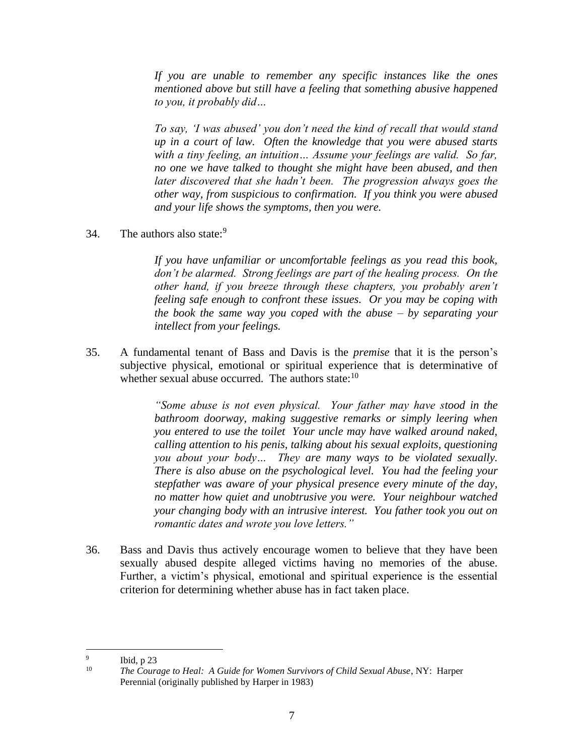*If you are unable to remember any specific instances like the ones mentioned above but still have a feeling that something abusive happened to you, it probably did…*

*To say, 'I was abused' you don't need the kind of recall that would stand up in a court of law. Often the knowledge that you were abused starts with a tiny feeling, an intuition… Assume your feelings are valid. So far, no one we have talked to thought she might have been abused, and then later discovered that she hadn't been. The progression always goes the other way, from suspicious to confirmation. If you think you were abused and your life shows the symptoms, then you were.*

34. The authors also state:[9]

> *If you have unfamiliar or uncomfortable feelings as you read this book, don't be alarmed. Strong feelings are part of the healing process. On the other hand, if you breeze through these chapters, you probably aren't feeling safe enough to confront these issues. Or you may be coping with the book the same way you coped with the abuse – by separating your intellect from your feelings.*

35. A fundamental tenant of Bass and Davis is the *premise* that it is the person's subjective physical, emotional or spiritual experience that is determinative of whether sexual abuse occurred. The authors state:[10]

> *"Some abuse is not even physical. Your father may have stood in the bathroom doorway, making suggestive remarks or simply leering when you entered to use the toilet Your uncle may have walked around naked, calling attention to his penis, talking about his sexual exploits, questioning you about your body… They are many ways to be violated sexually. There is also abuse on the psychological level. You had the feeling your stepfather was aware of your physical presence every minute of the day, no matter how quiet and unobtrusive you were. Your neighbour watched your changing body with an intrusive interest. You father took you out on romantic dates and wrote you love letters."*

36. Bass and Davis thus actively encourage women to believe that they have been sexually abused despite alleged victims having no memories of the abuse. Further, a victim's physical, emotional and spiritual experience is the essential criterion for determining whether abuse has in fact taken place.

---

[9] Ibid, p 23

[10] *The Courage to Heal: A Guide for Women Survivors of Child Sexual Abuse*, NY: Harper Perennial (originally published by Harper in 1983)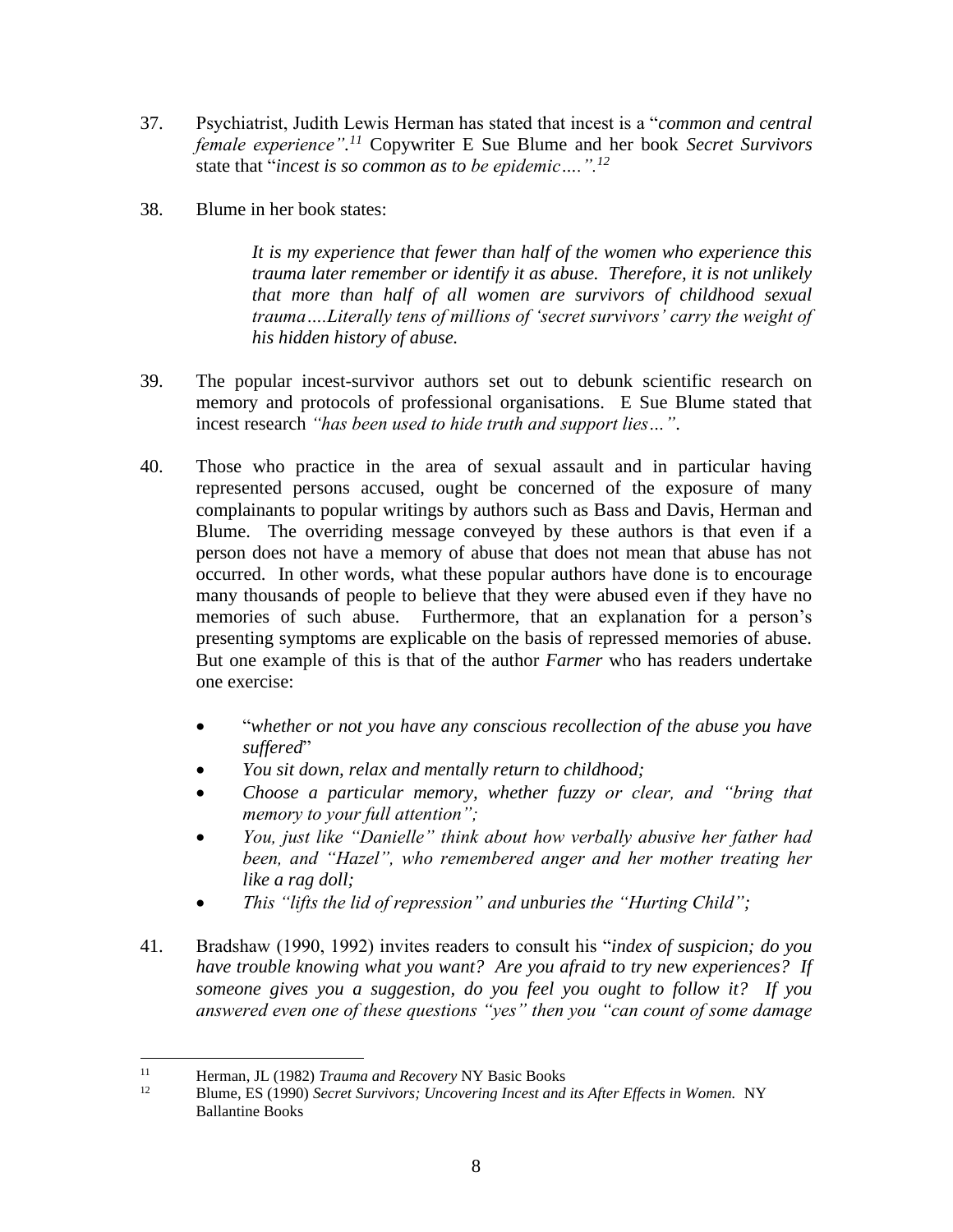37. Psychiatrist, Judith Lewis Herman has stated that incest is a "*common and central female experience*".[11] Copywriter E Sue Blume and her book *Secret Survivors* state that "*incest is so common as to be epidemic….*".[12]

38. Blume in her book states:

> *It is my experience that fewer than half of the women who experience this trauma later remember or identify it as abuse. Therefore, it is not unlikely that more than half of all women are survivors of childhood sexual trauma….Literally tens of millions of 'secret survivors' carry the weight of his hidden history of abuse.*

39. The popular incest-survivor authors set out to debunk scientific research on memory and protocols of professional organisations. E Sue Blume stated that incest research *"has been used to hide truth and support lies…"*.

40. Those who practice in the area of sexual assault and in particular having represented persons accused, ought be concerned of the exposure of many complainants to popular writings by authors such as Bass and Davis, Herman and Blume. The overriding message conveyed by these authors is that even if a person does not have a memory of abuse that does not mean that abuse has not occurred. In other words, what these popular authors have done is to encourage many thousands of people to believe that they were abused even if they have no memories of such abuse. Furthermore, that an explanation for a person's presenting symptoms are explicable on the basis of repressed memories of abuse. But one example of this is that of the author *Farmer* who has readers undertake one exercise:

    - "*whether or not you have any conscious recollection of the abuse you have suffered*"
    - *You sit down, relax and mentally return to childhood;*
    - *Choose a particular memory, whether fuzzy or clear, and "bring that memory to your full attention";*
    - *You, just like "Danielle" think about how verbally abusive her father had been, and "Hazel", who remembered anger and her mother treating her like a rag doll;*
    - *This "lifts the lid of repression" and unburies the "Hurting Child";*

41. Bradshaw (1990, 1992) invites readers to consult his "*index of suspicion; do you have trouble knowing what you want? Are you afraid to try new experiences? If someone gives you a suggestion, do you feel you ought to follow it? If you answered even one of these questions "yes" then you "can count of some damage*

---

[11] Herman, JL (1982) *Trauma and Recovery* NY Basic Books

[12] Blume, ES (1990) *Secret Survivors; Uncovering Incest and its After Effects in Women.* NY Ballantine Books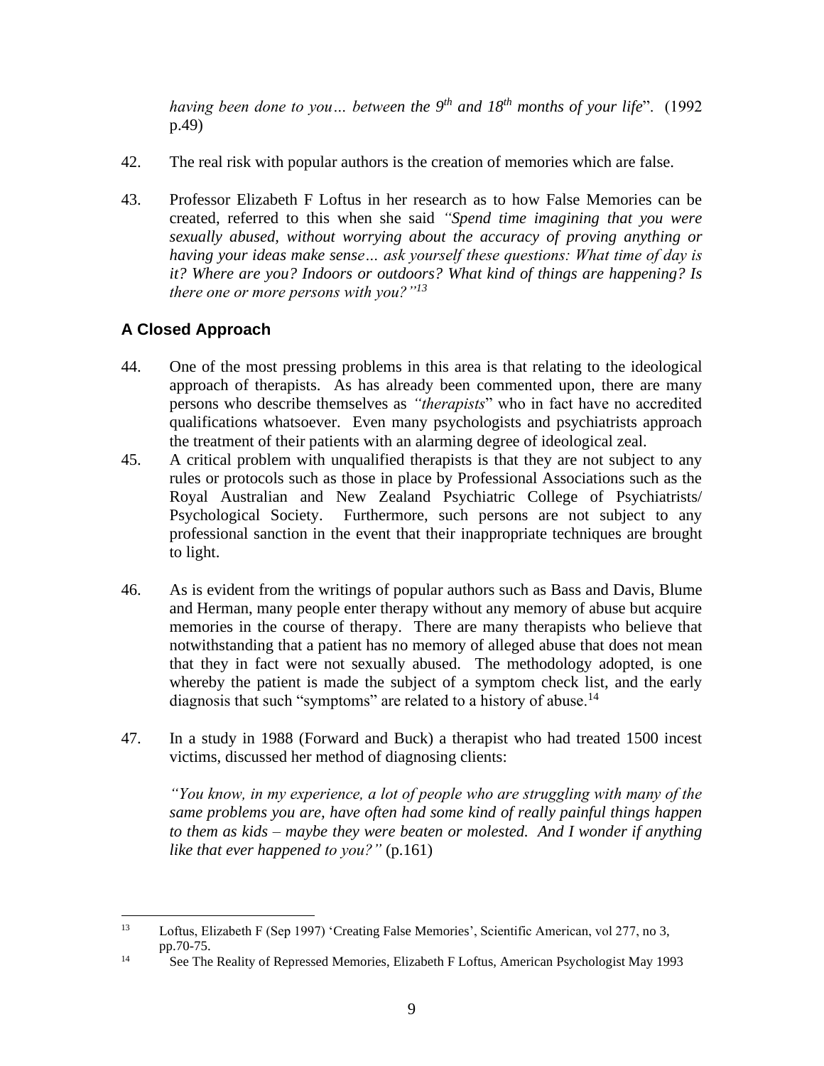*having been done to you… between the 9th and 18th months of your life*". (1992 p.49)

42. The real risk with popular authors is the creation of memories which are false.

43. Professor Elizabeth F Loftus in her research as to how False Memories can be created, referred to this when she said *"Spend time imagining that you were sexually abused, without worrying about the accuracy of proving anything or having your ideas make sense… ask yourself these questions: What time of day is it? Where are you? Indoors or outdoors? What kind of things are happening? Is there one or more persons with you?"*[13]

## A Closed Approach

44. One of the most pressing problems in this area is that relating to the ideological approach of therapists. As has already been commented upon, there are many persons who describe themselves as *"therapists*" who in fact have no accredited qualifications whatsoever. Even many psychologists and psychiatrists approach the treatment of their patients with an alarming degree of ideological zeal.

45. A critical problem with unqualified therapists is that they are not subject to any rules or protocols such as those in place by Professional Associations such as the Royal Australian and New Zealand Psychiatric College of Psychiatrists/ Psychological Society. Furthermore, such persons are not subject to any professional sanction in the event that their inappropriate techniques are brought to light.

46. As is evident from the writings of popular authors such as Bass and Davis, Blume and Herman, many people enter therapy without any memory of abuse but acquire memories in the course of therapy. There are many therapists who believe that notwithstanding that a patient has no memory of alleged abuse that does not mean that they in fact were not sexually abused. The methodology adopted, is one whereby the patient is made the subject of a symptom check list, and the early diagnosis that such "symptoms" are related to a history of abuse.[14]

47. In a study in 1988 (Forward and Buck) a therapist who had treated 1500 incest victims, discussed her method of diagnosing clients:

*"You know, in my experience, a lot of people who are struggling with many of the same problems you are, have often had some kind of really painful things happen to them as kids – maybe they were beaten or molested. And I wonder if anything like that ever happened to you?"* (p.161)

---

[13] Loftus, Elizabeth F (Sep 1997) 'Creating False Memories', Scientific American, vol 277, no 3, pp.70-75.

[14] See The Reality of Repressed Memories, Elizabeth F Loftus, American Psychologist May 1993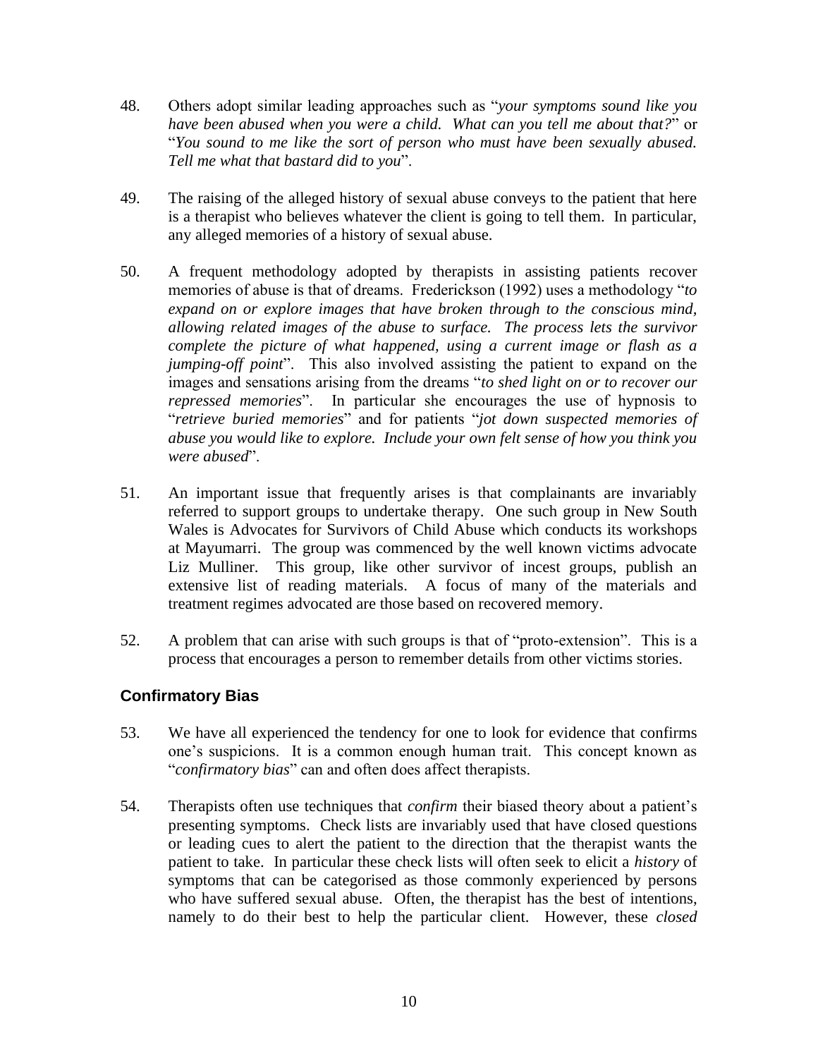48. Others adopt similar leading approaches such as "*your symptoms sound like you have been abused when you were a child. What can you tell me about that?*" or "*You sound to me like the sort of person who must have been sexually abused. Tell me what that bastard did to you*".

49. The raising of the alleged history of sexual abuse conveys to the patient that here is a therapist who believes whatever the client is going to tell them. In particular, any alleged memories of a history of sexual abuse.

50. A frequent methodology adopted by therapists in assisting patients recover memories of abuse is that of dreams. Frederickson (1992) uses a methodology "*to expand on or explore images that have broken through to the conscious mind, allowing related images of the abuse to surface. The process lets the survivor complete the picture of what happened, using a current image or flash as a jumping-off point*". This also involved assisting the patient to expand on the images and sensations arising from the dreams "*to shed light on or to recover our repressed memories*". In particular she encourages the use of hypnosis to "*retrieve buried memories*" and for patients "*jot down suspected memories of abuse you would like to explore. Include your own felt sense of how you think you were abused*".

51. An important issue that frequently arises is that complainants are invariably referred to support groups to undertake therapy. One such group in New South Wales is Advocates for Survivors of Child Abuse which conducts its workshops at Mayumarri. The group was commenced by the well known victims advocate Liz Mulliner. This group, like other survivor of incest groups, publish an extensive list of reading materials. A focus of many of the materials and treatment regimes advocated are those based on recovered memory.

52. A problem that can arise with such groups is that of "proto-extension". This is a process that encourages a person to remember details from other victims stories.

## Confirmatory Bias

53. We have all experienced the tendency for one to look for evidence that confirms one's suspicions. It is a common enough human trait. This concept known as "*confirmatory bias*" can and often does affect therapists.

54. Therapists often use techniques that *confirm* their biased theory about a patient's presenting symptoms. Check lists are invariably used that have closed questions or leading cues to alert the patient to the direction that the therapist wants the patient to take. In particular these check lists will often seek to elicit a *history* of symptoms that can be categorised as those commonly experienced by persons who have suffered sexual abuse. Often, the therapist has the best of intentions, namely to do their best to help the particular client. However, these *closed*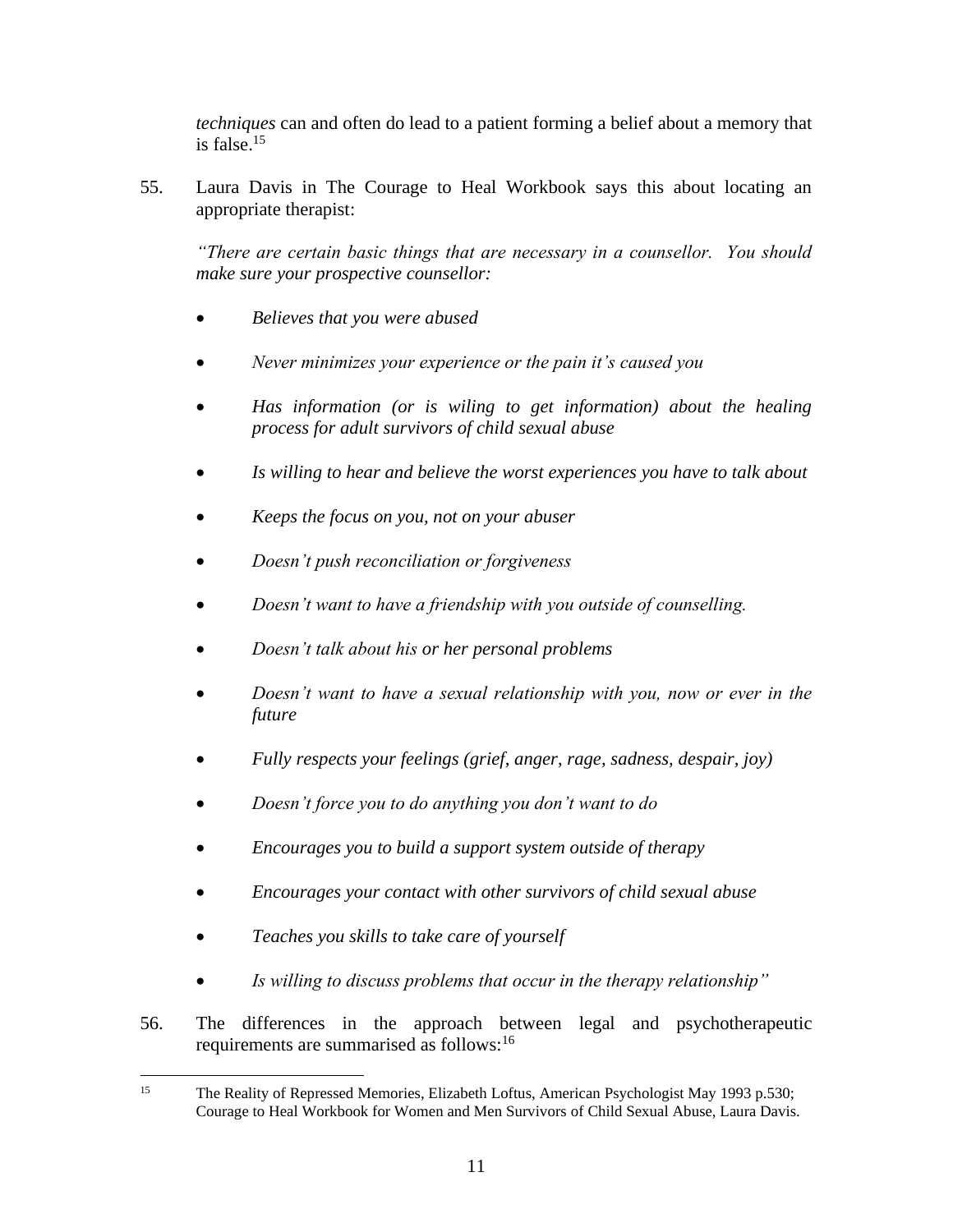*techniques* can and often do lead to a patient forming a belief about a memory that is false.[15]

55. Laura Davis in The Courage to Heal Workbook says this about locating an appropriate therapist:

*"There are certain basic things that are necessary in a counsellor. You should make sure your prospective counsellor:*

- *Believes that you were abused*
- *Never minimizes your experience or the pain it's caused you*
- *Has information (or is wiling to get information) about the healing process for adult survivors of child sexual abuse*
- *Is willing to hear and believe the worst experiences you have to talk about*
- *Keeps the focus on you, not on your abuser*
- *Doesn't push reconciliation or forgiveness*
- *Doesn't want to have a friendship with you outside of counselling.*
- *Doesn't talk about his or her personal problems*
- *Doesn't want to have a sexual relationship with you, now or ever in the future*
- *Fully respects your feelings (grief, anger, rage, sadness, despair, joy)*
- *Doesn't force you to do anything you don't want to do*
- *Encourages you to build a support system outside of therapy*
- *Encourages your contact with other survivors of child sexual abuse*
- *Teaches you skills to take care of yourself*
- *Is willing to discuss problems that occur in the therapy relationship"*

56. The differences in the approach between legal and psychotherapeutic requirements are summarised as follows:[16]

---

[15] The Reality of Repressed Memories, Elizabeth Loftus, American Psychologist May 1993 p.530; Courage to Heal Workbook for Women and Men Survivors of Child Sexual Abuse, Laura Davis.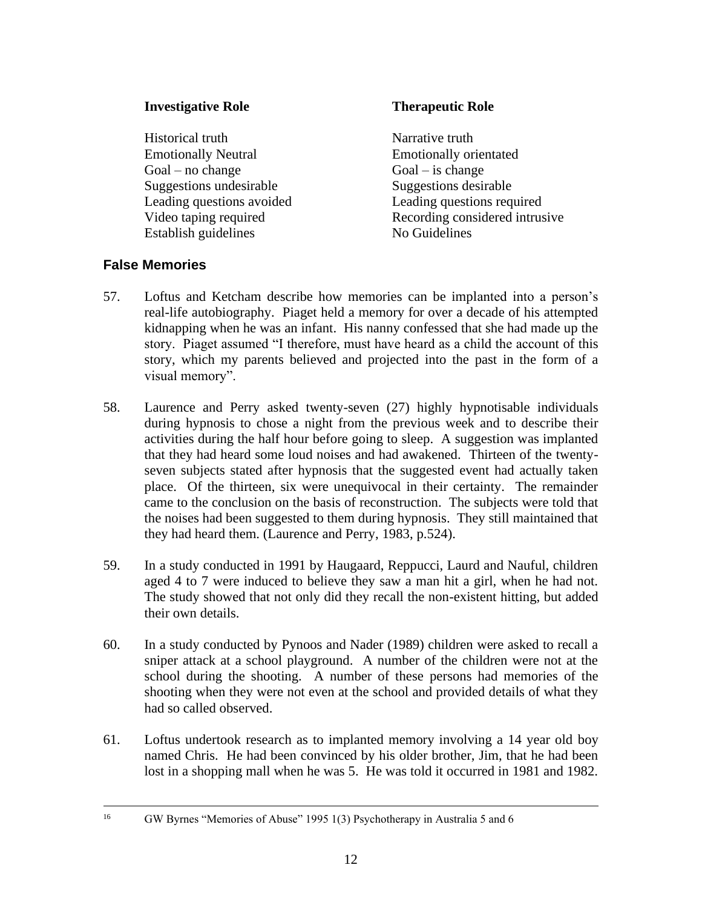| Investigative Role | Therapeutic Role |
| --- | --- |
| Historical truth | Narrative truth |
| Emotionally Neutral | Emotionally orientated |
| Goal – no change | Goal – is change |
| Suggestions undesirable | Suggestions desirable |
| Leading questions avoided | Leading questions required |
| Video taping required | Recording considered intrusive |
| Establish guidelines | No Guidelines |

## False Memories

57. Loftus and Ketcham describe how memories can be implanted into a person's real-life autobiography. Piaget held a memory for over a decade of his attempted kidnapping when he was an infant. His nanny confessed that she had made up the story. Piaget assumed "I therefore, must have heard as a child the account of this story, which my parents believed and projected into the past in the form of a visual memory".

58. Laurence and Perry asked twenty-seven (27) highly hypnotisable individuals during hypnosis to chose a night from the previous week and to describe their activities during the half hour before going to sleep. A suggestion was implanted that they had heard some loud noises and had awakened. Thirteen of the twenty-seven subjects stated after hypnosis that the suggested event had actually taken place. Of the thirteen, six were unequivocal in their certainty. The remainder came to the conclusion on the basis of reconstruction. The subjects were told that the noises had been suggested to them during hypnosis. They still maintained that they had heard them. (Laurence and Perry, 1983, p.524).

59. In a study conducted in 1991 by Haugaard, Reppucci, Laurd and Nauful, children aged 4 to 7 were induced to believe they saw a man hit a girl, when he had not. The study showed that not only did they recall the non-existent hitting, but added their own details.

60. In a study conducted by Pynoos and Nader (1989) children were asked to recall a sniper attack at a school playground. A number of the children were not at the school during the shooting. A number of these persons had memories of the shooting when they were not even at the school and provided details of what they had so called observed.

61. Loftus undertook research as to implanted memory involving a 14 year old boy named Chris. He had been convinced by his older brother, Jim, that he had been lost in a shopping mall when he was 5. He was told it occurred in 1981 and 1982.

---

[16] GW Byrnes "Memories of Abuse" 1995 1(3) Psychotherapy in Australia 5 and 6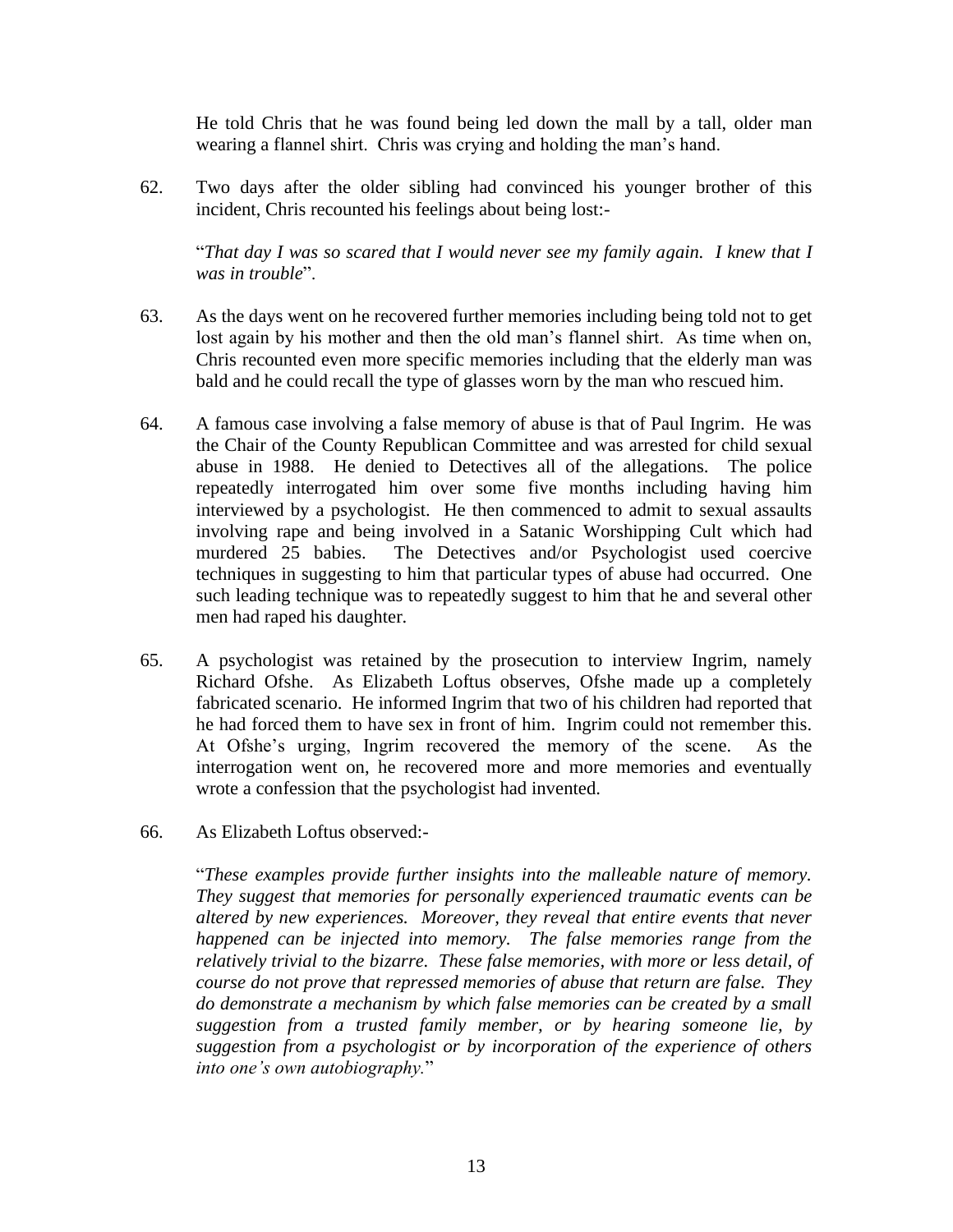He told Chris that he was found being led down the mall by a tall, older man wearing a flannel shirt. Chris was crying and holding the man's hand.

62. Two days after the older sibling had convinced his younger brother of this incident, Chris recounted his feelings about being lost:-

"*That day I was so scared that I would never see my family again. I knew that I was in trouble*".

63. As the days went on he recovered further memories including being told not to get lost again by his mother and then the old man's flannel shirt. As time when on, Chris recounted even more specific memories including that the elderly man was bald and he could recall the type of glasses worn by the man who rescued him.

64. A famous case involving a false memory of abuse is that of Paul Ingrim. He was the Chair of the County Republican Committee and was arrested for child sexual abuse in 1988. He denied to Detectives all of the allegations. The police repeatedly interrogated him over some five months including having him interviewed by a psychologist. He then commenced to admit to sexual assaults involving rape and being involved in a Satanic Worshipping Cult which had murdered 25 babies. The Detectives and/or Psychologist used coercive techniques in suggesting to him that particular types of abuse had occurred. One such leading technique was to repeatedly suggest to him that he and several other men had raped his daughter.

65. A psychologist was retained by the prosecution to interview Ingrim, namely Richard Ofshe. As Elizabeth Loftus observes, Ofshe made up a completely fabricated scenario. He informed Ingrim that two of his children had reported that he had forced them to have sex in front of him. Ingrim could not remember this. At Ofshe's urging, Ingrim recovered the memory of the scene. As the interrogation went on, he recovered more and more memories and eventually wrote a confession that the psychologist had invented.

66. As Elizabeth Loftus observed:-

"*These examples provide further insights into the malleable nature of memory. They suggest that memories for personally experienced traumatic events can be altered by new experiences. Moreover, they reveal that entire events that never happened can be injected into memory. The false memories range from the relatively trivial to the bizarre. These false memories, with more or less detail, of course do not prove that repressed memories of abuse that return are false. They do demonstrate a mechanism by which false memories can be created by a small suggestion from a trusted family member, or by hearing someone lie, by suggestion from a psychologist or by incorporation of the experience of others into one's own autobiography.*"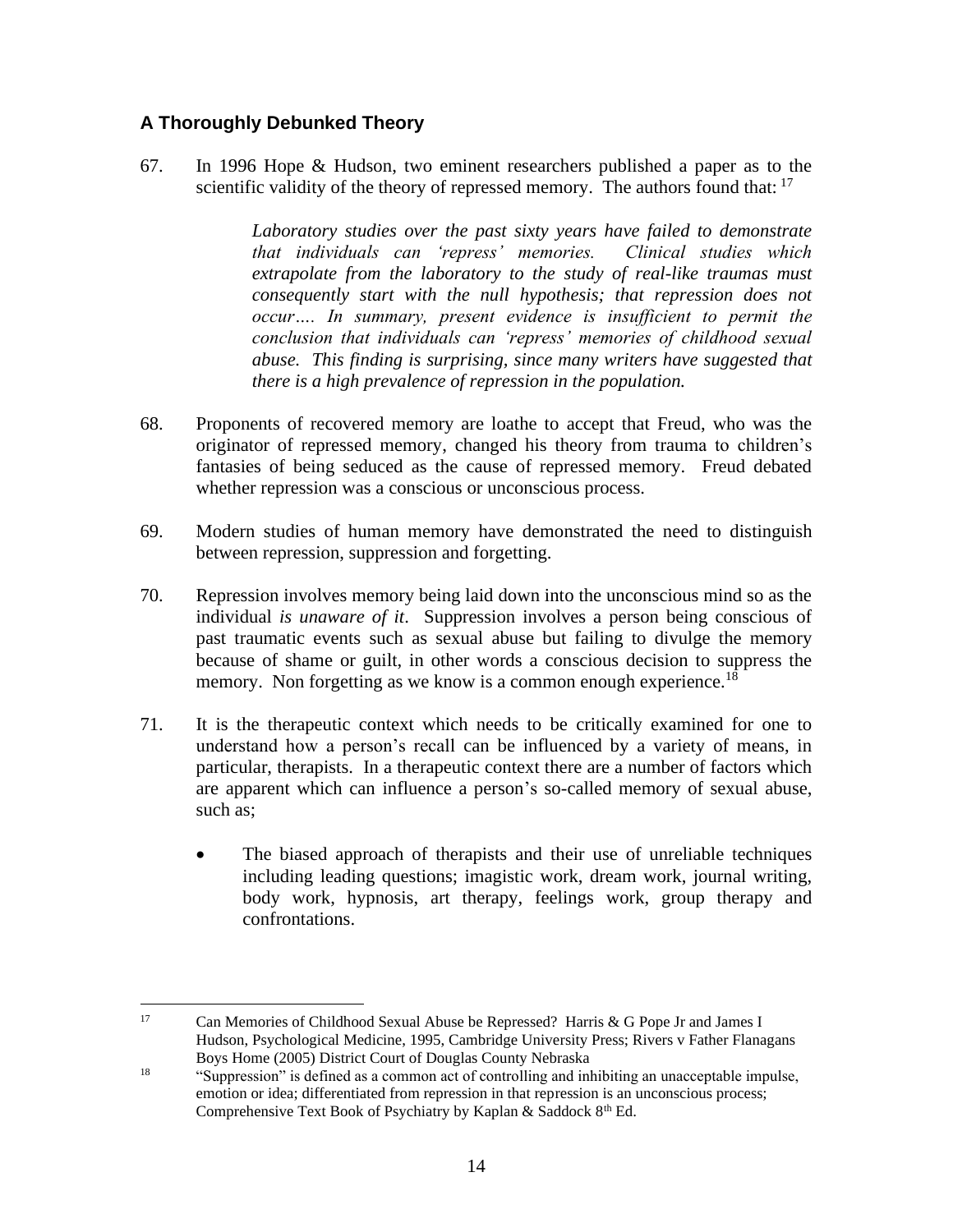### A Thoroughly Debunked Theory

67. In 1996 Hope & Hudson, two eminent researchers published a paper as to the scientific validity of the theory of repressed memory. The authors found that: [17]

> *Laboratory studies over the past sixty years have failed to demonstrate that individuals can 'repress' memories. Clinical studies which extrapolate from the laboratory to the study of real-like traumas must consequently start with the null hypothesis; that repression does not occur…. In summary, present evidence is insufficient to permit the conclusion that individuals can 'repress' memories of childhood sexual abuse. This finding is surprising, since many writers have suggested that there is a high prevalence of repression in the population.*

68. Proponents of recovered memory are loathe to accept that Freud, who was the originator of repressed memory, changed his theory from trauma to children's fantasies of being seduced as the cause of repressed memory. Freud debated whether repression was a conscious or unconscious process.

69. Modern studies of human memory have demonstrated the need to distinguish between repression, suppression and forgetting.

70. Repression involves memory being laid down into the unconscious mind so as the individual *is unaware of it*. Suppression involves a person being conscious of past traumatic events such as sexual abuse but failing to divulge the memory because of shame or guilt, in other words a conscious decision to suppress the memory. Non forgetting as we know is a common enough experience.[18]

71. It is the therapeutic context which needs to be critically examined for one to understand how a person's recall can be influenced by a variety of means, in particular, therapists. In a therapeutic context there are a number of factors which are apparent which can influence a person's so-called memory of sexual abuse, such as;

    - The biased approach of therapists and their use of unreliable techniques including leading questions; imagistic work, dream work, journal writing, body work, hypnosis, art therapy, feelings work, group therapy and confrontations.

---

[17] Can Memories of Childhood Sexual Abuse be Repressed? Harris & G Pope Jr and James I Hudson, Psychological Medicine, 1995, Cambridge University Press; Rivers v Father Flanagans Boys Home (2005) District Court of Douglas County Nebraska

[18] "Suppression" is defined as a common act of controlling and inhibiting an unacceptable impulse, emotion or idea; differentiated from repression in that repression is an unconscious process; Comprehensive Text Book of Psychiatry by Kaplan & Saddock 8th Ed.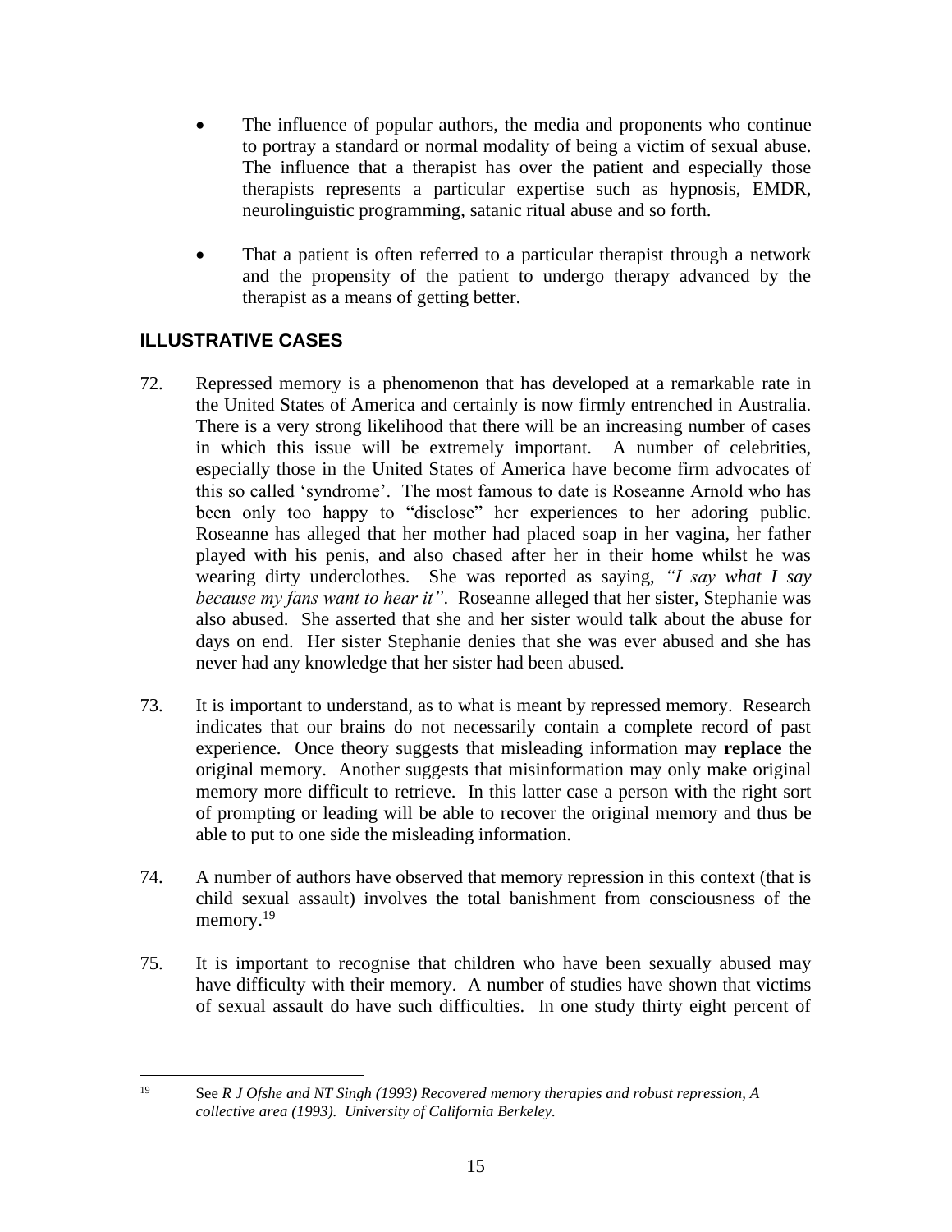- The influence of popular authors, the media and proponents who continue to portray a standard or normal modality of being a victim of sexual abuse. The influence that a therapist has over the patient and especially those therapists represents a particular expertise such as hypnosis, EMDR, neurolinguistic programming, satanic ritual abuse and so forth.

- That a patient is often referred to a particular therapist through a network and the propensity of the patient to undergo therapy advanced by the therapist as a means of getting better.

## ILLUSTRATIVE CASES

72. Repressed memory is a phenomenon that has developed at a remarkable rate in the United States of America and certainly is now firmly entrenched in Australia. There is a very strong likelihood that there will be an increasing number of cases in which this issue will be extremely important. A number of celebrities, especially those in the United States of America have become firm advocates of this so called 'syndrome'. The most famous to date is Roseanne Arnold who has been only too happy to "disclose" her experiences to her adoring public. Roseanne has alleged that her mother had placed soap in her vagina, her father played with his penis, and also chased after her in their home whilst he was wearing dirty underclothes. She was reported as saying, *"I say what I say because my fans want to hear it"*. Roseanne alleged that her sister, Stephanie was also abused. She asserted that she and her sister would talk about the abuse for days on end. Her sister Stephanie denies that she was ever abused and she has never had any knowledge that her sister had been abused.

73. It is important to understand, as to what is meant by repressed memory. Research indicates that our brains do not necessarily contain a complete record of past experience. Once theory suggests that misleading information may **replace** the original memory. Another suggests that misinformation may only make original memory more difficult to retrieve. In this latter case a person with the right sort of prompting or leading will be able to recover the original memory and thus be able to put to one side the misleading information.

74. A number of authors have observed that memory repression in this context (that is child sexual assault) involves the total banishment from consciousness of the memory.[19]

75. It is important to recognise that children who have been sexually abused may have difficulty with their memory. A number of studies have shown that victims of sexual assault do have such difficulties. In one study thirty eight percent of

---

[19] See *R J Ofshe and NT Singh (1993) Recovered memory therapies and robust repression, A collective area (1993). University of California Berkeley.*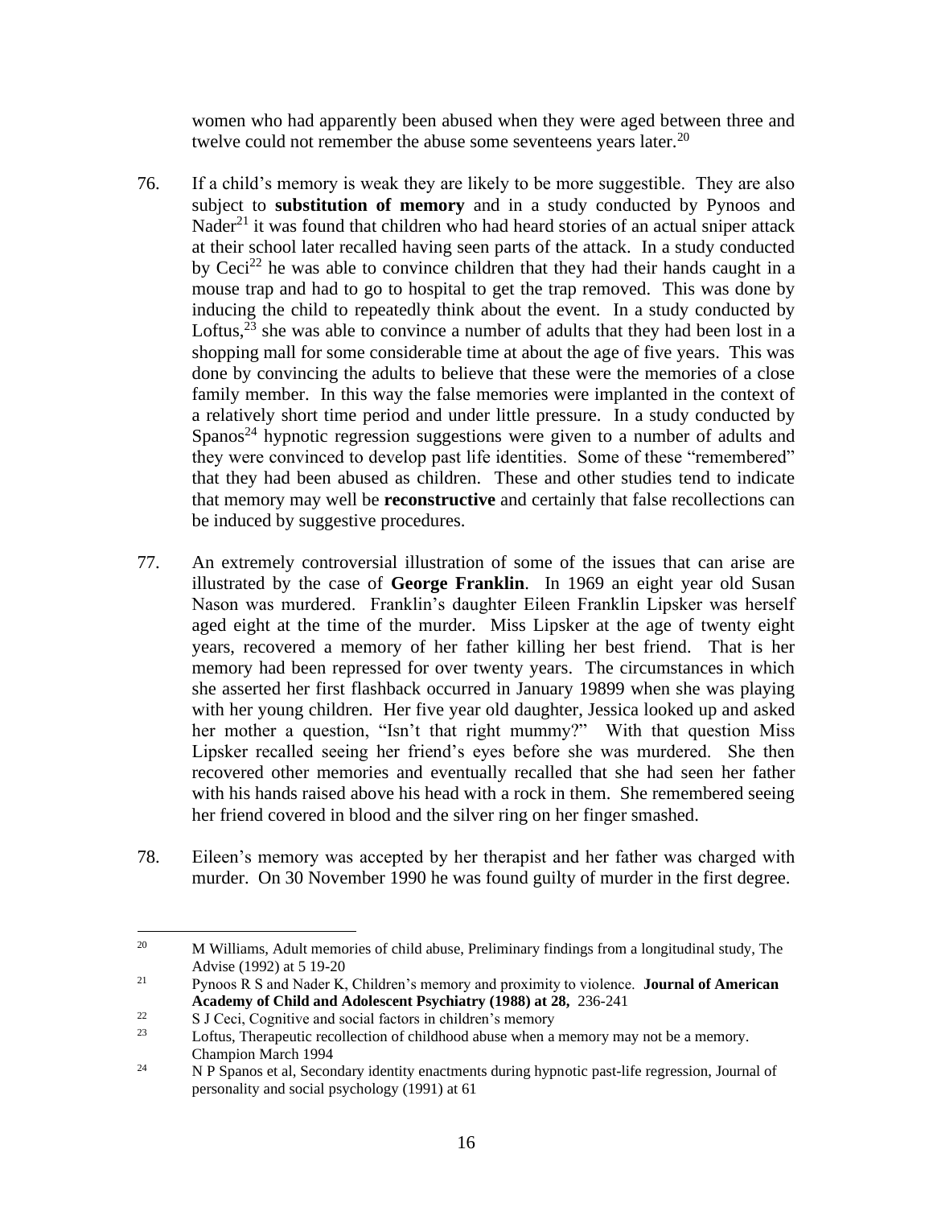women who had apparently been abused when they were aged between three and twelve could not remember the abuse some seventeens years later.[20]

76. If a child's memory is weak they are likely to be more suggestible. They are also subject to **substitution of memory** and in a study conducted by Pynoos and Nader[21] it was found that children who had heard stories of an actual sniper attack at their school later recalled having seen parts of the attack. In a study conducted by Ceci[22] he was able to convince children that they had their hands caught in a mouse trap and had to go to hospital to get the trap removed. This was done by inducing the child to repeatedly think about the event. In a study conducted by Loftus,[23] she was able to convince a number of adults that they had been lost in a shopping mall for some considerable time at about the age of five years. This was done by convincing the adults to believe that these were the memories of a close family member. In this way the false memories were implanted in the context of a relatively short time period and under little pressure. In a study conducted by Spanos[24] hypnotic regression suggestions were given to a number of adults and they were convinced to develop past life identities. Some of these "remembered" that they had been abused as children. These and other studies tend to indicate that memory may well be **reconstructive** and certainly that false recollections can be induced by suggestive procedures.

77. An extremely controversial illustration of some of the issues that can arise are illustrated by the case of **George Franklin**. In 1969 an eight year old Susan Nason was murdered. Franklin's daughter Eileen Franklin Lipsker was herself aged eight at the time of the murder. Miss Lipsker at the age of twenty eight years, recovered a memory of her father killing her best friend. That is her memory had been repressed for over twenty years. The circumstances in which she asserted her first flashback occurred in January 19899 when she was playing with her young children. Her five year old daughter, Jessica looked up and asked her mother a question, "Isn't that right mummy?" With that question Miss Lipsker recalled seeing her friend's eyes before she was murdered. She then recovered other memories and eventually recalled that she had seen her father with his hands raised above his head with a rock in them. She remembered seeing her friend covered in blood and the silver ring on her finger smashed.

78. Eileen's memory was accepted by her therapist and her father was charged with murder. On 30 November 1990 he was found guilty of murder in the first degree.

---

[20] M Williams, Adult memories of child abuse, Preliminary findings from a longitudinal study, The Advise (1992) at 5 19-20

[21] Pynoos R S and Nader K, Children's memory and proximity to violence. **Journal of American Academy of Child and Adolescent Psychiatry (1988) at 28,** 236-241

[22] S J Ceci, Cognitive and social factors in children's memory

[23] Loftus, Therapeutic recollection of childhood abuse when a memory may not be a memory. Champion March 1994

[24] N P Spanos et al, Secondary identity enactments during hypnotic past-life regression, Journal of personality and social psychology (1991) at 61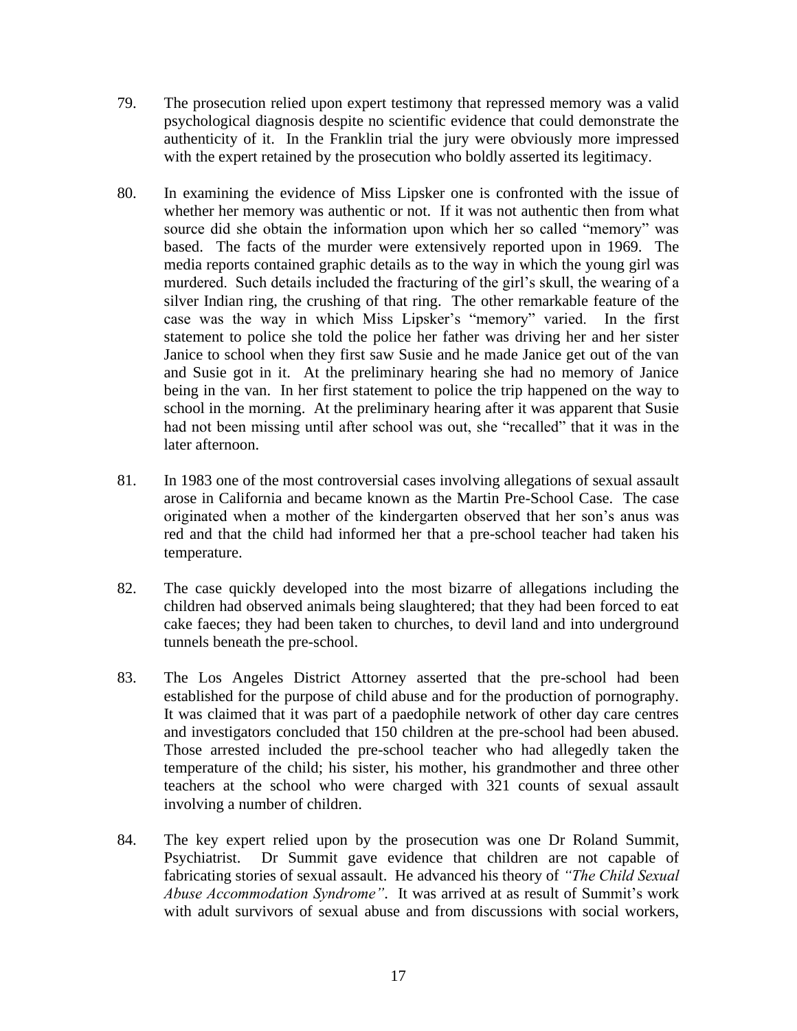79. The prosecution relied upon expert testimony that repressed memory was a valid psychological diagnosis despite no scientific evidence that could demonstrate the authenticity of it. In the Franklin trial the jury were obviously more impressed with the expert retained by the prosecution who boldly asserted its legitimacy.

80. In examining the evidence of Miss Lipsker one is confronted with the issue of whether her memory was authentic or not. If it was not authentic then from what source did she obtain the information upon which her so called "memory" was based. The facts of the murder were extensively reported upon in 1969. The media reports contained graphic details as to the way in which the young girl was murdered. Such details included the fracturing of the girl's skull, the wearing of a silver Indian ring, the crushing of that ring. The other remarkable feature of the case was the way in which Miss Lipsker's "memory" varied. In the first statement to police she told the police her father was driving her and her sister Janice to school when they first saw Susie and he made Janice get out of the van and Susie got in it. At the preliminary hearing she had no memory of Janice being in the van. In her first statement to police the trip happened on the way to school in the morning. At the preliminary hearing after it was apparent that Susie had not been missing until after school was out, she "recalled" that it was in the later afternoon.

81. In 1983 one of the most controversial cases involving allegations of sexual assault arose in California and became known as the Martin Pre-School Case. The case originated when a mother of the kindergarten observed that her son's anus was red and that the child had informed her that a pre-school teacher had taken his temperature.

82. The case quickly developed into the most bizarre of allegations including the children had observed animals being slaughtered; that they had been forced to eat cake faeces; they had been taken to churches, to devil land and into underground tunnels beneath the pre-school.

83. The Los Angeles District Attorney asserted that the pre-school had been established for the purpose of child abuse and for the production of pornography. It was claimed that it was part of a paedophile network of other day care centres and investigators concluded that 150 children at the pre-school had been abused. Those arrested included the pre-school teacher who had allegedly taken the temperature of the child; his sister, his mother, his grandmother and three other teachers at the school who were charged with 321 counts of sexual assault involving a number of children.

84. The key expert relied upon by the prosecution was one Dr Roland Summit, Psychiatrist. Dr Summit gave evidence that children are not capable of fabricating stories of sexual assault. He advanced his theory of *"The Child Sexual Abuse Accommodation Syndrome"*. It was arrived at as result of Summit's work with adult survivors of sexual abuse and from discussions with social workers,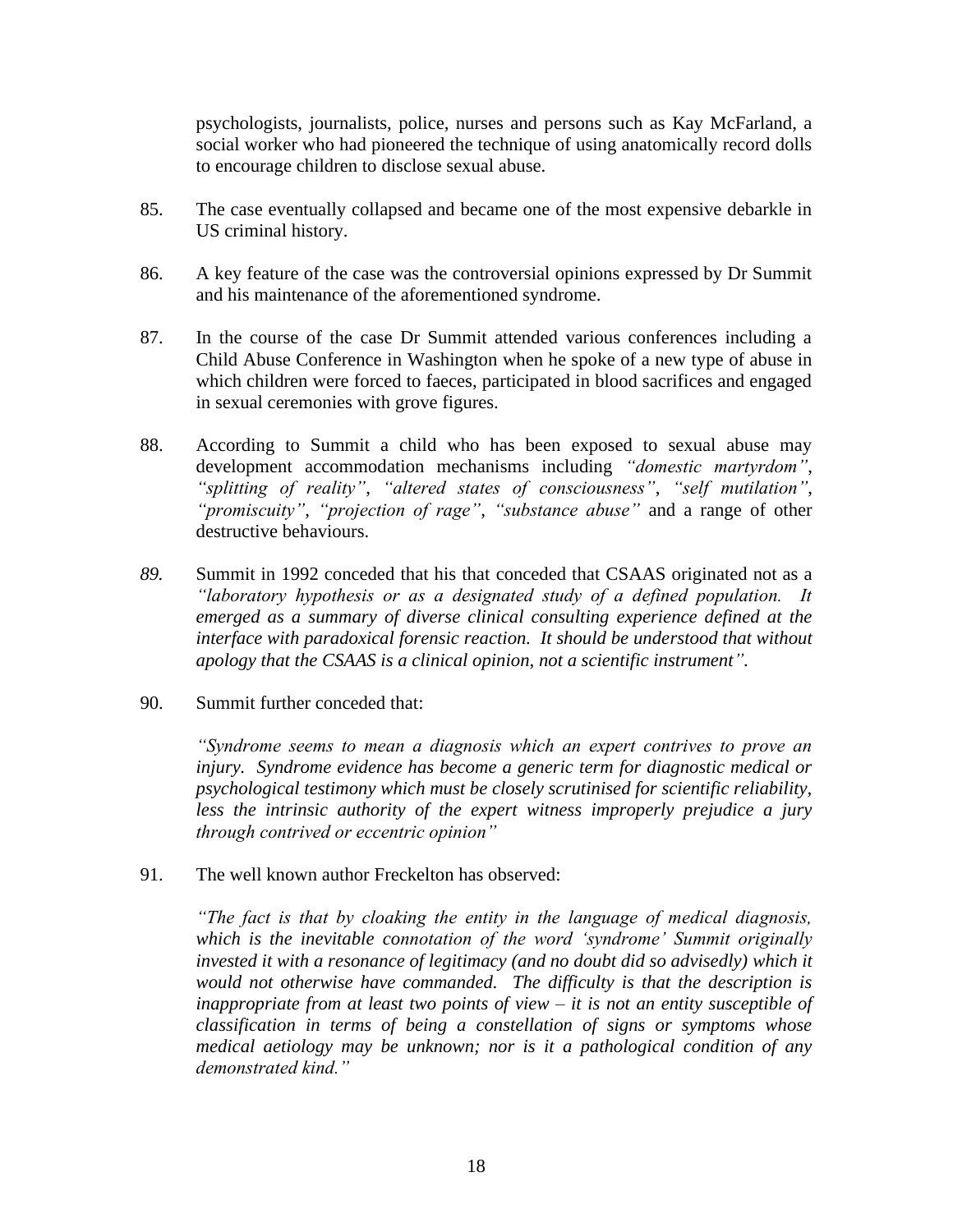psychologists, journalists, police, nurses and persons such as Kay McFarland, a social worker who had pioneered the technique of using anatomically record dolls to encourage children to disclose sexual abuse.

85. The case eventually collapsed and became one of the most expensive debarkle in US criminal history.

86. A key feature of the case was the controversial opinions expressed by Dr Summit and his maintenance of the aforementioned syndrome.

87. In the course of the case Dr Summit attended various conferences including a Child Abuse Conference in Washington when he spoke of a new type of abuse in which children were forced to faeces, participated in blood sacrifices and engaged in sexual ceremonies with grove figures.

88. According to Summit a child who has been exposed to sexual abuse may development accommodation mechanisms including *"domestic martyrdom"*, *"splitting of reality"*, *"altered states of consciousness"*, *"self mutilation"*, *"promiscuity"*, *"projection of rage"*, *"substance abuse"* and a range of other destructive behaviours.

89. Summit in 1992 conceded that his that conceded that CSAAS originated not as a *"laboratory hypothesis or as a designated study of a defined population. It emerged as a summary of diverse clinical consulting experience defined at the interface with paradoxical forensic reaction. It should be understood that without apology that the CSAAS is a clinical opinion, not a scientific instrument".*

90. Summit further conceded that:

    *"Syndrome seems to mean a diagnosis which an expert contrives to prove an injury. Syndrome evidence has become a generic term for diagnostic medical or psychological testimony which must be closely scrutinised for scientific reliability, less the intrinsic authority of the expert witness improperly prejudice a jury through contrived or eccentric opinion"*

91. The well known author Freckelton has observed:

    *"The fact is that by cloaking the entity in the language of medical diagnosis, which is the inevitable connotation of the word 'syndrome' Summit originally invested it with a resonance of legitimacy (and no doubt did so advisedly) which it would not otherwise have commanded. The difficulty is that the description is inappropriate from at least two points of view – it is not an entity susceptible of classification in terms of being a constellation of signs or symptoms whose medical aetiology may be unknown; nor is it a pathological condition of any demonstrated kind."*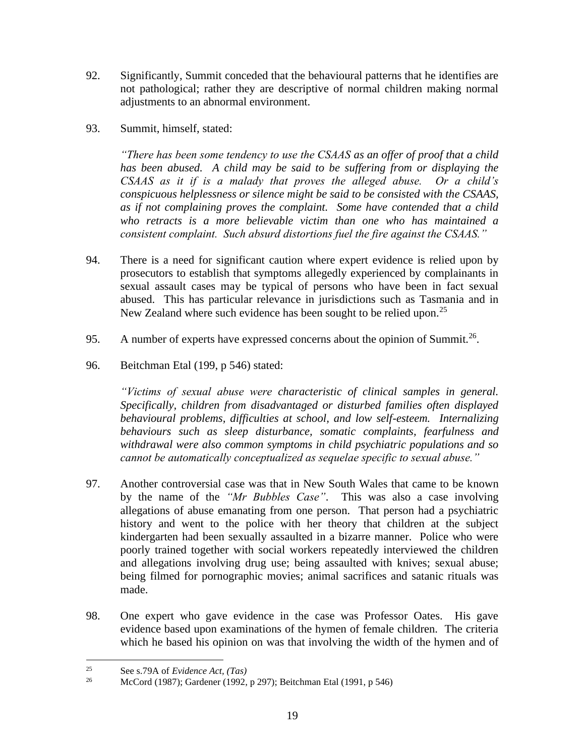92. Significantly, Summit conceded that the behavioural patterns that he identifies are not pathological; rather they are descriptive of normal children making normal adjustments to an abnormal environment.

93. Summit, himself, stated:

> *"There has been some tendency to use the CSAAS as an offer of proof that a child has been abused. A child may be said to be suffering from or displaying the CSAAS as it if is a malady that proves the alleged abuse. Or a child's conspicuous helplessness or silence might be said to be consisted with the CSAAS, as if not complaining proves the complaint. Some have contended that a child who retracts is a more believable victim than one who has maintained a consistent complaint. Such absurd distortions fuel the fire against the CSAAS."*

94. There is a need for significant caution where expert evidence is relied upon by prosecutors to establish that symptoms allegedly experienced by complainants in sexual assault cases may be typical of persons who have been in fact sexual abused. This has particular relevance in jurisdictions such as Tasmania and in New Zealand where such evidence has been sought to be relied upon.[25]

95. A number of experts have expressed concerns about the opinion of Summit.[26].

96. Beitchman Etal (199, p 546) stated:

> *"Victims of sexual abuse were characteristic of clinical samples in general. Specifically, children from disadvantaged or disturbed families often displayed behavioural problems, difficulties at school, and low self-esteem. Internalizing behaviours such as sleep disturbance, somatic complaints, fearfulness and withdrawal were also common symptoms in child psychiatric populations and so cannot be automatically conceptualized as sequelae specific to sexual abuse."*

97. Another controversial case was that in New South Wales that came to be known by the name of the *"Mr Bubbles Case"*. This was also a case involving allegations of abuse emanating from one person. That person had a psychiatric history and went to the police with her theory that children at the subject kindergarten had been sexually assaulted in a bizarre manner. Police who were poorly trained together with social workers repeatedly interviewed the children and allegations involving drug use; being assaulted with knives; sexual abuse; being filmed for pornographic movies; animal sacrifices and satanic rituals was made.

98. One expert who gave evidence in the case was Professor Oates. His gave evidence based upon examinations of the hymen of female children. The criteria which he based his opinion on was that involving the width of the hymen and of

---

[25] See s.79A of *Evidence Act, (Tas)*

[26] McCord (1987); Gardener (1992, p 297); Beitchman Etal (1991, p 546)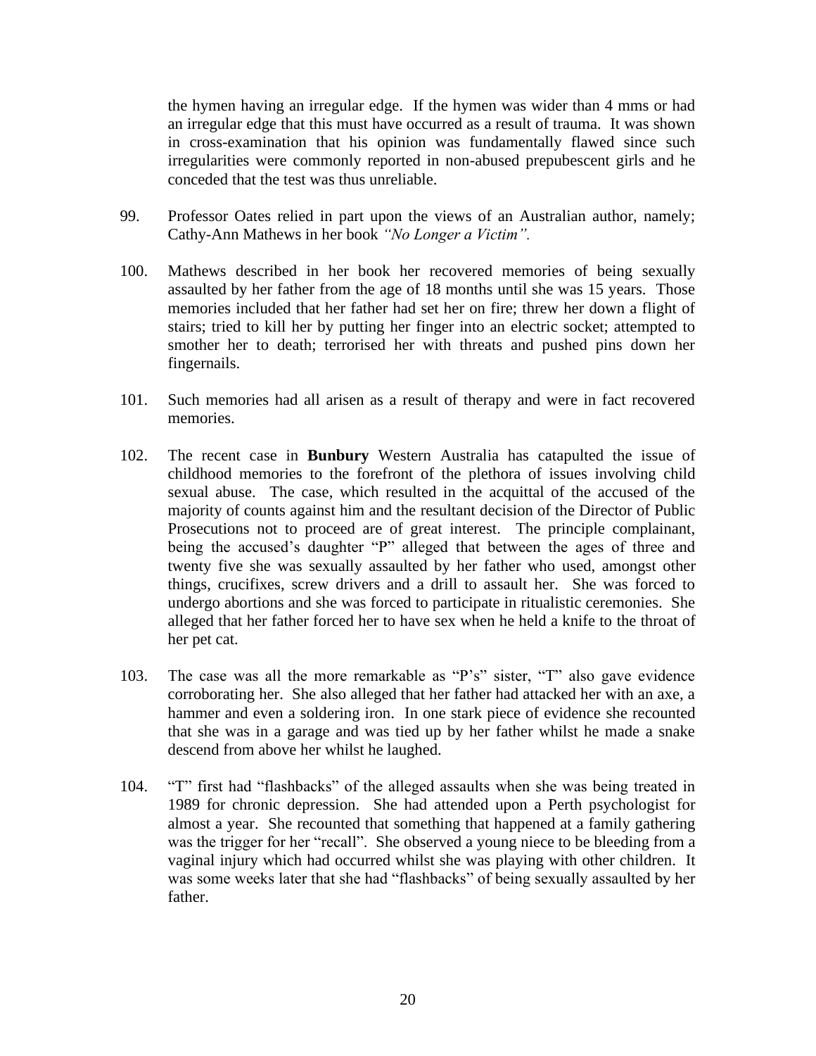the hymen having an irregular edge. If the hymen was wider than 4 mms or had an irregular edge that this must have occurred as a result of trauma. It was shown in cross-examination that his opinion was fundamentally flawed since such irregularities were commonly reported in non-abused prepubescent girls and he conceded that the test was thus unreliable.

99. Professor Oates relied in part upon the views of an Australian author, namely; Cathy-Ann Mathews in her book *"No Longer a Victim".*

100. Mathews described in her book her recovered memories of being sexually assaulted by her father from the age of 18 months until she was 15 years. Those memories included that her father had set her on fire; threw her down a flight of stairs; tried to kill her by putting her finger into an electric socket; attempted to smother her to death; terrorised her with threats and pushed pins down her fingernails.

101. Such memories had all arisen as a result of therapy and were in fact recovered memories.

102. The recent case in **Bunbury** Western Australia has catapulted the issue of childhood memories to the forefront of the plethora of issues involving child sexual abuse. The case, which resulted in the acquittal of the accused of the majority of counts against him and the resultant decision of the Director of Public Prosecutions not to proceed are of great interest. The principle complainant, being the accused's daughter "P" alleged that between the ages of three and twenty five she was sexually assaulted by her father who used, amongst other things, crucifixes, screw drivers and a drill to assault her. She was forced to undergo abortions and she was forced to participate in ritualistic ceremonies. She alleged that her father forced her to have sex when he held a knife to the throat of her pet cat.

103. The case was all the more remarkable as "P's" sister, "T" also gave evidence corroborating her. She also alleged that her father had attacked her with an axe, a hammer and even a soldering iron. In one stark piece of evidence she recounted that she was in a garage and was tied up by her father whilst he made a snake descend from above her whilst he laughed.

104. "T" first had "flashbacks" of the alleged assaults when she was being treated in 1989 for chronic depression. She had attended upon a Perth psychologist for almost a year. She recounted that something that happened at a family gathering was the trigger for her "recall". She observed a young niece to be bleeding from a vaginal injury which had occurred whilst she was playing with other children. It was some weeks later that she had "flashbacks" of being sexually assaulted by her father.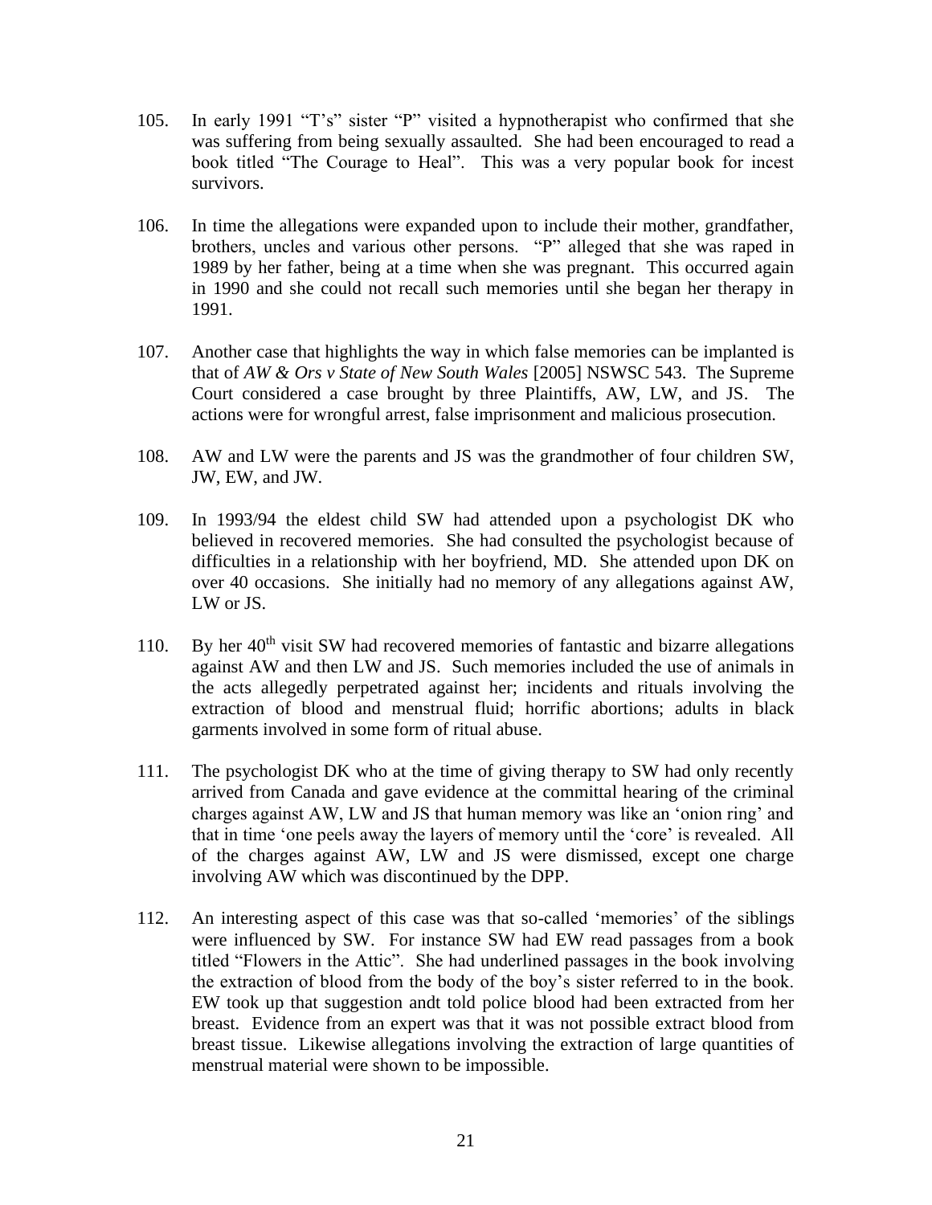105. In early 1991 "T's" sister "P" visited a hypnotherapist who confirmed that she was suffering from being sexually assaulted. She had been encouraged to read a book titled "The Courage to Heal". This was a very popular book for incest survivors.

106. In time the allegations were expanded upon to include their mother, grandfather, brothers, uncles and various other persons. "P" alleged that she was raped in 1989 by her father, being at a time when she was pregnant. This occurred again in 1990 and she could not recall such memories until she began her therapy in 1991.

107. Another case that highlights the way in which false memories can be implanted is that of *AW & Ors v State of New South Wales* [2005] NSWSC 543. The Supreme Court considered a case brought by three Plaintiffs, AW, LW, and JS. The actions were for wrongful arrest, false imprisonment and malicious prosecution.

108. AW and LW were the parents and JS was the grandmother of four children SW, JW, EW, and JW.

109. In 1993/94 the eldest child SW had attended upon a psychologist DK who believed in recovered memories. She had consulted the psychologist because of difficulties in a relationship with her boyfriend, MD. She attended upon DK on over 40 occasions. She initially had no memory of any allegations against AW, LW or JS.

110. By her 40th visit SW had recovered memories of fantastic and bizarre allegations against AW and then LW and JS. Such memories included the use of animals in the acts allegedly perpetrated against her; incidents and rituals involving the extraction of blood and menstrual fluid; horrific abortions; adults in black garments involved in some form of ritual abuse.

111. The psychologist DK who at the time of giving therapy to SW had only recently arrived from Canada and gave evidence at the committal hearing of the criminal charges against AW, LW and JS that human memory was like an 'onion ring' and that in time 'one peels away the layers of memory until the 'core' is revealed. All of the charges against AW, LW and JS were dismissed, except one charge involving AW which was discontinued by the DPP.

112. An interesting aspect of this case was that so-called 'memories' of the siblings were influenced by SW. For instance SW had EW read passages from a book titled "Flowers in the Attic". She had underlined passages in the book involving the extraction of blood from the body of the boy's sister referred to in the book. EW took up that suggestion andt told police blood had been extracted from her breast. Evidence from an expert was that it was not possible extract blood from breast tissue. Likewise allegations involving the extraction of large quantities of menstrual material were shown to be impossible.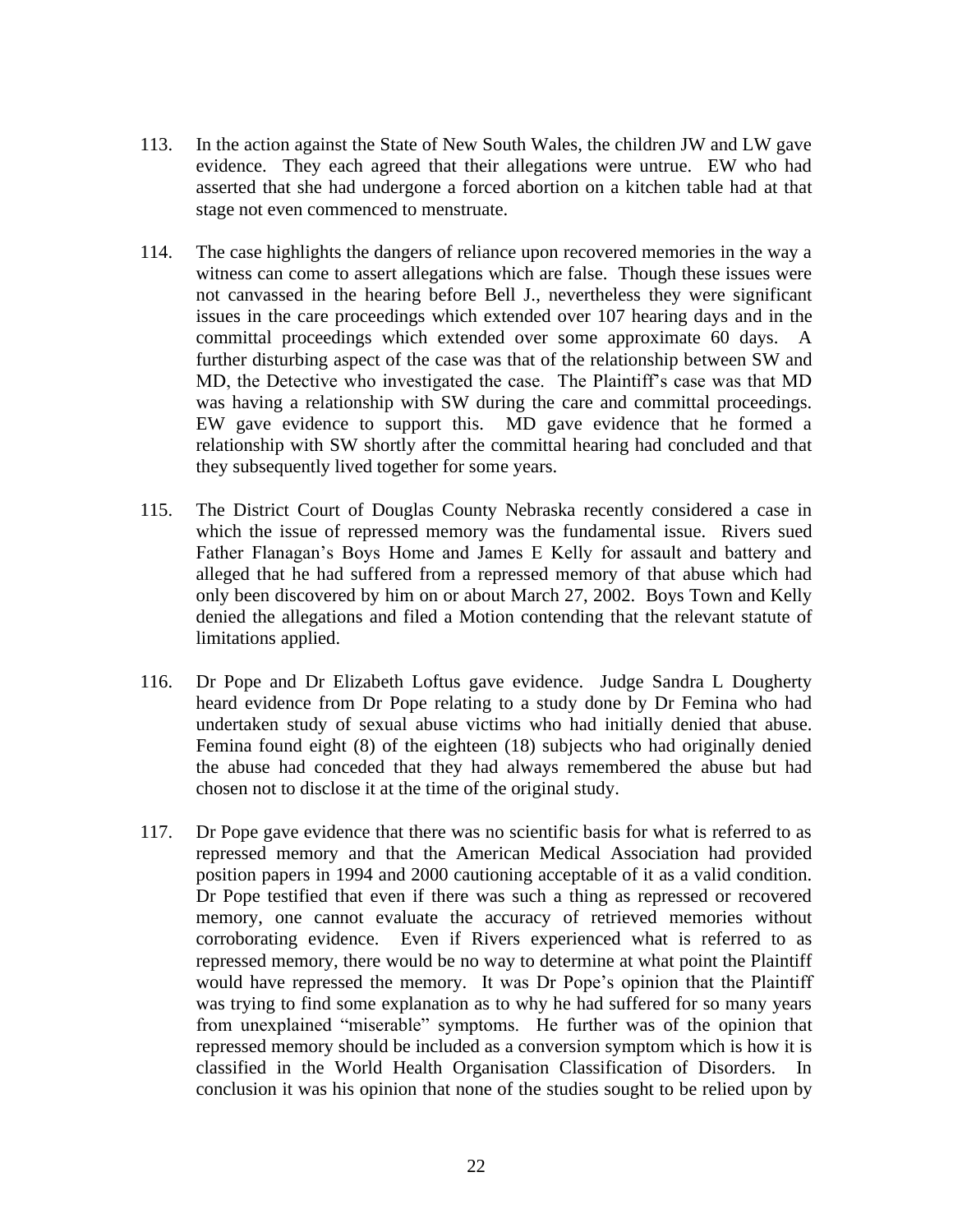113. In the action against the State of New South Wales, the children JW and LW gave evidence. They each agreed that their allegations were untrue. EW who had asserted that she had undergone a forced abortion on a kitchen table had at that stage not even commenced to menstruate.

114. The case highlights the dangers of reliance upon recovered memories in the way a witness can come to assert allegations which are false. Though these issues were not canvassed in the hearing before Bell J., nevertheless they were significant issues in the care proceedings which extended over 107 hearing days and in the committal proceedings which extended over some approximate 60 days. A further disturbing aspect of the case was that of the relationship between SW and MD, the Detective who investigated the case. The Plaintiff's case was that MD was having a relationship with SW during the care and committal proceedings. EW gave evidence to support this. MD gave evidence that he formed a relationship with SW shortly after the committal hearing had concluded and that they subsequently lived together for some years.

115. The District Court of Douglas County Nebraska recently considered a case in which the issue of repressed memory was the fundamental issue. Rivers sued Father Flanagan's Boys Home and James E Kelly for assault and battery and alleged that he had suffered from a repressed memory of that abuse which had only been discovered by him on or about March 27, 2002. Boys Town and Kelly denied the allegations and filed a Motion contending that the relevant statute of limitations applied.

116. Dr Pope and Dr Elizabeth Loftus gave evidence. Judge Sandra L Dougherty heard evidence from Dr Pope relating to a study done by Dr Femina who had undertaken study of sexual abuse victims who had initially denied that abuse. Femina found eight (8) of the eighteen (18) subjects who had originally denied the abuse had conceded that they had always remembered the abuse but had chosen not to disclose it at the time of the original study.

117. Dr Pope gave evidence that there was no scientific basis for what is referred to as repressed memory and that the American Medical Association had provided position papers in 1994 and 2000 cautioning acceptable of it as a valid condition. Dr Pope testified that even if there was such a thing as repressed or recovered memory, one cannot evaluate the accuracy of retrieved memories without corroborating evidence. Even if Rivers experienced what is referred to as repressed memory, there would be no way to determine at what point the Plaintiff would have repressed the memory. It was Dr Pope's opinion that the Plaintiff was trying to find some explanation as to why he had suffered for so many years from unexplained "miserable" symptoms. He further was of the opinion that repressed memory should be included as a conversion symptom which is how it is classified in the World Health Organisation Classification of Disorders. In conclusion it was his opinion that none of the studies sought to be relied upon by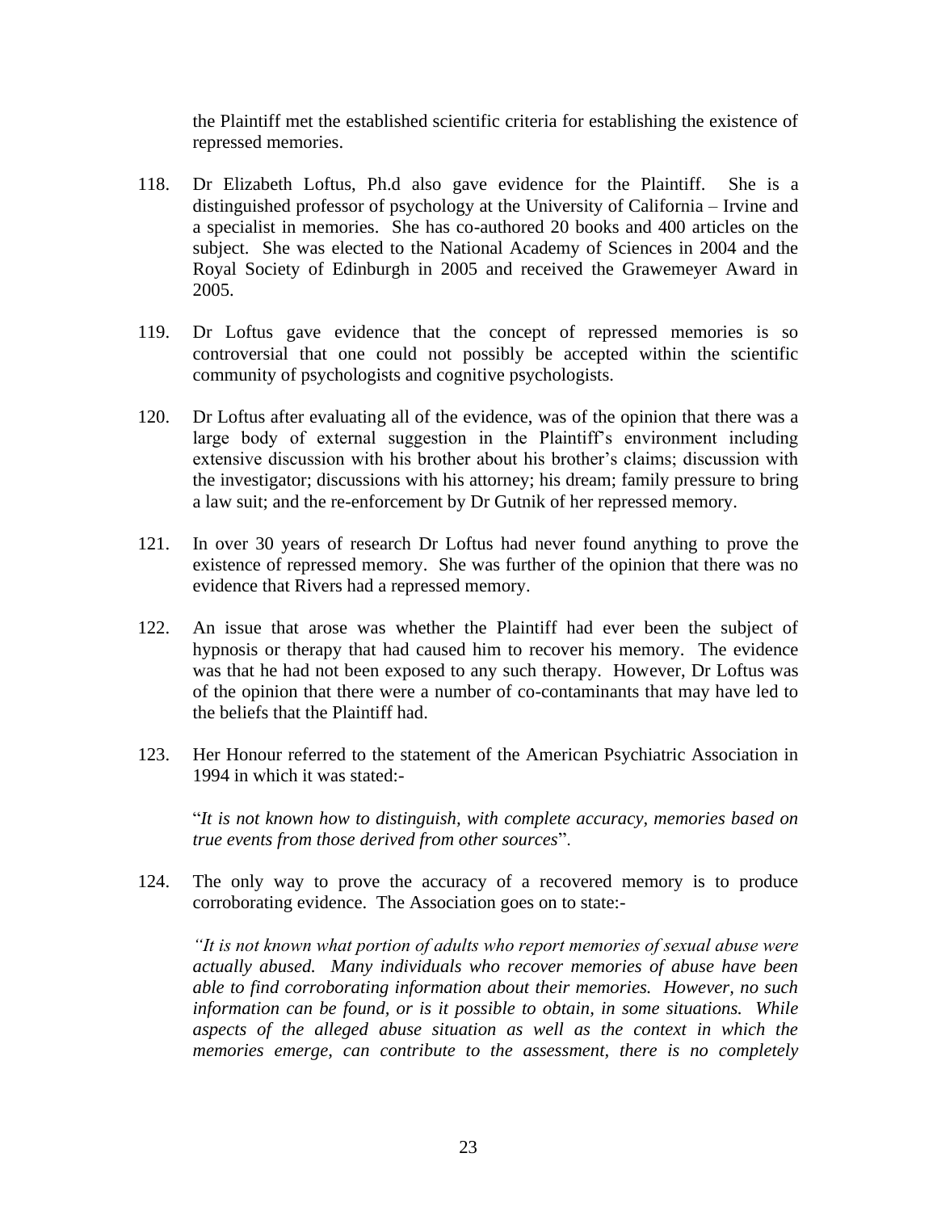the Plaintiff met the established scientific criteria for establishing the existence of repressed memories.

118. Dr Elizabeth Loftus, Ph.d also gave evidence for the Plaintiff. She is a distinguished professor of psychology at the University of California – Irvine and a specialist in memories. She has co-authored 20 books and 400 articles on the subject. She was elected to the National Academy of Sciences in 2004 and the Royal Society of Edinburgh in 2005 and received the Grawemeyer Award in 2005.

119. Dr Loftus gave evidence that the concept of repressed memories is so controversial that one could not possibly be accepted within the scientific community of psychologists and cognitive psychologists.

120. Dr Loftus after evaluating all of the evidence, was of the opinion that there was a large body of external suggestion in the Plaintiff's environment including extensive discussion with his brother about his brother's claims; discussion with the investigator; discussions with his attorney; his dream; family pressure to bring a law suit; and the re-enforcement by Dr Gutnik of her repressed memory.

121. In over 30 years of research Dr Loftus had never found anything to prove the existence of repressed memory. She was further of the opinion that there was no evidence that Rivers had a repressed memory.

122. An issue that arose was whether the Plaintiff had ever been the subject of hypnosis or therapy that had caused him to recover his memory. The evidence was that he had not been exposed to any such therapy. However, Dr Loftus was of the opinion that there were a number of co-contaminants that may have led to the beliefs that the Plaintiff had.

123. Her Honour referred to the statement of the American Psychiatric Association in 1994 in which it was stated:-

"*It is not known how to distinguish, with complete accuracy, memories based on true events from those derived from other sources*".

124. The only way to prove the accuracy of a recovered memory is to produce corroborating evidence. The Association goes on to state:-

*"It is not known what portion of adults who report memories of sexual abuse were actually abused. Many individuals who recover memories of abuse have been able to find corroborating information about their memories. However, no such information can be found, or is it possible to obtain, in some situations. While aspects of the alleged abuse situation as well as the context in which the memories emerge, can contribute to the assessment, there is no completely*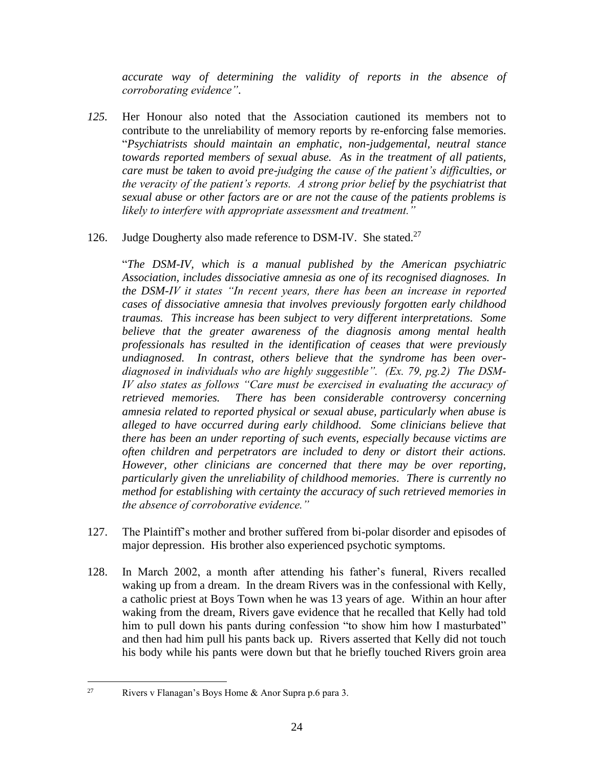*accurate way of determining the validity of reports in the absence of corroborating evidence".*

*125.* Her Honour also noted that the Association cautioned its members not to contribute to the unreliability of memory reports by re-enforcing false memories. "*Psychiatrists should maintain an emphatic, non-judgemental, neutral stance towards reported members of sexual abuse. As in the treatment of all patients, care must be taken to avoid pre-judging the cause of the patient's difficulties, or the veracity of the patient's reports. A strong prior belief by the psychiatrist that sexual abuse or other factors are or are not the cause of the patients problems is likely to interfere with appropriate assessment and treatment."*

126. Judge Dougherty also made reference to DSM-IV. She stated.[27]

"*The DSM-IV, which is a manual published by the American psychiatric Association, includes dissociative amnesia as one of its recognised diagnoses. In the DSM-IV it states "In recent years, there has been an increase in reported cases of dissociative amnesia that involves previously forgotten early childhood traumas. This increase has been subject to very different interpretations. Some believe that the greater awareness of the diagnosis among mental health professionals has resulted in the identification of ceases that were previously undiagnosed. In contrast, others believe that the syndrome has been over-diagnosed in individuals who are highly suggestible". (Ex. 79, pg.2) The DSM-IV also states as follows "Care must be exercised in evaluating the accuracy of retrieved memories. There has been considerable controversy concerning amnesia related to reported physical or sexual abuse, particularly when abuse is alleged to have occurred during early childhood. Some clinicians believe that there has been an under reporting of such events, especially because victims are often children and perpetrators are included to deny or distort their actions. However, other clinicians are concerned that there may be over reporting, particularly given the unreliability of childhood memories. There is currently no method for establishing with certainty the accuracy of such retrieved memories in the absence of corroborative evidence."*

127. The Plaintiff's mother and brother suffered from bi-polar disorder and episodes of major depression. His brother also experienced psychotic symptoms.

128. In March 2002, a month after attending his father's funeral, Rivers recalled waking up from a dream. In the dream Rivers was in the confessional with Kelly, a catholic priest at Boys Town when he was 13 years of age. Within an hour after waking from the dream, Rivers gave evidence that he recalled that Kelly had told him to pull down his pants during confession "to show him how I masturbated" and then had him pull his pants back up. Rivers asserted that Kelly did not touch his body while his pants were down but that he briefly touched Rivers groin area

---

[27] Rivers v Flanagan's Boys Home & Anor Supra p.6 para 3.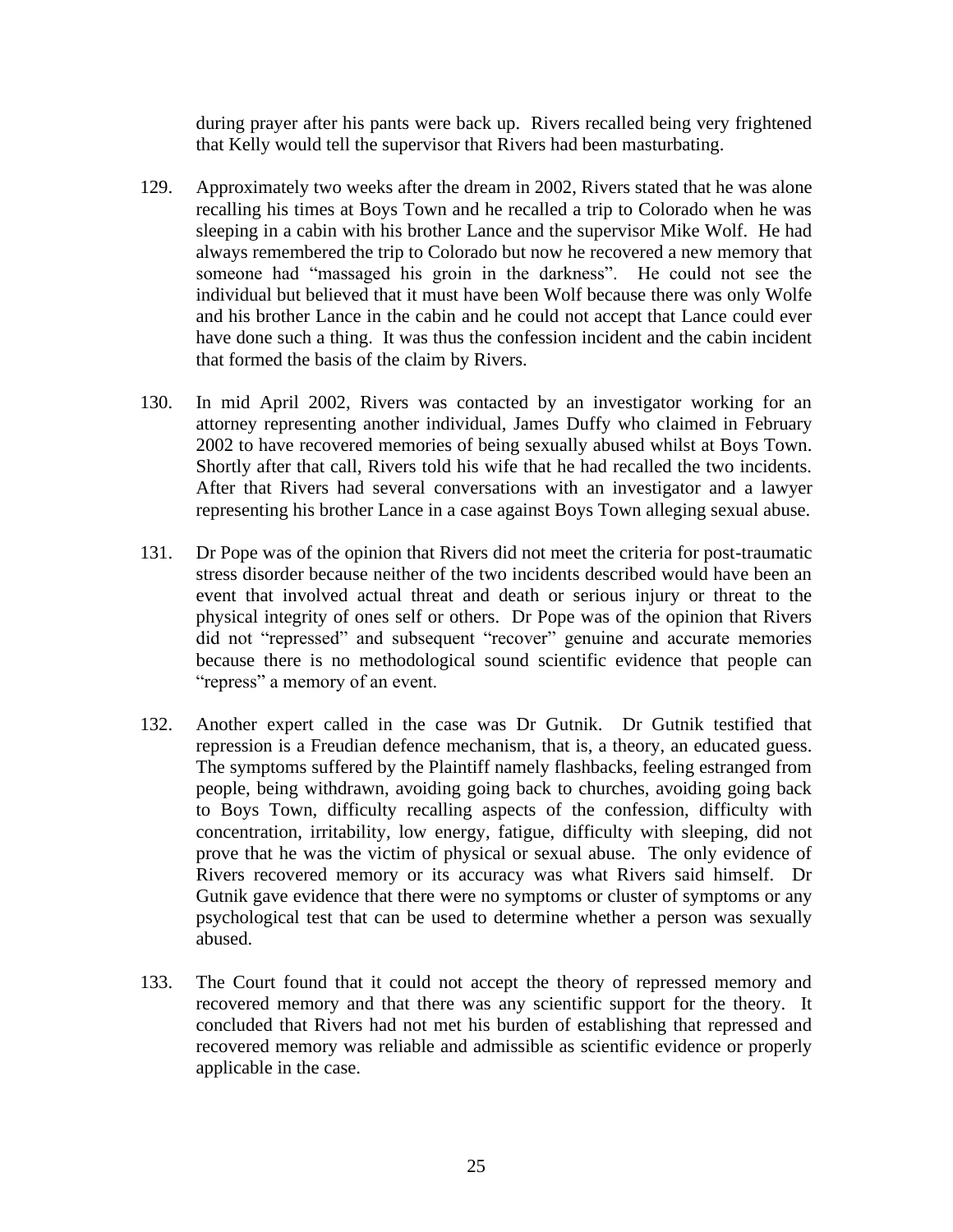during prayer after his pants were back up. Rivers recalled being very frightened that Kelly would tell the supervisor that Rivers had been masturbating.

129. Approximately two weeks after the dream in 2002, Rivers stated that he was alone recalling his times at Boys Town and he recalled a trip to Colorado when he was sleeping in a cabin with his brother Lance and the supervisor Mike Wolf. He had always remembered the trip to Colorado but now he recovered a new memory that someone had "massaged his groin in the darkness". He could not see the individual but believed that it must have been Wolf because there was only Wolfe and his brother Lance in the cabin and he could not accept that Lance could ever have done such a thing. It was thus the confession incident and the cabin incident that formed the basis of the claim by Rivers.

130. In mid April 2002, Rivers was contacted by an investigator working for an attorney representing another individual, James Duffy who claimed in February 2002 to have recovered memories of being sexually abused whilst at Boys Town. Shortly after that call, Rivers told his wife that he had recalled the two incidents. After that Rivers had several conversations with an investigator and a lawyer representing his brother Lance in a case against Boys Town alleging sexual abuse.

131. Dr Pope was of the opinion that Rivers did not meet the criteria for post-traumatic stress disorder because neither of the two incidents described would have been an event that involved actual threat and death or serious injury or threat to the physical integrity of ones self or others. Dr Pope was of the opinion that Rivers did not "repressed" and subsequent "recover" genuine and accurate memories because there is no methodological sound scientific evidence that people can "repress" a memory of an event.

132. Another expert called in the case was Dr Gutnik. Dr Gutnik testified that repression is a Freudian defence mechanism, that is, a theory, an educated guess. The symptoms suffered by the Plaintiff namely flashbacks, feeling estranged from people, being withdrawn, avoiding going back to churches, avoiding going back to Boys Town, difficulty recalling aspects of the confession, difficulty with concentration, irritability, low energy, fatigue, difficulty with sleeping, did not prove that he was the victim of physical or sexual abuse. The only evidence of Rivers recovered memory or its accuracy was what Rivers said himself. Dr Gutnik gave evidence that there were no symptoms or cluster of symptoms or any psychological test that can be used to determine whether a person was sexually abused.

133. The Court found that it could not accept the theory of repressed memory and recovered memory and that there was any scientific support for the theory. It concluded that Rivers had not met his burden of establishing that repressed and recovered memory was reliable and admissible as scientific evidence or properly applicable in the case.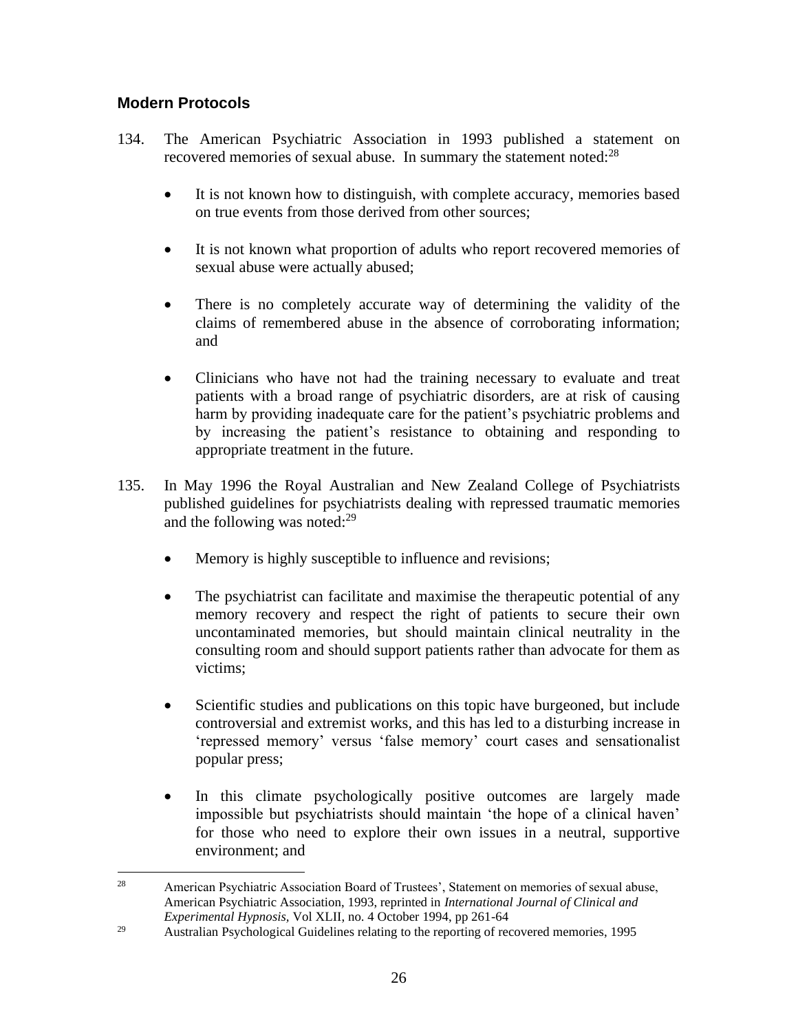## Modern Protocols

134. The American Psychiatric Association in 1993 published a statement on recovered memories of sexual abuse. In summary the statement noted:[28]

    - It is not known how to distinguish, with complete accuracy, memories based on true events from those derived from other sources;

    - It is not known what proportion of adults who report recovered memories of sexual abuse were actually abused;

    - There is no completely accurate way of determining the validity of the claims of remembered abuse in the absence of corroborating information; and

    - Clinicians who have not had the training necessary to evaluate and treat patients with a broad range of psychiatric disorders, are at risk of causing harm by providing inadequate care for the patient's psychiatric problems and by increasing the patient's resistance to obtaining and responding to appropriate treatment in the future.

135. In May 1996 the Royal Australian and New Zealand College of Psychiatrists published guidelines for psychiatrists dealing with repressed traumatic memories and the following was noted:[29]

    - Memory is highly susceptible to influence and revisions;

    - The psychiatrist can facilitate and maximise the therapeutic potential of any memory recovery and respect the right of patients to secure their own uncontaminated memories, but should maintain clinical neutrality in the consulting room and should support patients rather than advocate for them as victims;

    - Scientific studies and publications on this topic have burgeoned, but include controversial and extremist works, and this has led to a disturbing increase in 'repressed memory' versus 'false memory' court cases and sensationalist popular press;

    - In this climate psychologically positive outcomes are largely made impossible but psychiatrists should maintain 'the hope of a clinical haven' for those who need to explore their own issues in a neutral, supportive environment; and

---

[28] American Psychiatric Association Board of Trustees', Statement on memories of sexual abuse, American Psychiatric Association, 1993, reprinted in *International Journal of Clinical and Experimental Hypnosis*, Vol XLII, no. 4 October 1994, pp 261-64

[29] Australian Psychological Guidelines relating to the reporting of recovered memories, 1995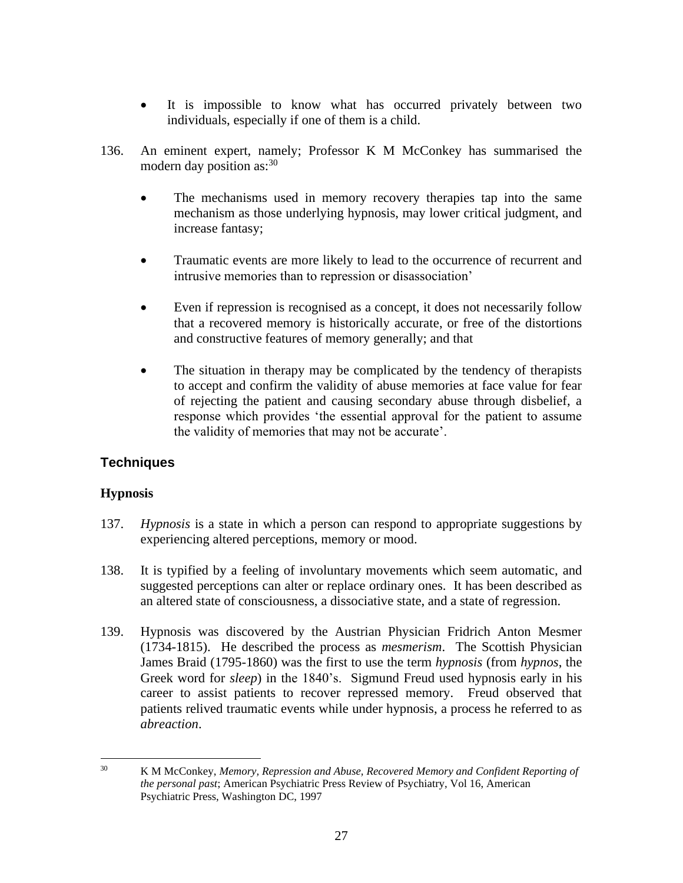- It is impossible to know what has occurred privately between two individuals, especially if one of them is a child.

136. An eminent expert, namely; Professor K M McConkey has summarised the modern day position as:[30]

- The mechanisms used in memory recovery therapies tap into the same mechanism as those underlying hypnosis, may lower critical judgment, and increase fantasy;

- Traumatic events are more likely to lead to the occurrence of recurrent and intrusive memories than to repression or disassociation'

- Even if repression is recognised as a concept, it does not necessarily follow that a recovered memory is historically accurate, or free of the distortions and constructive features of memory generally; and that

- The situation in therapy may be complicated by the tendency of therapists to accept and confirm the validity of abuse memories at face value for fear of rejecting the patient and causing secondary abuse through disbelief, a response which provides 'the essential approval for the patient to assume the validity of memories that may not be accurate'.

## Techniques

### Hypnosis

137. *Hypnosis* is a state in which a person can respond to appropriate suggestions by experiencing altered perceptions, memory or mood.

138. It is typified by a feeling of involuntary movements which seem automatic, and suggested perceptions can alter or replace ordinary ones. It has been described as an altered state of consciousness, a dissociative state, and a state of regression.

139. Hypnosis was discovered by the Austrian Physician Fridrich Anton Mesmer (1734-1815). He described the process as *mesmerism*. The Scottish Physician James Braid (1795-1860) was the first to use the term *hypnosis* (from *hypnos*, the Greek word for *sleep*) in the 1840's. Sigmund Freud used hypnosis early in his career to assist patients to recover repressed memory. Freud observed that patients relived traumatic events while under hypnosis, a process he referred to as *abreaction*.

---

[30] K M McConkey, *Memory, Repression and Abuse, Recovered Memory and Confident Reporting of the personal past*; American Psychiatric Press Review of Psychiatry, Vol 16, American Psychiatric Press, Washington DC, 1997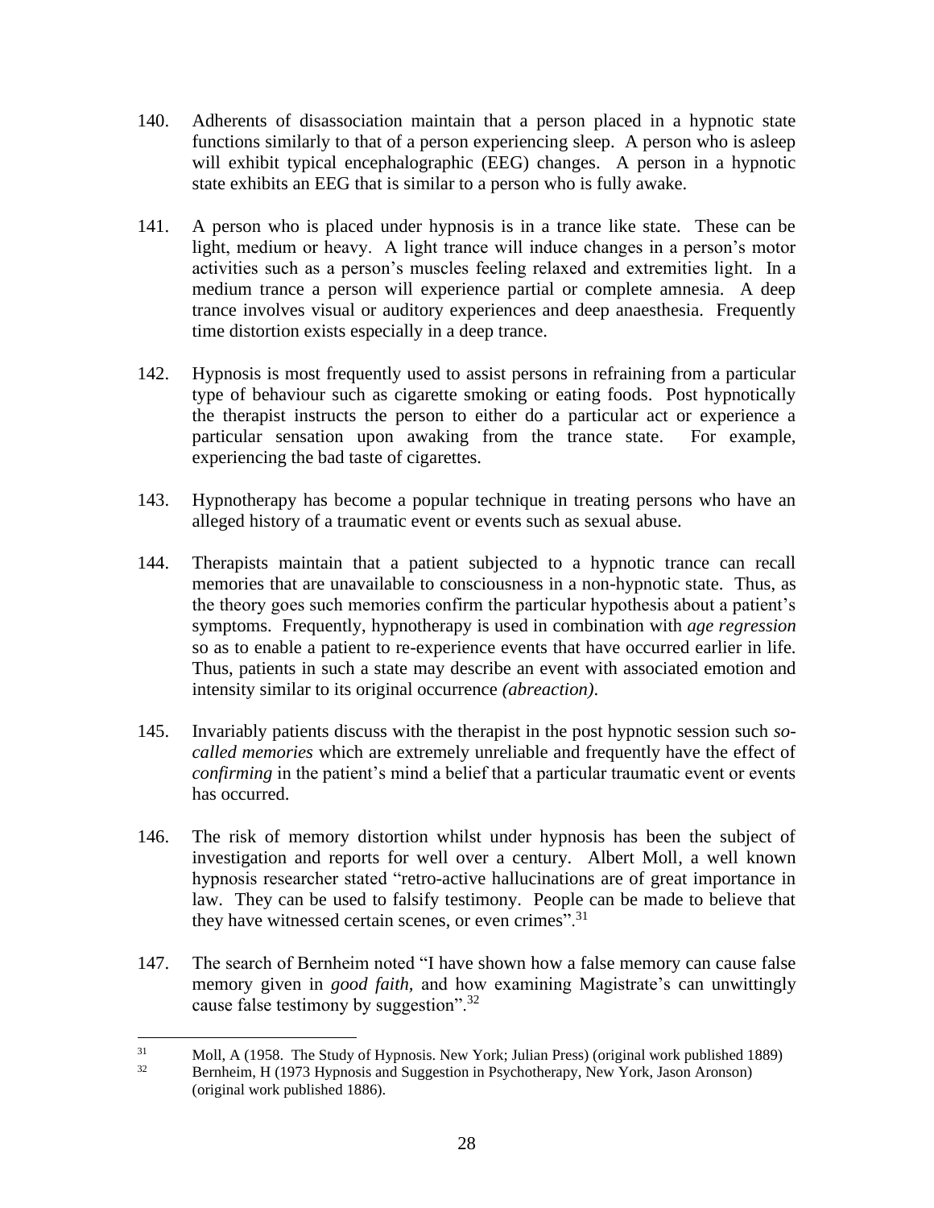140. Adherents of disassociation maintain that a person placed in a hypnotic state functions similarly to that of a person experiencing sleep. A person who is asleep will exhibit typical encephalographic (EEG) changes. A person in a hypnotic state exhibits an EEG that is similar to a person who is fully awake.

141. A person who is placed under hypnosis is in a trance like state. These can be light, medium or heavy. A light trance will induce changes in a person's motor activities such as a person's muscles feeling relaxed and extremities light. In a medium trance a person will experience partial or complete amnesia. A deep trance involves visual or auditory experiences and deep anaesthesia. Frequently time distortion exists especially in a deep trance.

142. Hypnosis is most frequently used to assist persons in refraining from a particular type of behaviour such as cigarette smoking or eating foods. Post hypnotically the therapist instructs the person to either do a particular act or experience a particular sensation upon awaking from the trance state. For example, experiencing the bad taste of cigarettes.

143. Hypnotherapy has become a popular technique in treating persons who have an alleged history of a traumatic event or events such as sexual abuse.

144. Therapists maintain that a patient subjected to a hypnotic trance can recall memories that are unavailable to consciousness in a non-hypnotic state. Thus, as the theory goes such memories confirm the particular hypothesis about a patient's symptoms. Frequently, hypnotherapy is used in combination with *age regression* so as to enable a patient to re-experience events that have occurred earlier in life. Thus, patients in such a state may describe an event with associated emotion and intensity similar to its original occurrence *(abreaction)*.

145. Invariably patients discuss with the therapist in the post hypnotic session such *so-called memories* which are extremely unreliable and frequently have the effect of *confirming* in the patient's mind a belief that a particular traumatic event or events has occurred.

146. The risk of memory distortion whilst under hypnosis has been the subject of investigation and reports for well over a century. Albert Moll, a well known hypnosis researcher stated "retro-active hallucinations are of great importance in law. They can be used to falsify testimony. People can be made to believe that they have witnessed certain scenes, or even crimes".[31]

147. The search of Bernheim noted "I have shown how a false memory can cause false memory given in *good faith,* and how examining Magistrate's can unwittingly cause false testimony by suggestion".[32]

---

[31] Moll, A (1958. The Study of Hypnosis. New York; Julian Press) (original work published 1889)

[32] Bernheim, H (1973 Hypnosis and Suggestion in Psychotherapy, New York, Jason Aronson) (original work published 1886).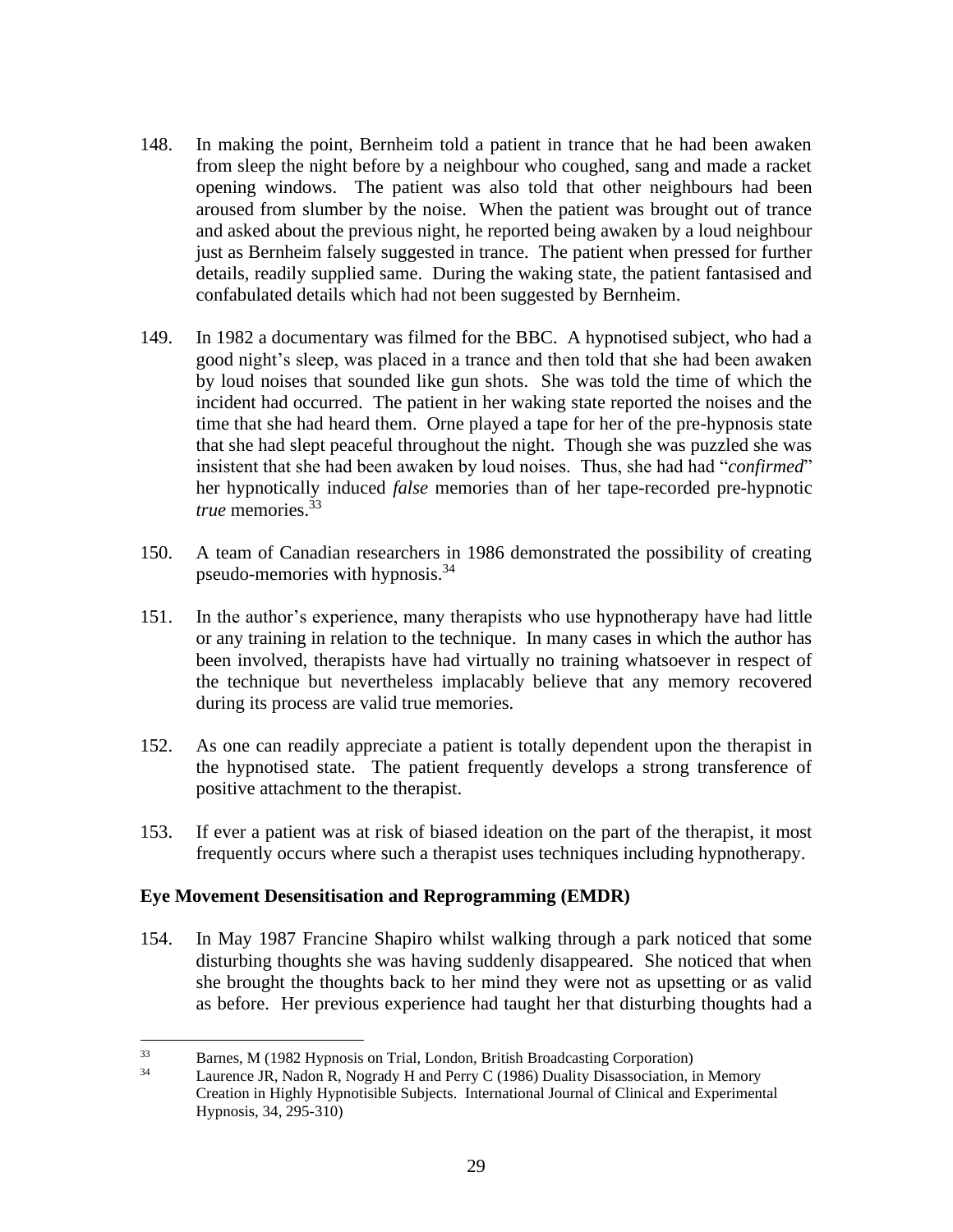148. In making the point, Bernheim told a patient in trance that he had been awaken from sleep the night before by a neighbour who coughed, sang and made a racket opening windows. The patient was also told that other neighbours had been aroused from slumber by the noise. When the patient was brought out of trance and asked about the previous night, he reported being awaken by a loud neighbour just as Bernheim falsely suggested in trance. The patient when pressed for further details, readily supplied same. During the waking state, the patient fantasised and confabulated details which had not been suggested by Bernheim.

149. In 1982 a documentary was filmed for the BBC. A hypnotised subject, who had a good night's sleep, was placed in a trance and then told that she had been awaken by loud noises that sounded like gun shots. She was told the time of which the incident had occurred. The patient in her waking state reported the noises and the time that she had heard them. Orne played a tape for her of the pre-hypnosis state that she had slept peaceful throughout the night. Though she was puzzled she was insistent that she had been awaken by loud noises. Thus, she had had "*confirmed*" her hypnotically induced *false* memories than of her tape-recorded pre-hypnotic *true* memories.[33]

150. A team of Canadian researchers in 1986 demonstrated the possibility of creating pseudo-memories with hypnosis.[34]

151. In the author's experience, many therapists who use hypnotherapy have had little or any training in relation to the technique. In many cases in which the author has been involved, therapists have had virtually no training whatsoever in respect of the technique but nevertheless implacably believe that any memory recovered during its process are valid true memories.

152. As one can readily appreciate a patient is totally dependent upon the therapist in the hypnotised state. The patient frequently develops a strong transference of positive attachment to the therapist.

153. If ever a patient was at risk of biased ideation on the part of the therapist, it most frequently occurs where such a therapist uses techniques including hypnotherapy.

**Eye Movement Desensitisation and Reprogramming (EMDR)**

154. In May 1987 Francine Shapiro whilst walking through a park noticed that some disturbing thoughts she was having suddenly disappeared. She noticed that when she brought the thoughts back to her mind they were not as upsetting or as valid as before. Her previous experience had taught her that disturbing thoughts had a

---

[33] Barnes, M (1982 Hypnosis on Trial, London, British Broadcasting Corporation)

[34] Laurence JR, Nadon R, Nogrady H and Perry C (1986) Duality Disassociation, in Memory Creation in Highly Hypnotisible Subjects. International Journal of Clinical and Experimental Hypnosis, 34, 295-310)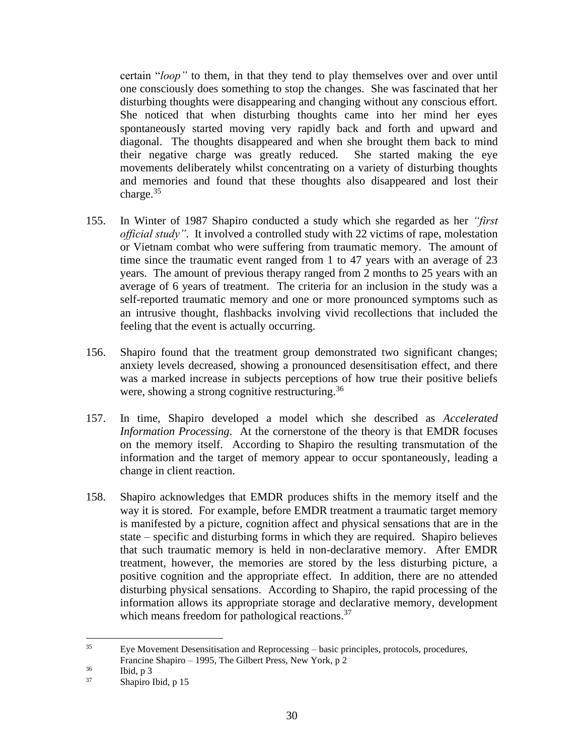certain "*loop"* to them, in that they tend to play themselves over and over until one consciously does something to stop the changes. She was fascinated that her disturbing thoughts were disappearing and changing without any conscious effort. She noticed that when disturbing thoughts came into her mind her eyes spontaneously started moving very rapidly back and forth and upward and diagonal. The thoughts disappeared and when she brought them back to mind their negative charge was greatly reduced. She started making the eye movements deliberately whilst concentrating on a variety of disturbing thoughts and memories and found that these thoughts also disappeared and lost their charge.[35]

155. In Winter of 1987 Shapiro conducted a study which she regarded as her *"first official study"*. It involved a controlled study with 22 victims of rape, molestation or Vietnam combat who were suffering from traumatic memory. The amount of time since the traumatic event ranged from 1 to 47 years with an average of 23 years. The amount of previous therapy ranged from 2 months to 25 years with an average of 6 years of treatment. The criteria for an inclusion in the study was a self-reported traumatic memory and one or more pronounced symptoms such as an intrusive thought, flashbacks involving vivid recollections that included the feeling that the event is actually occurring.

156. Shapiro found that the treatment group demonstrated two significant changes; anxiety levels decreased, showing a pronounced desensitisation effect, and there was a marked increase in subjects perceptions of how true their positive beliefs were, showing a strong cognitive restructuring.[36]

157. In time, Shapiro developed a model which she described as *Accelerated Information Processing*. At the cornerstone of the theory is that EMDR focuses on the memory itself. According to Shapiro the resulting transmutation of the information and the target of memory appear to occur spontaneously, leading a change in client reaction.

158. Shapiro acknowledges that EMDR produces shifts in the memory itself and the way it is stored. For example, before EMDR treatment a traumatic target memory is manifested by a picture, cognition affect and physical sensations that are in the state – specific and disturbing forms in which they are required. Shapiro believes that such traumatic memory is held in non-declarative memory. After EMDR treatment, however, the memories are stored by the less disturbing picture, a positive cognition and the appropriate effect. In addition, there are no attended disturbing physical sensations. According to Shapiro, the rapid processing of the information allows its appropriate storage and declarative memory, development which means freedom for pathological reactions.[37]

---

[35] Eye Movement Desensitisation and Reprocessing – basic principles, protocols, procedures, Francine Shapiro – 1995, The Gilbert Press, New York, p 2

[36] Ibid, p 3

[37] Shapiro Ibid, p 15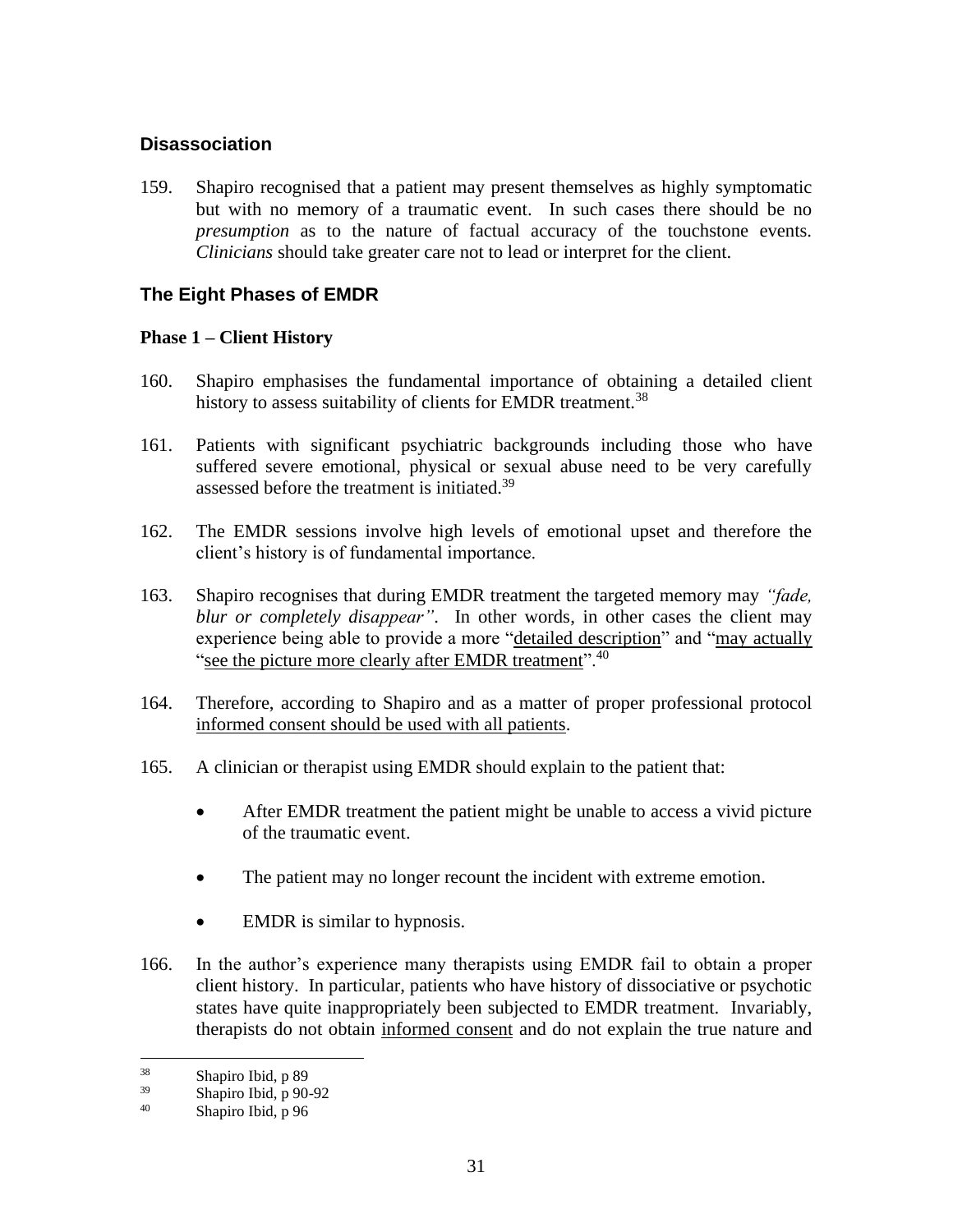## Disassociation

159. Shapiro recognised that a patient may present themselves as highly symptomatic but with no memory of a traumatic event. In such cases there should be no *presumption* as to the nature of factual accuracy of the touchstone events. *Clinicians* should take greater care not to lead or interpret for the client.

## The Eight Phases of EMDR

### Phase 1 – Client History

160. Shapiro emphasises the fundamental importance of obtaining a detailed client history to assess suitability of clients for EMDR treatment.[38]

161. Patients with significant psychiatric backgrounds including those who have suffered severe emotional, physical or sexual abuse need to be very carefully assessed before the treatment is initiated.[39]

162. The EMDR sessions involve high levels of emotional upset and therefore the client's history is of fundamental importance.

163. Shapiro recognises that during EMDR treatment the targeted memory may *"fade, blur or completely disappear"*. In other words, in other cases the client may experience being able to provide a more "<u>detailed description</u>" and "<u>may actually</u> "<u>see the picture more clearly after EMDR treatment</u>".[40]

164. Therefore, according to Shapiro and as a matter of proper professional protocol <u>informed consent should be used with all patients</u>.

165. A clinician or therapist using EMDR should explain to the patient that:

- After EMDR treatment the patient might be unable to access a vivid picture of the traumatic event.
- The patient may no longer recount the incident with extreme emotion.
- EMDR is similar to hypnosis.

166. In the author's experience many therapists using EMDR fail to obtain a proper client history. In particular, patients who have history of dissociative or psychotic states have quite inappropriately been subjected to EMDR treatment. Invariably, therapists do not obtain <u>informed consent</u> and do not explain the true nature and

---

[38] Shapiro Ibid, p 89

[39] Shapiro Ibid, p 90-92

[40] Shapiro Ibid, p 96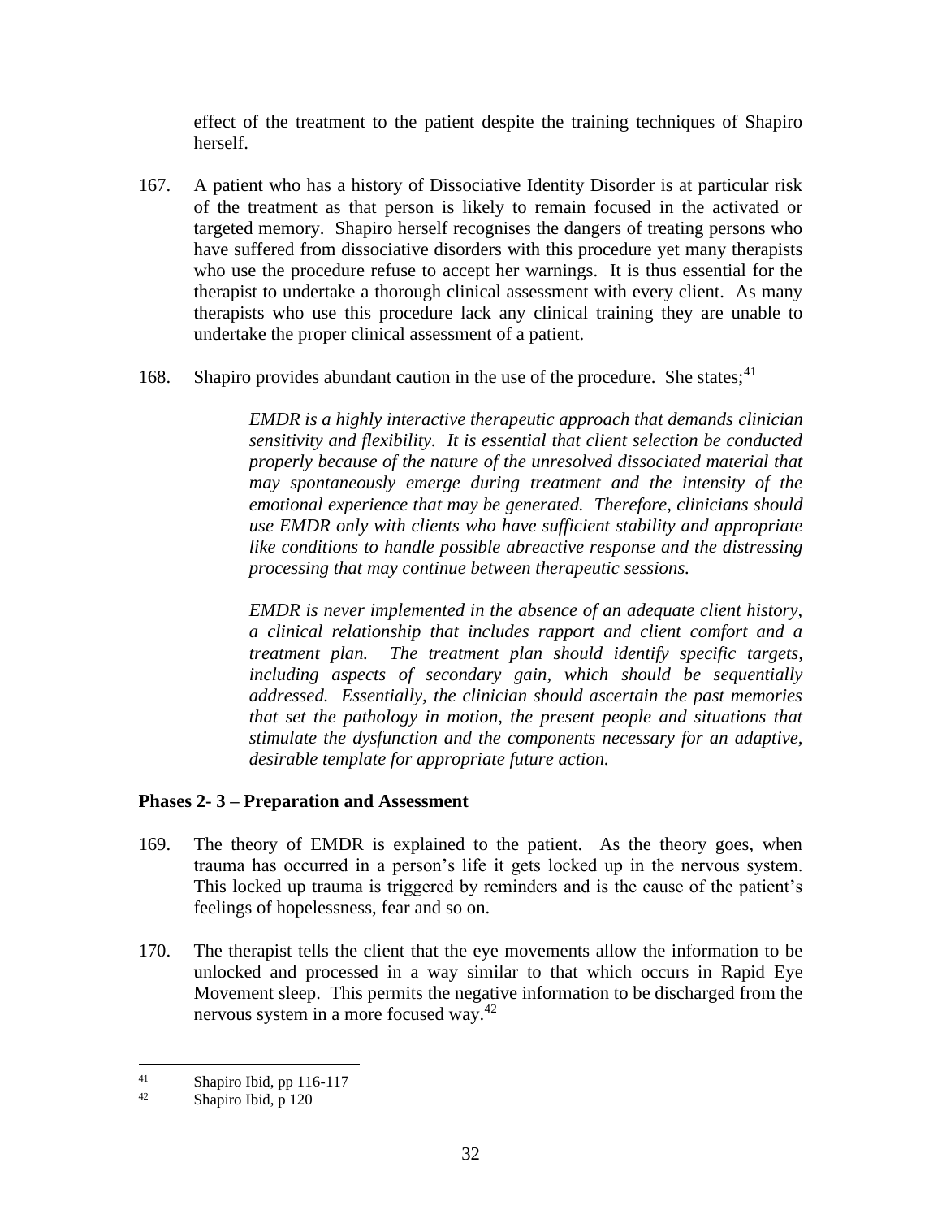effect of the treatment to the patient despite the training techniques of Shapiro herself.

167. A patient who has a history of Dissociative Identity Disorder is at particular risk of the treatment as that person is likely to remain focused in the activated or targeted memory. Shapiro herself recognises the dangers of treating persons who have suffered from dissociative disorders with this procedure yet many therapists who use the procedure refuse to accept her warnings. It is thus essential for the therapist to undertake a thorough clinical assessment with every client. As many therapists who use this procedure lack any clinical training they are unable to undertake the proper clinical assessment of a patient.

168. Shapiro provides abundant caution in the use of the procedure. She states;[41]

> *EMDR is a highly interactive therapeutic approach that demands clinician sensitivity and flexibility. It is essential that client selection be conducted properly because of the nature of the unresolved dissociated material that may spontaneously emerge during treatment and the intensity of the emotional experience that may be generated. Therefore, clinicians should use EMDR only with clients who have sufficient stability and appropriate like conditions to handle possible abreactive response and the distressing processing that may continue between therapeutic sessions.*
>
> *EMDR is never implemented in the absence of an adequate client history, a clinical relationship that includes rapport and client comfort and a treatment plan. The treatment plan should identify specific targets, including aspects of secondary gain, which should be sequentially addressed. Essentially, the clinician should ascertain the past memories that set the pathology in motion, the present people and situations that stimulate the dysfunction and the components necessary for an adaptive, desirable template for appropriate future action.*

**Phases 2- 3 – Preparation and Assessment**

169. The theory of EMDR is explained to the patient. As the theory goes, when trauma has occurred in a person's life it gets locked up in the nervous system. This locked up trauma is triggered by reminders and is the cause of the patient's feelings of hopelessness, fear and so on.

170. The therapist tells the client that the eye movements allow the information to be unlocked and processed in a way similar to that which occurs in Rapid Eye Movement sleep. This permits the negative information to be discharged from the nervous system in a more focused way.[42]

---

[41] Shapiro Ibid, pp 116-117

[42] Shapiro Ibid, p 120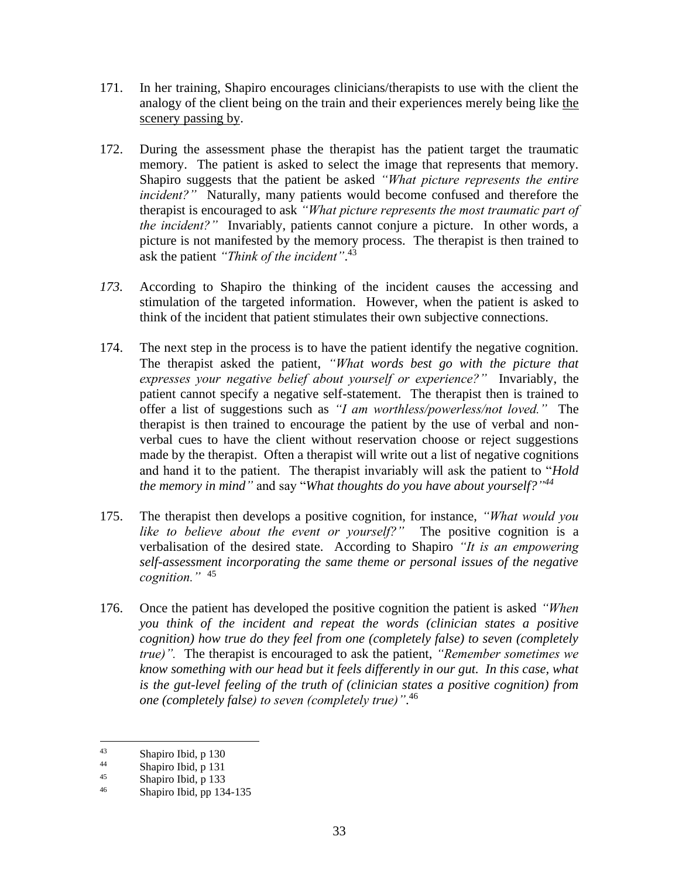171. In her training, Shapiro encourages clinicians/therapists to use with the client the analogy of the client being on the train and their experiences merely being like <u>the scenery passing by</u>.

172. During the assessment phase the therapist has the patient target the traumatic memory. The patient is asked to select the image that represents that memory. Shapiro suggests that the patient be asked *"What picture represents the entire incident?"* Naturally, many patients would become confused and therefore the therapist is encouraged to ask *"What picture represents the most traumatic part of the incident?"* Invariably, patients cannot conjure a picture. In other words, a picture is not manifested by the memory process. The therapist is then trained to ask the patient *"Think of the incident"*.[43]

*173.* According to Shapiro the thinking of the incident causes the accessing and stimulation of the targeted information. However, when the patient is asked to think of the incident that patient stimulates their own subjective connections.

174. The next step in the process is to have the patient identify the negative cognition. The therapist asked the patient, *"What words best go with the picture that expresses your negative belief about yourself or experience?"* Invariably, the patient cannot specify a negative self-statement. The therapist then is trained to offer a list of suggestions such as *"I am worthless/powerless/not loved."* The therapist is then trained to encourage the patient by the use of verbal and non-verbal cues to have the client without reservation choose or reject suggestions made by the therapist. Often a therapist will write out a list of negative cognitions and hand it to the patient. The therapist invariably will ask the patient to "*Hold the memory in mind"* and say "*What thoughts do you have about yourself?"*[44]

175. The therapist then develops a positive cognition, for instance, *"What would you like to believe about the event or yourself?"* The positive cognition is a verbalisation of the desired state. According to Shapiro *"It is an empowering self-assessment incorporating the same theme or personal issues of the negative cognition."* [45]

176. Once the patient has developed the positive cognition the patient is asked *"When you think of the incident and repeat the words (clinician states a positive cognition) how true do they feel from one (completely false) to seven (completely true)".* The therapist is encouraged to ask the patient, *"Remember sometimes we know something with our head but it feels differently in our gut. In this case, what is the gut-level feeling of the truth of (clinician states a positive cognition) from one (completely false) to seven (completely true)"*.[46]

---

[43] Shapiro Ibid, p 130

[44] Shapiro Ibid, p 131

[45] Shapiro Ibid, p 133

[46] Shapiro Ibid, pp 134-135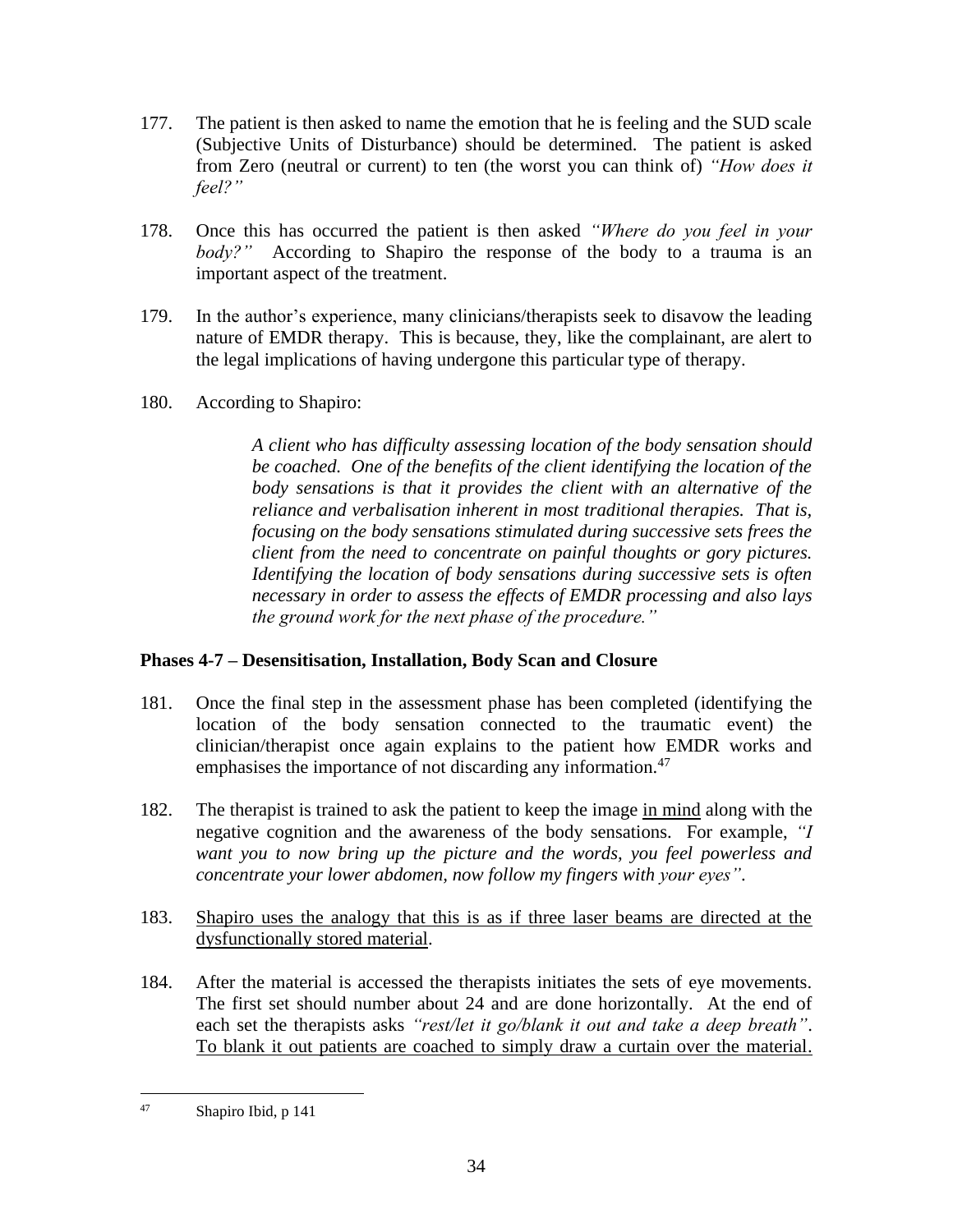177. The patient is then asked to name the emotion that he is feeling and the SUD scale (Subjective Units of Disturbance) should be determined. The patient is asked from Zero (neutral or current) to ten (the worst you can think of) *"How does it feel?"*

178. Once this has occurred the patient is then asked *"Where do you feel in your body?"* According to Shapiro the response of the body to a trauma is an important aspect of the treatment.

179. In the author's experience, many clinicians/therapists seek to disavow the leading nature of EMDR therapy. This is because, they, like the complainant, are alert to the legal implications of having undergone this particular type of therapy.

180. According to Shapiro:

> *A client who has difficulty assessing location of the body sensation should be coached. One of the benefits of the client identifying the location of the body sensations is that it provides the client with an alternative of the reliance and verbalisation inherent in most traditional therapies. That is, focusing on the body sensations stimulated during successive sets frees the client from the need to concentrate on painful thoughts or gory pictures. Identifying the location of body sensations during successive sets is often necessary in order to assess the effects of EMDR processing and also lays the ground work for the next phase of the procedure."*

### Phases 4-7 – Desensitisation, Installation, Body Scan and Closure

181. Once the final step in the assessment phase has been completed (identifying the location of the body sensation connected to the traumatic event) the clinician/therapist once again explains to the patient how EMDR works and emphasises the importance of not discarding any information.[47]

182. The therapist is trained to ask the patient to keep the image <u>in mind</u> along with the negative cognition and the awareness of the body sensations. For example, *"I want you to now bring up the picture and the words, you feel powerless and concentrate your lower abdomen, now follow my fingers with your eyes"*.

183. <u>Shapiro uses the analogy that this is as if three laser beams are directed at the dysfunctionally stored material</u>.

184. After the material is accessed the therapists initiates the sets of eye movements. The first set should number about 24 and are done horizontally. At the end of each set the therapists asks *"rest/let it go/blank it out and take a deep breath"*. <u>To blank it out patients are coached to simply draw a curtain over the material.</u>

---

[47] Shapiro Ibid, p 141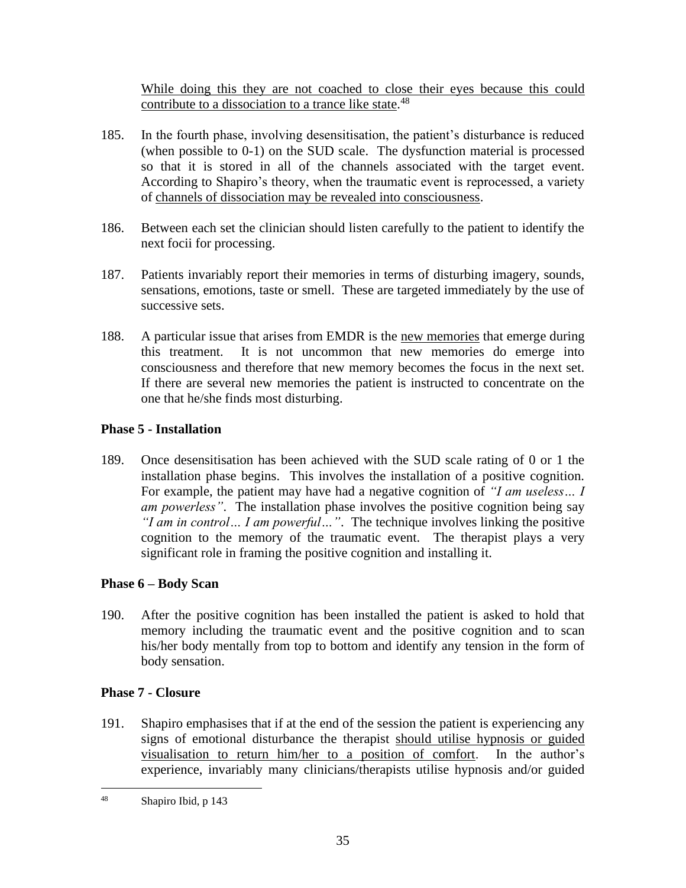While doing this they are not coached to close their eyes because this could contribute to a dissociation to a trance like state.[48]

185. In the fourth phase, involving desensitisation, the patient's disturbance is reduced (when possible to 0-1) on the SUD scale. The dysfunction material is processed so that it is stored in all of the channels associated with the target event. According to Shapiro's theory, when the traumatic event is reprocessed, a variety of channels of dissociation may be revealed into consciousness.

186. Between each set the clinician should listen carefully to the patient to identify the next focii for processing.

187. Patients invariably report their memories in terms of disturbing imagery, sounds, sensations, emotions, taste or smell. These are targeted immediately by the use of successive sets.

188. A particular issue that arises from EMDR is the new memories that emerge during this treatment. It is not uncommon that new memories do emerge into consciousness and therefore that new memory becomes the focus in the next set. If there are several new memories the patient is instructed to concentrate on the one that he/she finds most disturbing.

**Phase 5 - Installation**

189. Once desensitisation has been achieved with the SUD scale rating of 0 or 1 the installation phase begins. This involves the installation of a positive cognition. For example, the patient may have had a negative cognition of *"I am useless… I am powerless"*. The installation phase involves the positive cognition being say *"I am in control… I am powerful…"*. The technique involves linking the positive cognition to the memory of the traumatic event. The therapist plays a very significant role in framing the positive cognition and installing it.

**Phase 6 – Body Scan**

190. After the positive cognition has been installed the patient is asked to hold that memory including the traumatic event and the positive cognition and to scan his/her body mentally from top to bottom and identify any tension in the form of body sensation.

**Phase 7 - Closure**

191. Shapiro emphasises that if at the end of the session the patient is experiencing any signs of emotional disturbance the therapist should utilise hypnosis or guided visualisation to return him/her to a position of comfort. In the author's experience, invariably many clinicians/therapists utilise hypnosis and/or guided

[48] Shapiro Ibid, p 143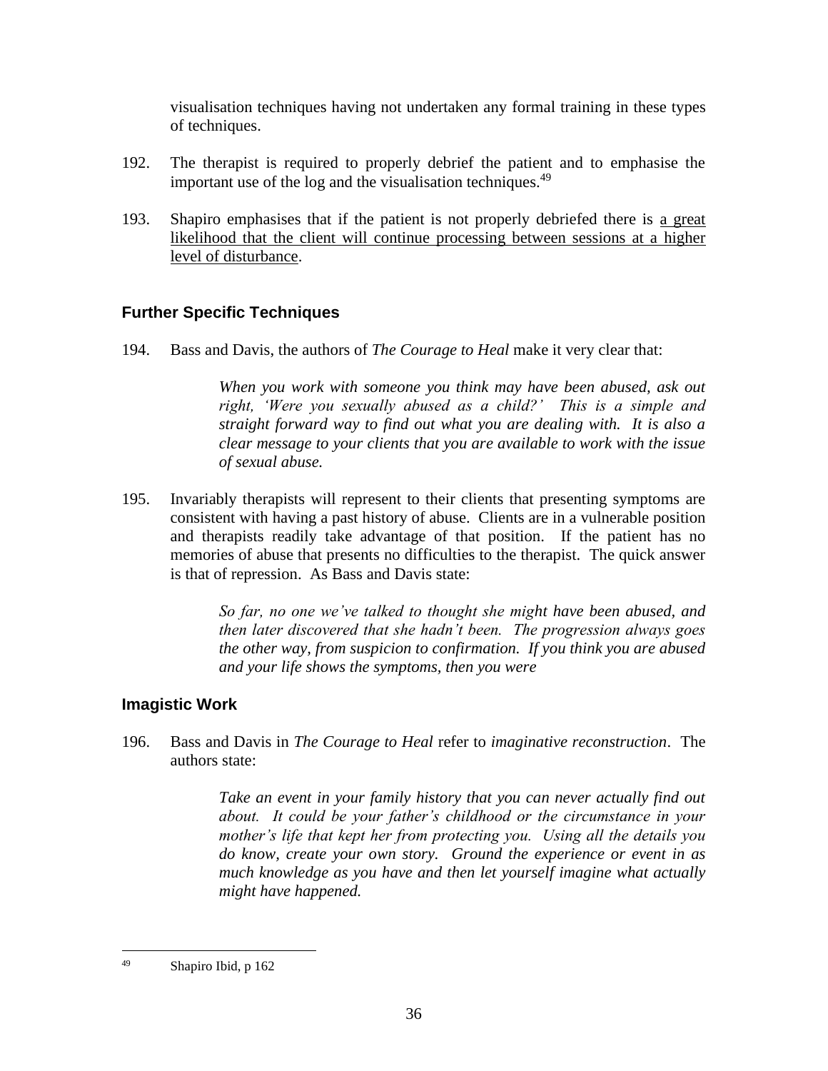visualisation techniques having not undertaken any formal training in these types of techniques.

192. The therapist is required to properly debrief the patient and to emphasise the important use of the log and the visualisation techniques.[49]

193. Shapiro emphasises that if the patient is not properly debriefed there is a great likelihood that the client will continue processing between sessions at a higher level of disturbance.

## Further Specific Techniques

194. Bass and Davis, the authors of *The Courage to Heal* make it very clear that:

> *When you work with someone you think may have been abused, ask out right, 'Were you sexually abused as a child?' This is a simple and straight forward way to find out what you are dealing with. It is also a clear message to your clients that you are available to work with the issue of sexual abuse.*

195. Invariably therapists will represent to their clients that presenting symptoms are consistent with having a past history of abuse. Clients are in a vulnerable position and therapists readily take advantage of that position. If the patient has no memories of abuse that presents no difficulties to the therapist. The quick answer is that of repression. As Bass and Davis state:

> *So far, no one we've talked to thought she might have been abused, and then later discovered that she hadn't been. The progression always goes the other way, from suspicion to confirmation. If you think you are abused and your life shows the symptoms, then you were*

## Imagistic Work

196. Bass and Davis in *The Courage to Heal* refer to *imaginative reconstruction*. The authors state:

> *Take an event in your family history that you can never actually find out about. It could be your father's childhood or the circumstance in your mother's life that kept her from protecting you. Using all the details you do know, create your own story. Ground the experience or event in as much knowledge as you have and then let yourself imagine what actually might have happened.*

---

[49] Shapiro Ibid, p 162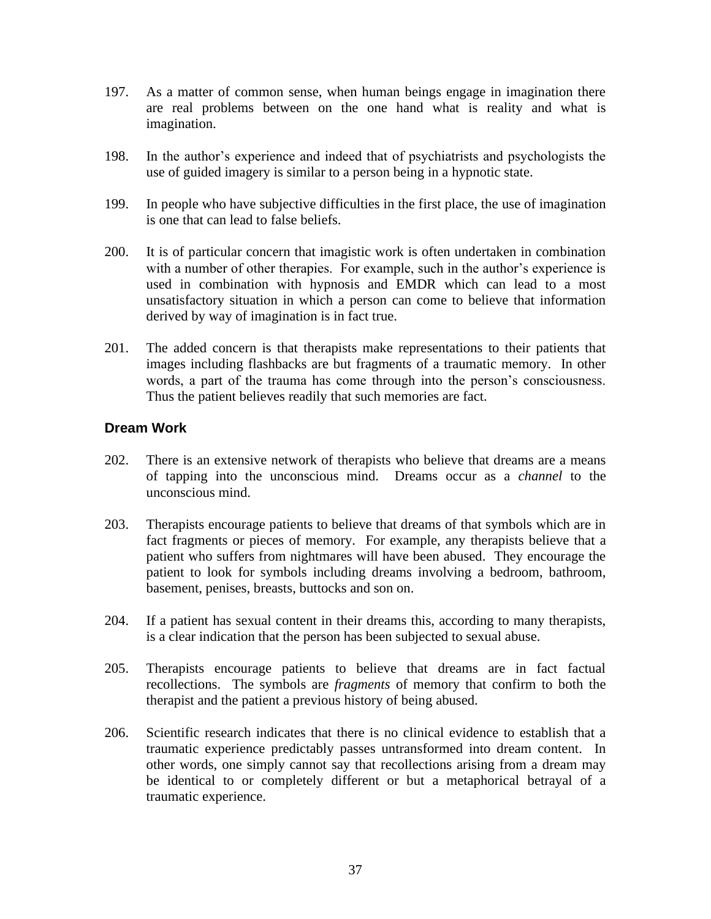197. As a matter of common sense, when human beings engage in imagination there are real problems between on the one hand what is reality and what is imagination.

198. In the author's experience and indeed that of psychiatrists and psychologists the use of guided imagery is similar to a person being in a hypnotic state.

199. In people who have subjective difficulties in the first place, the use of imagination is one that can lead to false beliefs.

200. It is of particular concern that imagistic work is often undertaken in combination with a number of other therapies. For example, such in the author's experience is used in combination with hypnosis and EMDR which can lead to a most unsatisfactory situation in which a person can come to believe that information derived by way of imagination is in fact true.

201. The added concern is that therapists make representations to their patients that images including flashbacks are but fragments of a traumatic memory. In other words, a part of the trauma has come through into the person's consciousness. Thus the patient believes readily that such memories are fact.

### Dream Work

202. There is an extensive network of therapists who believe that dreams are a means of tapping into the unconscious mind. Dreams occur as a *channel* to the unconscious mind.

203. Therapists encourage patients to believe that dreams of that symbols which are in fact fragments or pieces of memory. For example, any therapists believe that a patient who suffers from nightmares will have been abused. They encourage the patient to look for symbols including dreams involving a bedroom, bathroom, basement, penises, breasts, buttocks and son on.

204. If a patient has sexual content in their dreams this, according to many therapists, is a clear indication that the person has been subjected to sexual abuse.

205. Therapists encourage patients to believe that dreams are in fact factual recollections. The symbols are *fragments* of memory that confirm to both the therapist and the patient a previous history of being abused.

206. Scientific research indicates that there is no clinical evidence to establish that a traumatic experience predictably passes untransformed into dream content. In other words, one simply cannot say that recollections arising from a dream may be identical to or completely different or but a metaphorical betrayal of a traumatic experience.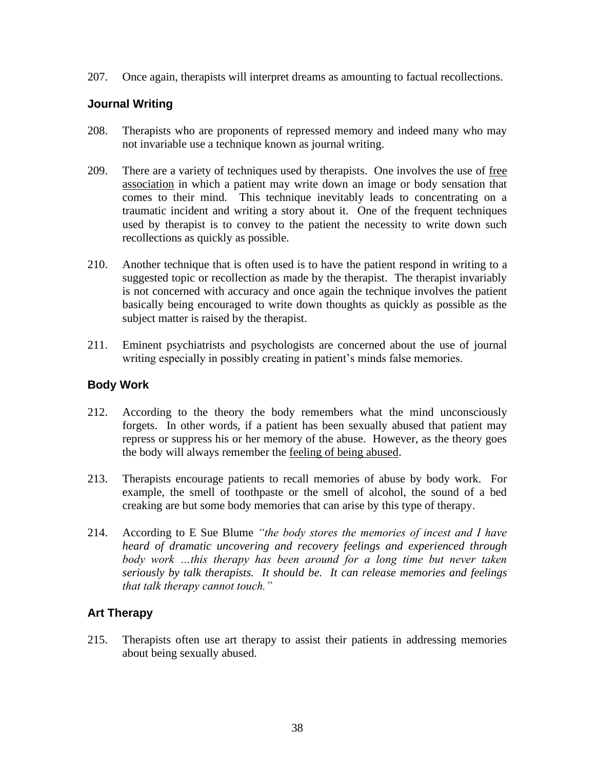207. Once again, therapists will interpret dreams as amounting to factual recollections.

### Journal Writing

208. Therapists who are proponents of repressed memory and indeed many who may not invariable use a technique known as journal writing.

209. There are a variety of techniques used by therapists. One involves the use of <u>free association</u> in which a patient may write down an image or body sensation that comes to their mind. This technique inevitably leads to concentrating on a traumatic incident and writing a story about it. One of the frequent techniques used by therapist is to convey to the patient the necessity to write down such recollections as quickly as possible.

210. Another technique that is often used is to have the patient respond in writing to a suggested topic or recollection as made by the therapist. The therapist invariably is not concerned with accuracy and once again the technique involves the patient basically being encouraged to write down thoughts as quickly as possible as the subject matter is raised by the therapist.

211. Eminent psychiatrists and psychologists are concerned about the use of journal writing especially in possibly creating in patient's minds false memories.

### Body Work

212. According to the theory the body remembers what the mind unconsciously forgets. In other words, if a patient has been sexually abused that patient may repress or suppress his or her memory of the abuse. However, as the theory goes the body will always remember the <u>feeling of being abused</u>.

213. Therapists encourage patients to recall memories of abuse by body work. For example, the smell of toothpaste or the smell of alcohol, the sound of a bed creaking are but some body memories that can arise by this type of therapy.

214. According to E Sue Blume *"the body stores the memories of incest and I have heard of dramatic uncovering and recovery feelings and experienced through body work …this therapy has been around for a long time but never taken seriously by talk therapists. It should be. It can release memories and feelings that talk therapy cannot touch."*

### Art Therapy

215. Therapists often use art therapy to assist their patients in addressing memories about being sexually abused.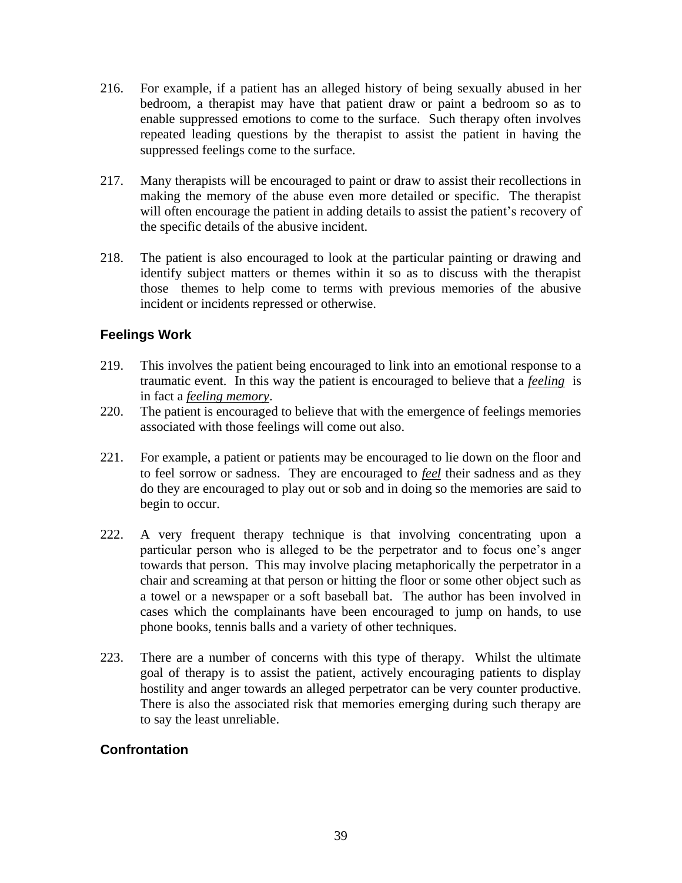216. For example, if a patient has an alleged history of being sexually abused in her bedroom, a therapist may have that patient draw or paint a bedroom so as to enable suppressed emotions to come to the surface. Such therapy often involves repeated leading questions by the therapist to assist the patient in having the suppressed feelings come to the surface.

217. Many therapists will be encouraged to paint or draw to assist their recollections in making the memory of the abuse even more detailed or specific. The therapist will often encourage the patient in adding details to assist the patient's recovery of the specific details of the abusive incident.

218. The patient is also encouraged to look at the particular painting or drawing and identify subject matters or themes within it so as to discuss with the therapist those themes to help come to terms with previous memories of the abusive incident or incidents repressed or otherwise.

### Feelings Work

219. This involves the patient being encouraged to link into an emotional response to a traumatic event. In this way the patient is encouraged to believe that a ***feeling*** is in fact a ***feeling memory***.

220. The patient is encouraged to believe that with the emergence of feelings memories associated with those feelings will come out also.

221. For example, a patient or patients may be encouraged to lie down on the floor and to feel sorrow or sadness. They are encouraged to ***feel*** their sadness and as they do they are encouraged to play out or sob and in doing so the memories are said to begin to occur.

222. A very frequent therapy technique is that involving concentrating upon a particular person who is alleged to be the perpetrator and to focus one's anger towards that person. This may involve placing metaphorically the perpetrator in a chair and screaming at that person or hitting the floor or some other object such as a towel or a newspaper or a soft baseball bat. The author has been involved in cases which the complainants have been encouraged to jump on hands, to use phone books, tennis balls and a variety of other techniques.

223. There are a number of concerns with this type of therapy. Whilst the ultimate goal of therapy is to assist the patient, actively encouraging patients to display hostility and anger towards an alleged perpetrator can be very counter productive. There is also the associated risk that memories emerging during such therapy are to say the least unreliable.

### Confrontation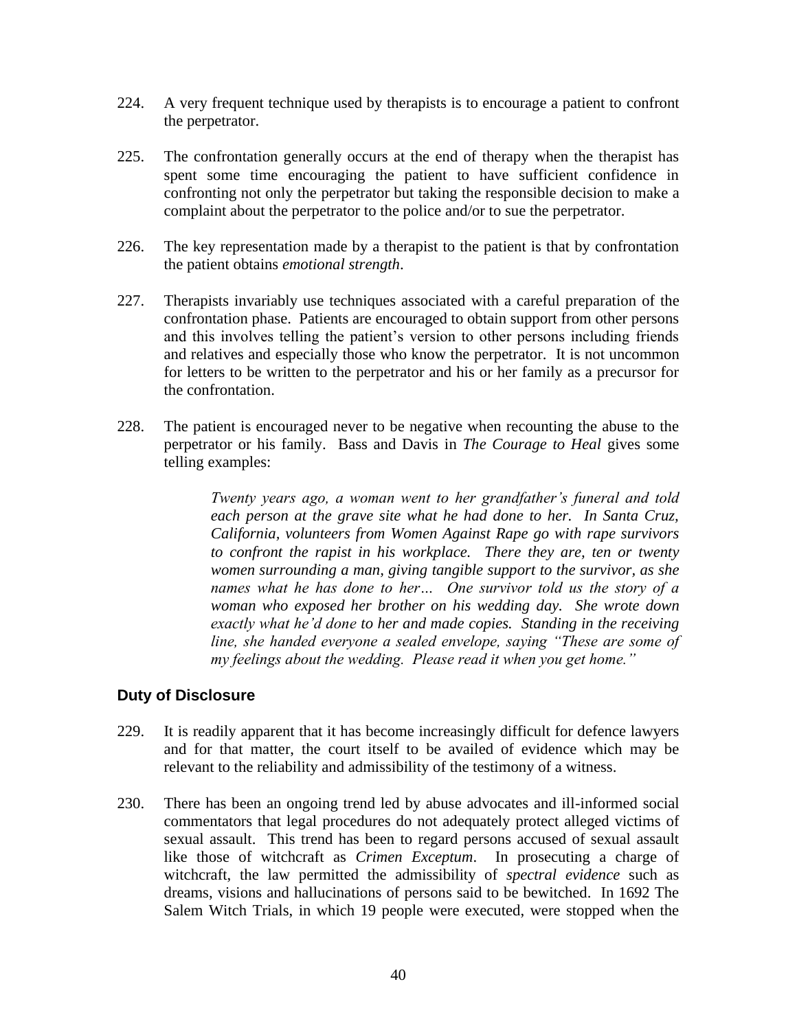224. A very frequent technique used by therapists is to encourage a patient to confront the perpetrator.

225. The confrontation generally occurs at the end of therapy when the therapist has spent some time encouraging the patient to have sufficient confidence in confronting not only the perpetrator but taking the responsible decision to make a complaint about the perpetrator to the police and/or to sue the perpetrator.

226. The key representation made by a therapist to the patient is that by confrontation the patient obtains *emotional strength*.

227. Therapists invariably use techniques associated with a careful preparation of the confrontation phase. Patients are encouraged to obtain support from other persons and this involves telling the patient's version to other persons including friends and relatives and especially those who know the perpetrator. It is not uncommon for letters to be written to the perpetrator and his or her family as a precursor for the confrontation.

228. The patient is encouraged never to be negative when recounting the abuse to the perpetrator or his family. Bass and Davis in *The Courage to Heal* gives some telling examples:

> *Twenty years ago, a woman went to her grandfather's funeral and told each person at the grave site what he had done to her. In Santa Cruz, California, volunteers from Women Against Rape go with rape survivors to confront the rapist in his workplace. There they are, ten or twenty women surrounding a man, giving tangible support to the survivor, as she names what he has done to her… One survivor told us the story of a woman who exposed her brother on his wedding day. She wrote down exactly what he'd done to her and made copies. Standing in the receiving line, she handed everyone a sealed envelope, saying "These are some of my feelings about the wedding. Please read it when you get home."*

## Duty of Disclosure

229. It is readily apparent that it has become increasingly difficult for defence lawyers and for that matter, the court itself to be availed of evidence which may be relevant to the reliability and admissibility of the testimony of a witness.

230. There has been an ongoing trend led by abuse advocates and ill-informed social commentators that legal procedures do not adequately protect alleged victims of sexual assault. This trend has been to regard persons accused of sexual assault like those of witchcraft as *Crimen Exceptum*. In prosecuting a charge of witchcraft, the law permitted the admissibility of *spectral evidence* such as dreams, visions and hallucinations of persons said to be bewitched. In 1692 The Salem Witch Trials, in which 19 people were executed, were stopped when the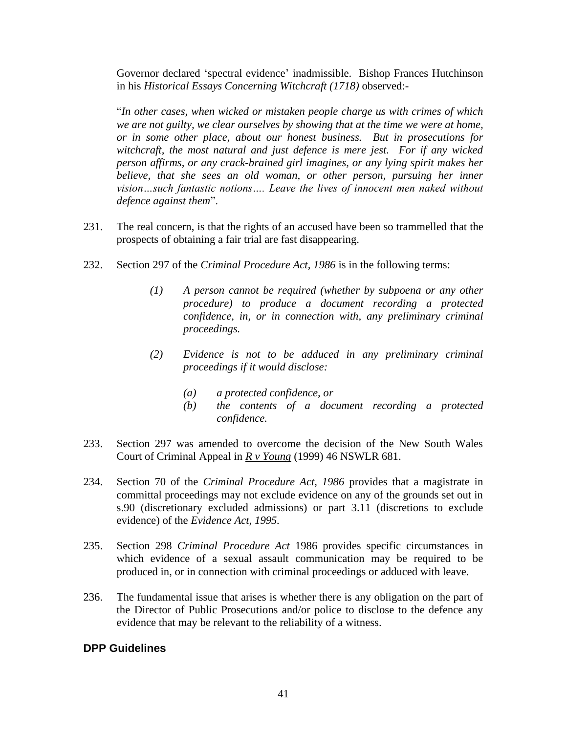Governor declared 'spectral evidence' inadmissible. Bishop Frances Hutchinson in his *Historical Essays Concerning Witchcraft (1718)* observed:-

"*In other cases, when wicked or mistaken people charge us with crimes of which we are not guilty, we clear ourselves by showing that at the time we were at home, or in some other place, about our honest business. But in prosecutions for witchcraft, the most natural and just defence is mere jest. For if any wicked person affirms, or any crack-brained girl imagines, or any lying spirit makes her believe, that she sees an old woman, or other person, pursuing her inner vision…such fantastic notions…. Leave the lives of innocent men naked without defence against them*".

231. The real concern, is that the rights of an accused have been so trammelled that the prospects of obtaining a fair trial are fast disappearing.

232. Section 297 of the *Criminal Procedure Act, 1986* is in the following terms:

> *(1) A person cannot be required (whether by subpoena or any other procedure) to produce a document recording a protected confidence, in, or in connection with, any preliminary criminal proceedings.*
>
> *(2) Evidence is not to be adduced in any preliminary criminal proceedings if it would disclose:*
>
> *(a) a protected confidence, or*
> *(b) the contents of a document recording a protected confidence.*

233. Section 297 was amended to overcome the decision of the New South Wales Court of Criminal Appeal in ***R v Young*** (1999) 46 NSWLR 681.

234. Section 70 of the *Criminal Procedure Act, 1986* provides that a magistrate in committal proceedings may not exclude evidence on any of the grounds set out in s.90 (discretionary excluded admissions) or part 3.11 (discretions to exclude evidence) of the *Evidence Act, 1995.*

235. Section 298 *Criminal Procedure Act* 1986 provides specific circumstances in which evidence of a sexual assault communication may be required to be produced in, or in connection with criminal proceedings or adduced with leave.

236. The fundamental issue that arises is whether there is any obligation on the part of the Director of Public Prosecutions and/or police to disclose to the defence any evidence that may be relevant to the reliability of a witness.

## DPP Guidelines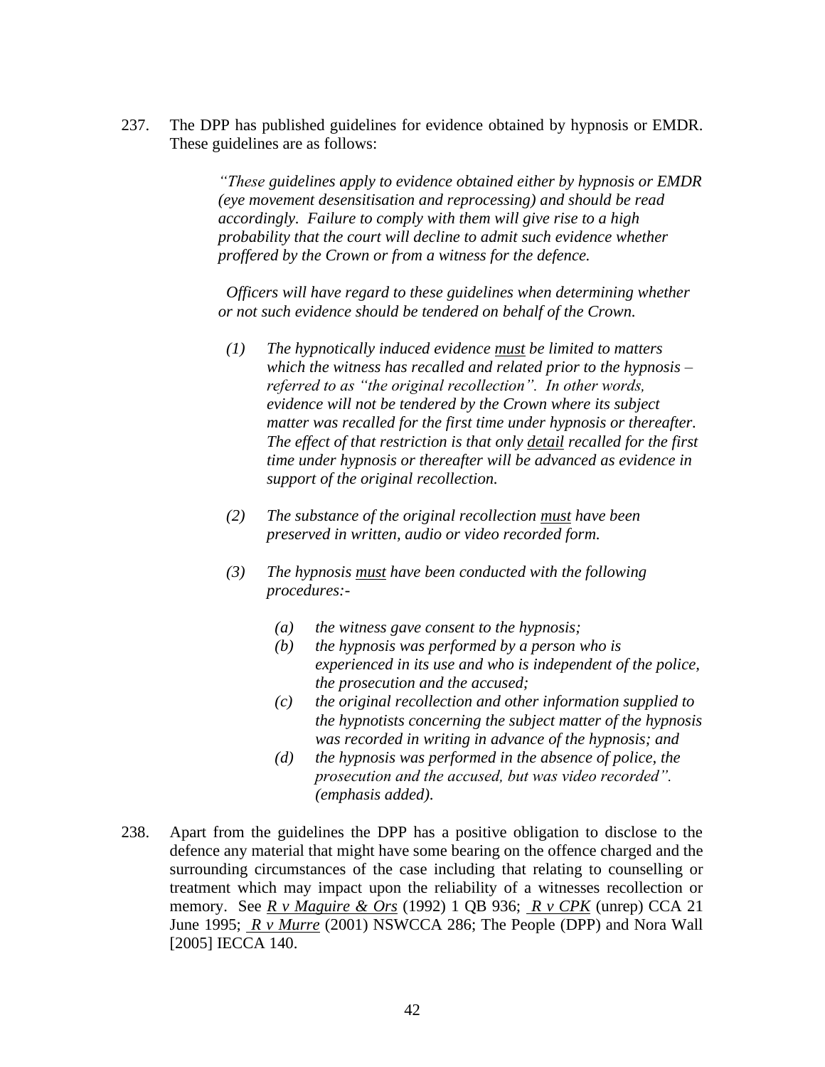237. The DPP has published guidelines for evidence obtained by hypnosis or EMDR. These guidelines are as follows:

> *"These guidelines apply to evidence obtained either by hypnosis or EMDR (eye movement desensitisation and reprocessing) and should be read accordingly. Failure to comply with them will give rise to a high probability that the court will decline to admit such evidence whether proffered by the Crown or from a witness for the defence.*
>
> *Officers will have regard to these guidelines when determining whether or not such evidence should be tendered on behalf of the Crown.*
>
> *(1) The hypnotically induced evidence* ***must*** *be limited to matters which the witness has recalled and related prior to the hypnosis – referred to as "the original recollection". In other words, evidence will not be tendered by the Crown where its subject matter was recalled for the first time under hypnosis or thereafter. The effect of that restriction is that only* ***detail*** *recalled for the first time under hypnosis or thereafter will be advanced as evidence in support of the original recollection.*
>
> *(2) The substance of the original recollection* ***must*** *have been preserved in written, audio or video recorded form.*
>
> *(3) The hypnosis* ***must*** *have been conducted with the following procedures:-*
>
> *(a) the witness gave consent to the hypnosis;*
> *(b) the hypnosis was performed by a person who is experienced in its use and who is independent of the police, the prosecution and the accused;*
> *(c) the original recollection and other information supplied to the hypnotists concerning the subject matter of the hypnosis was recorded in writing in advance of the hypnosis; and*
> *(d) the hypnosis was performed in the absence of police, the prosecution and the accused, but was video recorded". (emphasis added).*

238. Apart from the guidelines the DPP has a positive obligation to disclose to the defence any material that might have some bearing on the offence charged and the surrounding circumstances of the case including that relating to counselling or treatment which may impact upon the reliability of a witnesses recollection or memory. See *R v Maguire & Ors* (1992) 1 QB 936; *R v CPK* (unrep) CCA 21 June 1995; *R v Murre* (2001) NSWCCA 286; The People (DPP) and Nora Wall [2005] IECCA 140.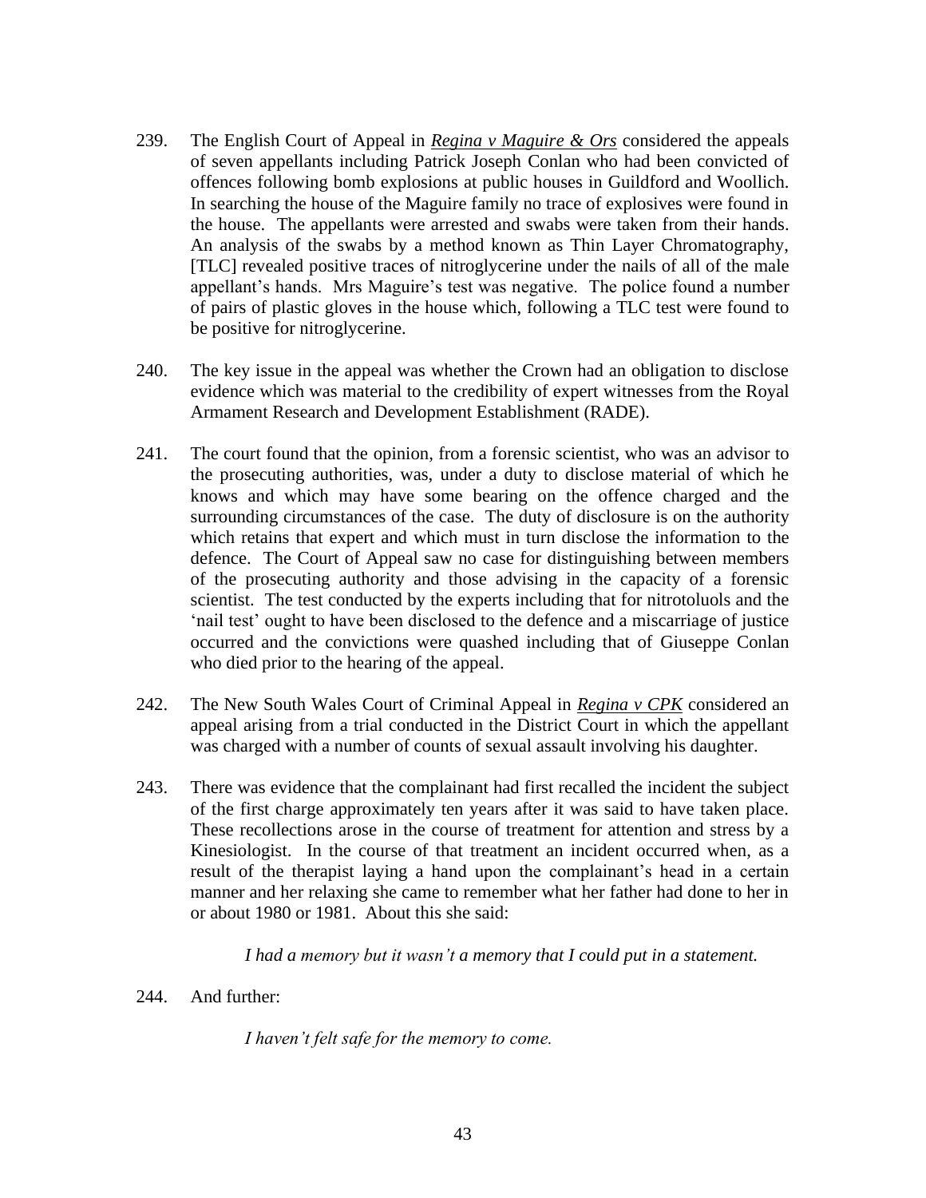239. The English Court of Appeal in ***Regina v Maguire & Ors*** considered the appeals of seven appellants including Patrick Joseph Conlan who had been convicted of offences following bomb explosions at public houses in Guildford and Woollich. In searching the house of the Maguire family no trace of explosives were found in the house. The appellants were arrested and swabs were taken from their hands. An analysis of the swabs by a method known as Thin Layer Chromatography, [TLC] revealed positive traces of nitroglycerine under the nails of all of the male appellant's hands. Mrs Maguire's test was negative. The police found a number of pairs of plastic gloves in the house which, following a TLC test were found to be positive for nitroglycerine.

240. The key issue in the appeal was whether the Crown had an obligation to disclose evidence which was material to the credibility of expert witnesses from the Royal Armament Research and Development Establishment (RADE).

241. The court found that the opinion, from a forensic scientist, who was an advisor to the prosecuting authorities, was, under a duty to disclose material of which he knows and which may have some bearing on the offence charged and the surrounding circumstances of the case. The duty of disclosure is on the authority which retains that expert and which must in turn disclose the information to the defence. The Court of Appeal saw no case for distinguishing between members of the prosecuting authority and those advising in the capacity of a forensic scientist. The test conducted by the experts including that for nitrotoluols and the 'nail test' ought to have been disclosed to the defence and a miscarriage of justice occurred and the convictions were quashed including that of Giuseppe Conlan who died prior to the hearing of the appeal.

242. The New South Wales Court of Criminal Appeal in ***Regina v CPK*** considered an appeal arising from a trial conducted in the District Court in which the appellant was charged with a number of counts of sexual assault involving his daughter.

243. There was evidence that the complainant had first recalled the incident the subject of the first charge approximately ten years after it was said to have taken place. These recollections arose in the course of treatment for attention and stress by a Kinesiologist. In the course of that treatment an incident occurred when, as a result of the therapist laying a hand upon the complainant's head in a certain manner and her relaxing she came to remember what her father had done to her in or about 1980 or 1981. About this she said:

> *I had a memory but it wasn't a memory that I could put in a statement.*

244. And further:

> *I haven't felt safe for the memory to come.*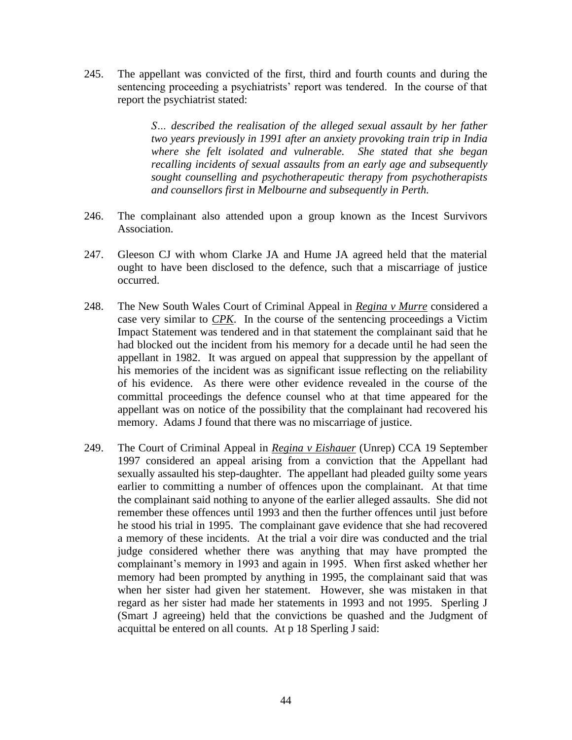245. The appellant was convicted of the first, third and fourth counts and during the sentencing proceeding a psychiatrists' report was tendered. In the course of that report the psychiatrist stated:

> *S… described the realisation of the alleged sexual assault by her father two years previously in 1991 after an anxiety provoking train trip in India where she felt isolated and vulnerable. She stated that she began recalling incidents of sexual assaults from an early age and subsequently sought counselling and psychotherapeutic therapy from psychotherapists and counsellors first in Melbourne and subsequently in Perth.*

246. The complainant also attended upon a group known as the Incest Survivors Association.

247. Gleeson CJ with whom Clarke JA and Hume JA agreed held that the material ought to have been disclosed to the defence, such that a miscarriage of justice occurred.

248. The New South Wales Court of Criminal Appeal in ***Regina v Murre*** considered a case very similar to ***CPK***. In the course of the sentencing proceedings a Victim Impact Statement was tendered and in that statement the complainant said that he had blocked out the incident from his memory for a decade until he had seen the appellant in 1982. It was argued on appeal that suppression by the appellant of his memories of the incident was as significant issue reflecting on the reliability of his evidence. As there were other evidence revealed in the course of the committal proceedings the defence counsel who at that time appeared for the appellant was on notice of the possibility that the complainant had recovered his memory. Adams J found that there was no miscarriage of justice.

249. The Court of Criminal Appeal in ***Regina v Eishauer*** (Unrep) CCA 19 September 1997 considered an appeal arising from a conviction that the Appellant had sexually assaulted his step-daughter. The appellant had pleaded guilty some years earlier to committing a number of offences upon the complainant. At that time the complainant said nothing to anyone of the earlier alleged assaults. She did not remember these offences until 1993 and then the further offences until just before he stood his trial in 1995. The complainant gave evidence that she had recovered a memory of these incidents. At the trial a voir dire was conducted and the trial judge considered whether there was anything that may have prompted the complainant's memory in 1993 and again in 1995. When first asked whether her memory had been prompted by anything in 1995, the complainant said that was when her sister had given her statement. However, she was mistaken in that regard as her sister had made her statements in 1993 and not 1995. Sperling J (Smart J agreeing) held that the convictions be quashed and the Judgment of acquittal be entered on all counts. At p 18 Sperling J said: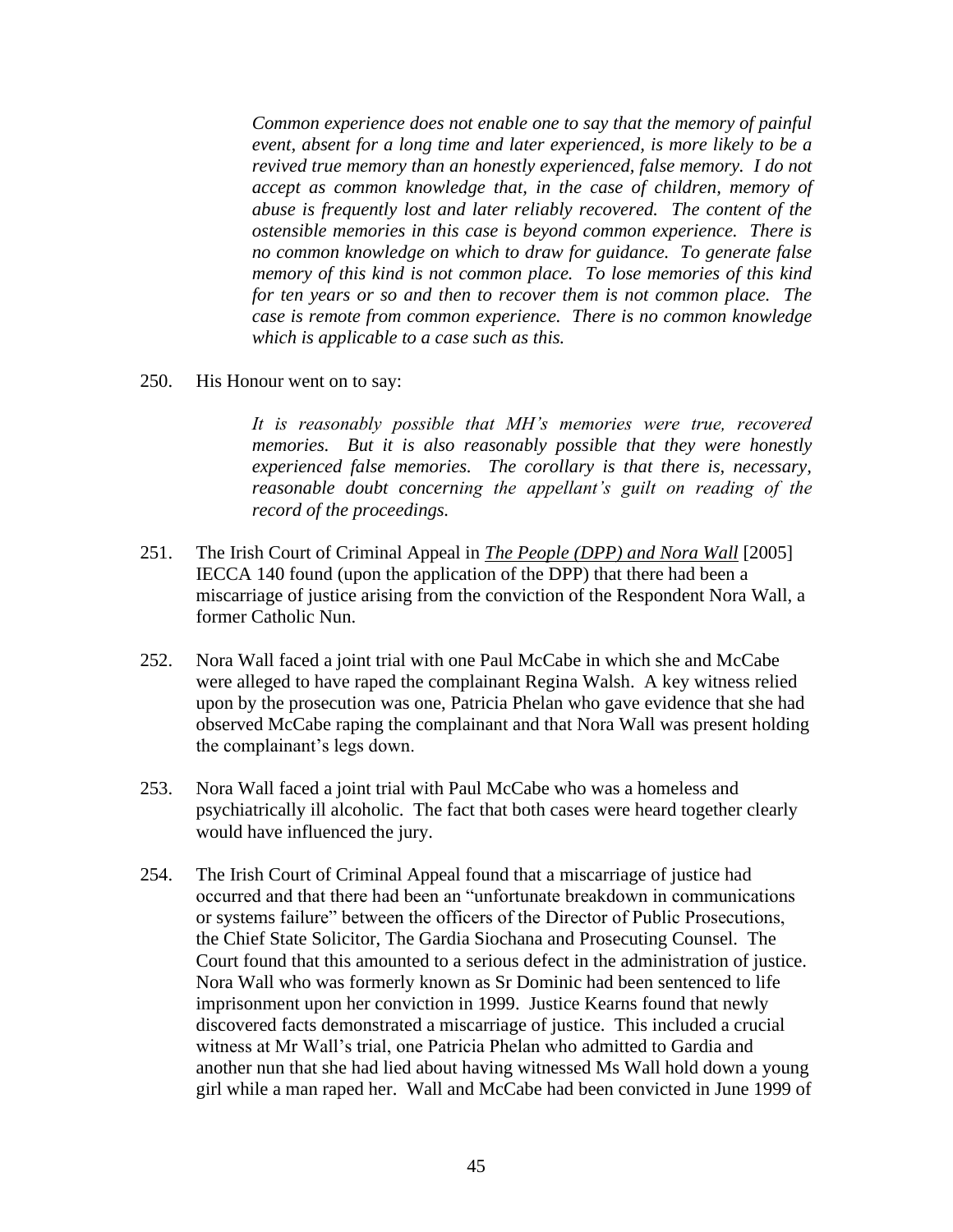> *Common experience does not enable one to say that the memory of painful event, absent for a long time and later experienced, is more likely to be a revived true memory than an honestly experienced, false memory. I do not accept as common knowledge that, in the case of children, memory of abuse is frequently lost and later reliably recovered. The content of the ostensible memories in this case is beyond common experience. There is no common knowledge on which to draw for guidance. To generate false memory of this kind is not common place. To lose memories of this kind for ten years or so and then to recover them is not common place. The case is remote from common experience. There is no common knowledge which is applicable to a case such as this.*

250. His Honour went on to say:

> *It is reasonably possible that MH's memories were true, recovered memories. But it is also reasonably possible that they were honestly experienced false memories. The corollary is that there is, necessary, reasonable doubt concerning the appellant's guilt on reading of the record of the proceedings.*

251. The Irish Court of Criminal Appeal in ***The People (DPP) and Nora Wall*** [2005] IECCA 140 found (upon the application of the DPP) that there had been a miscarriage of justice arising from the conviction of the Respondent Nora Wall, a former Catholic Nun.

252. Nora Wall faced a joint trial with one Paul McCabe in which she and McCabe were alleged to have raped the complainant Regina Walsh. A key witness relied upon by the prosecution was one, Patricia Phelan who gave evidence that she had observed McCabe raping the complainant and that Nora Wall was present holding the complainant's legs down.

253. Nora Wall faced a joint trial with Paul McCabe who was a homeless and psychiatrically ill alcoholic. The fact that both cases were heard together clearly would have influenced the jury.

254. The Irish Court of Criminal Appeal found that a miscarriage of justice had occurred and that there had been an "unfortunate breakdown in communications or systems failure" between the officers of the Director of Public Prosecutions, the Chief State Solicitor, The Gardia Siochana and Prosecuting Counsel. The Court found that this amounted to a serious defect in the administration of justice. Nora Wall who was formerly known as Sr Dominic had been sentenced to life imprisonment upon her conviction in 1999. Justice Kearns found that newly discovered facts demonstrated a miscarriage of justice. This included a crucial witness at Mr Wall's trial, one Patricia Phelan who admitted to Gardia and another nun that she had lied about having witnessed Ms Wall hold down a young girl while a man raped her. Wall and McCabe had been convicted in June 1999 of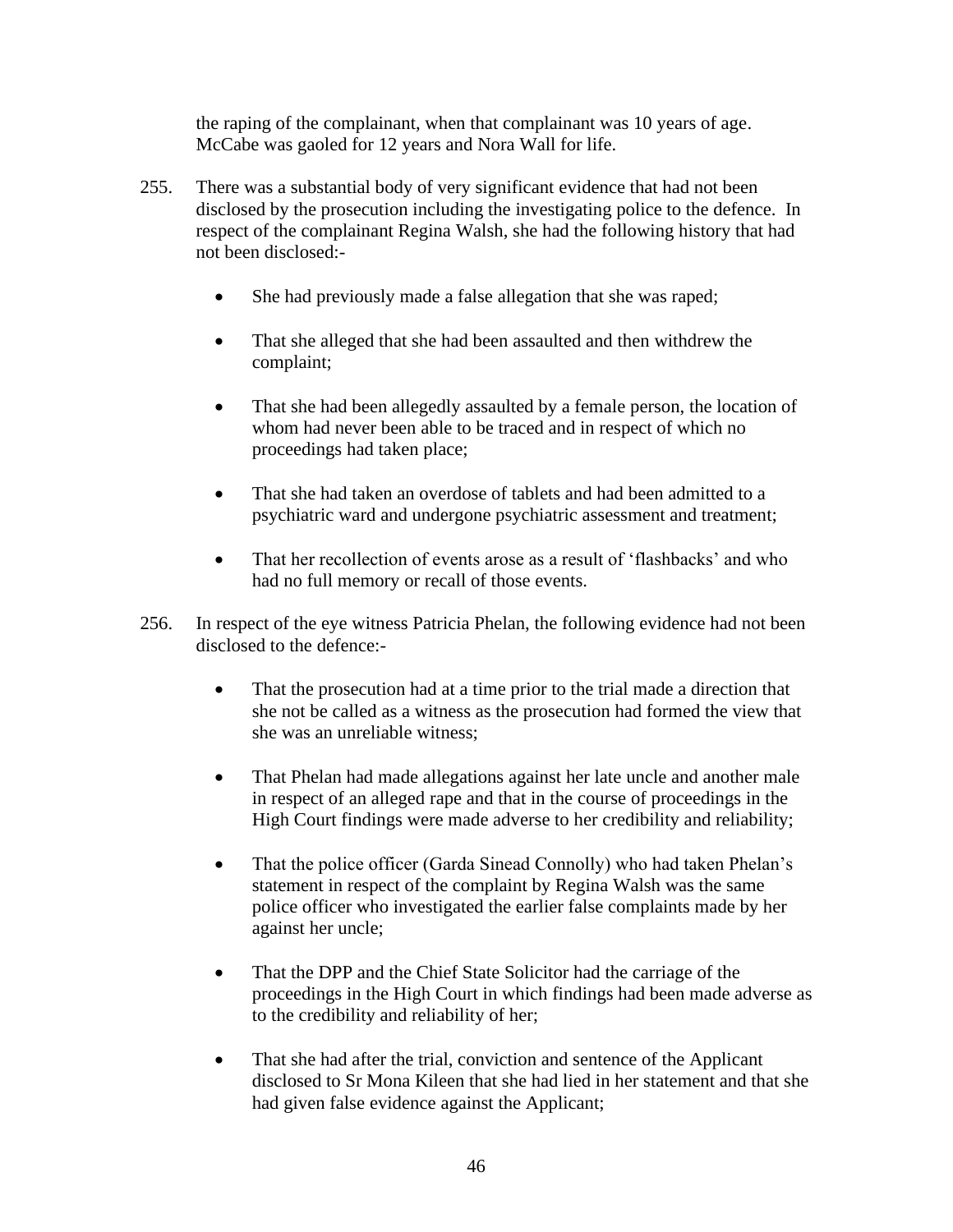the raping of the complainant, when that complainant was 10 years of age. McCabe was gaoled for 12 years and Nora Wall for life.

255. There was a substantial body of very significant evidence that had not been disclosed by the prosecution including the investigating police to the defence. In respect of the complainant Regina Walsh, she had the following history that had not been disclosed:-

- She had previously made a false allegation that she was raped;
- That she alleged that she had been assaulted and then withdrew the complaint;
- That she had been allegedly assaulted by a female person, the location of whom had never been able to be traced and in respect of which no proceedings had taken place;
- That she had taken an overdose of tablets and had been admitted to a psychiatric ward and undergone psychiatric assessment and treatment;
- That her recollection of events arose as a result of 'flashbacks' and who had no full memory or recall of those events.

256. In respect of the eye witness Patricia Phelan, the following evidence had not been disclosed to the defence:-

- That the prosecution had at a time prior to the trial made a direction that she not be called as a witness as the prosecution had formed the view that she was an unreliable witness;
- That Phelan had made allegations against her late uncle and another male in respect of an alleged rape and that in the course of proceedings in the High Court findings were made adverse to her credibility and reliability;
- That the police officer (Garda Sinead Connolly) who had taken Phelan's statement in respect of the complaint by Regina Walsh was the same police officer who investigated the earlier false complaints made by her against her uncle;
- That the DPP and the Chief State Solicitor had the carriage of the proceedings in the High Court in which findings had been made adverse as to the credibility and reliability of her;
- That she had after the trial, conviction and sentence of the Applicant disclosed to Sr Mona Kileen that she had lied in her statement and that she had given false evidence against the Applicant;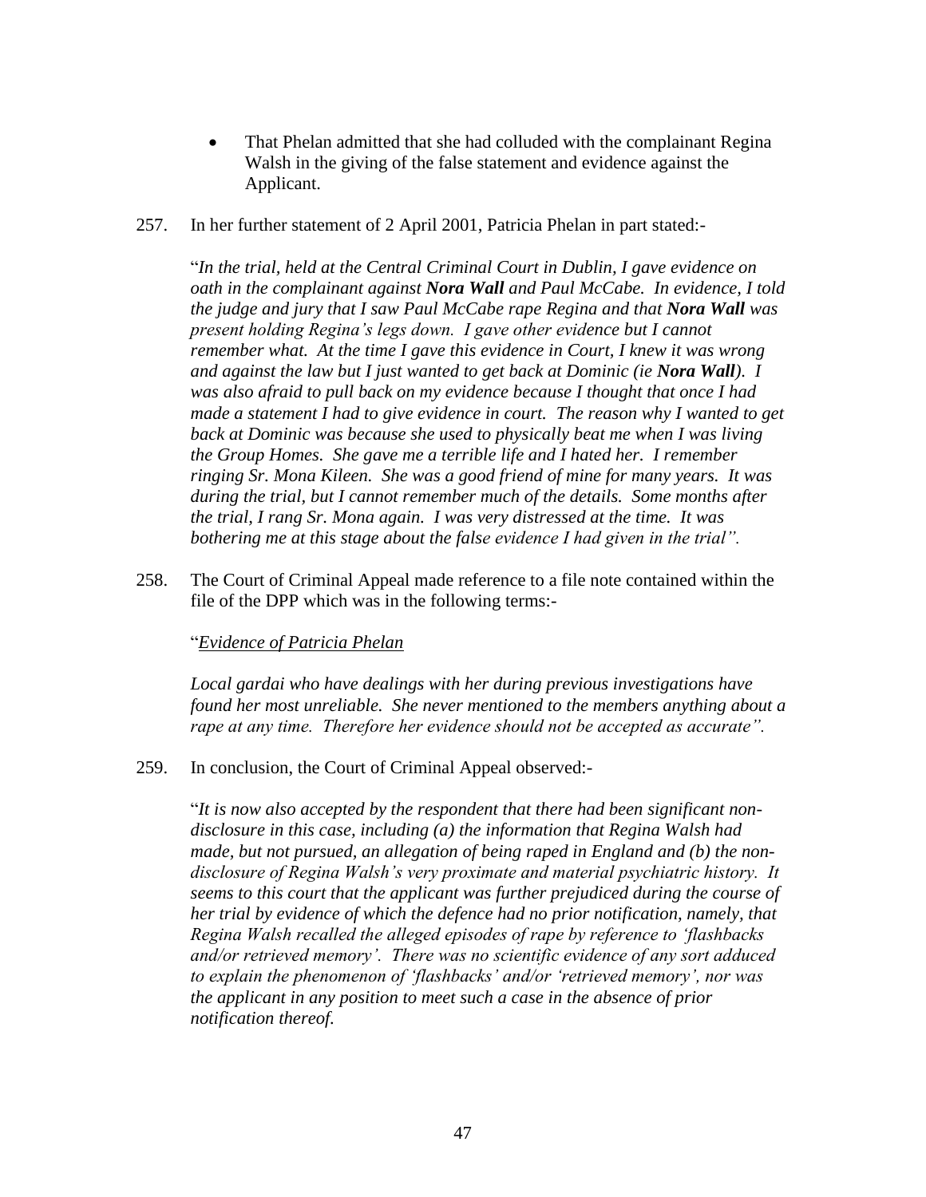- That Phelan admitted that she had colluded with the complainant Regina Walsh in the giving of the false statement and evidence against the Applicant.

257. In her further statement of 2 April 2001, Patricia Phelan in part stated:-

> "*In the trial, held at the Central Criminal Court in Dublin, I gave evidence on oath in the complainant against **Nora Wall** and Paul McCabe. In evidence, I told the judge and jury that I saw Paul McCabe rape Regina and that **Nora Wall** was present holding Regina's legs down. I gave other evidence but I cannot remember what. At the time I gave this evidence in Court, I knew it was wrong and against the law but I just wanted to get back at Dominic (ie **Nora Wall**). I was also afraid to pull back on my evidence because I thought that once I had made a statement I had to give evidence in court. The reason why I wanted to get back at Dominic was because she used to physically beat me when I was living the Group Homes. She gave me a terrible life and I hated her. I remember ringing Sr. Mona Kileen. She was a good friend of mine for many years. It was during the trial, but I cannot remember much of the details. Some months after the trial, I rang Sr. Mona again. I was very distressed at the time. It was bothering me at this stage about the false evidence I had given in the trial*".

258. The Court of Criminal Appeal made reference to a file note contained within the file of the DPP which was in the following terms:-

> "<u>*Evidence of Patricia Phelan*</u>
>
> *Local gardai who have dealings with her during previous investigations have found her most unreliable. She never mentioned to the members anything about a rape at any time. Therefore her evidence should not be accepted as accurate*".

259. In conclusion, the Court of Criminal Appeal observed:-

> "*It is now also accepted by the respondent that there had been significant non-disclosure in this case, including (a) the information that Regina Walsh had made, but not pursued, an allegation of being raped in England and (b) the non-disclosure of Regina Walsh's very proximate and material psychiatric history. It seems to this court that the applicant was further prejudiced during the course of her trial by evidence of which the defence had no prior notification, namely, that Regina Walsh recalled the alleged episodes of rape by reference to 'flashbacks and/or retrieved memory'. There was no scientific evidence of any sort adduced to explain the phenomenon of 'flashbacks' and/or 'retrieved memory', nor was the applicant in any position to meet such a case in the absence of prior notification thereof.*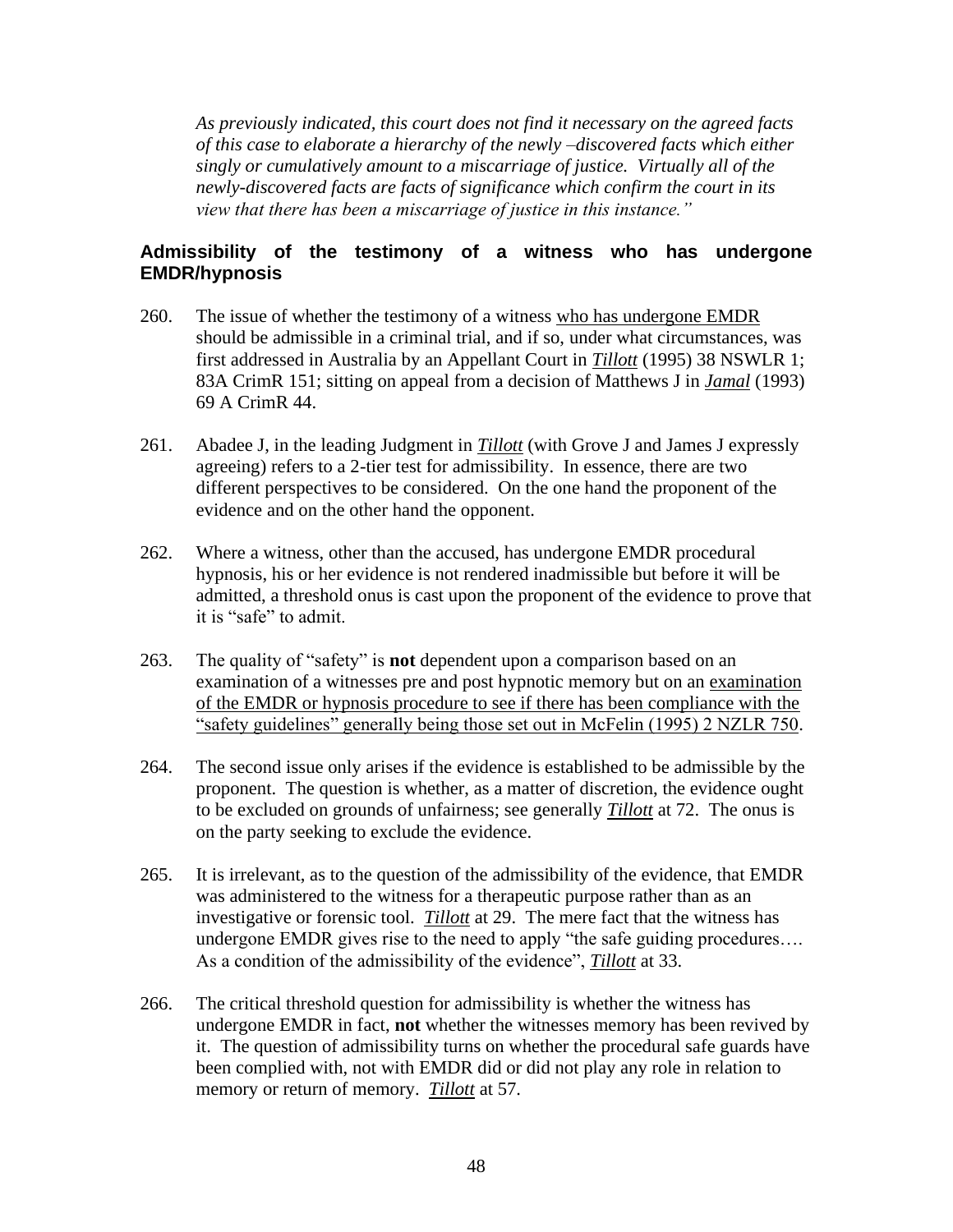*As previously indicated, this court does not find it necessary on the agreed facts of this case to elaborate a hierarchy of the newly –discovered facts which either singly or cumulatively amount to a miscarriage of justice. Virtually all of the newly-discovered facts are facts of significance which confirm the court in its view that there has been a miscarriage of justice in this instance."*

## Admissibility of the testimony of a witness who has undergone EMDR/hypnosis

260. The issue of whether the testimony of a witness <u>who has undergone EMDR</u> should be admissible in a criminal trial, and if so, under what circumstances, was first addressed in Australia by an Appellant Court in ***<u>Tillott</u>*** (1995) 38 NSWLR 1; 83A CrimR 151; sitting on appeal from a decision of Matthews J in ***<u>Jamal</u>*** (1993) 69 A CrimR 44.

261. Abadee J, in the leading Judgment in ***<u>Tillott</u>*** (with Grove J and James J expressly agreeing) refers to a 2-tier test for admissibility. In essence, there are two different perspectives to be considered. On the one hand the proponent of the evidence and on the other hand the opponent.

262. Where a witness, other than the accused, has undergone EMDR procedural hypnosis, his or her evidence is not rendered inadmissible but before it will be admitted, a threshold onus is cast upon the proponent of the evidence to prove that it is "safe" to admit.

263. The quality of "safety" is **not** dependent upon a comparison based on an examination of a witnesses pre and post hypnotic memory but on an <u>examination of the EMDR or hypnosis procedure to see if there has been compliance with the "safety guidelines" generally being those set out in McFelin (1995) 2 NZLR 750</u>.

264. The second issue only arises if the evidence is established to be admissible by the proponent. The question is whether, as a matter of discretion, the evidence ought to be excluded on grounds of unfairness; see generally ***<u>Tillott</u>*** at 72. The onus is on the party seeking to exclude the evidence.

265. It is irrelevant, as to the question of the admissibility of the evidence, that EMDR was administered to the witness for a therapeutic purpose rather than as an investigative or forensic tool. ***<u>Tillott</u>*** at 29. The mere fact that the witness has undergone EMDR gives rise to the need to apply "the safe guiding procedures…. As a condition of the admissibility of the evidence", ***<u>Tillott</u>*** at 33.

266. The critical threshold question for admissibility is whether the witness has undergone EMDR in fact, **not** whether the witnesses memory has been revived by it. The question of admissibility turns on whether the procedural safe guards have been complied with, not with EMDR did or did not play any role in relation to memory or return of memory. ***<u>Tillott</u>*** at 57.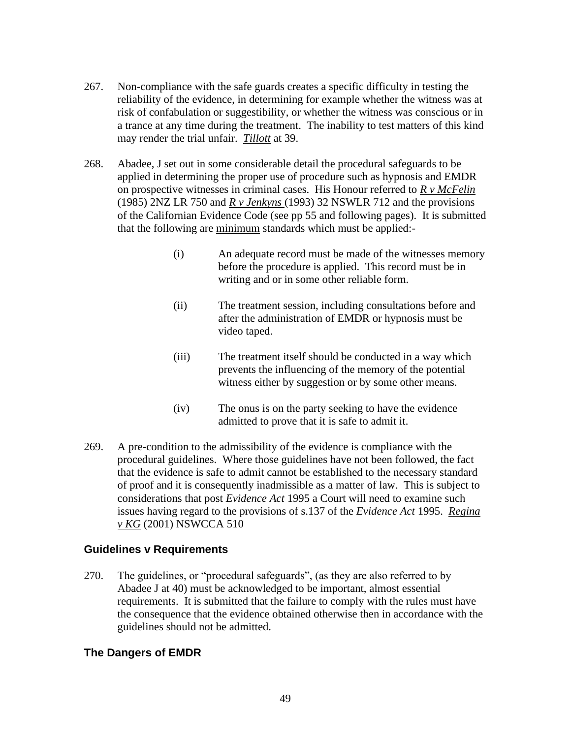267. Non-compliance with the safe guards creates a specific difficulty in testing the reliability of the evidence, in determining for example whether the witness was at risk of confabulation or suggestibility, or whether the witness was conscious or in a trance at any time during the treatment. The inability to test matters of this kind may render the trial unfair. ***Tillott*** at 39.

268. Abadee, J set out in some considerable detail the procedural safeguards to be applied in determining the proper use of procedure such as hypnosis and EMDR on prospective witnesses in criminal cases. His Honour referred to ***R v McFelin*** (1985) 2NZ LR 750 and ***R v Jenkyns*** (1993) 32 NSWLR 712 and the provisions of the Californian Evidence Code (see pp 55 and following pages). It is submitted that the following are minimum standards which must be applied:-

   (i) An adequate record must be made of the witnesses memory before the procedure is applied. This record must be in writing and or in some other reliable form.

   (ii) The treatment session, including consultations before and after the administration of EMDR or hypnosis must be video taped.

   (iii) The treatment itself should be conducted in a way which prevents the influencing of the memory of the potential witness either by suggestion or by some other means.

   (iv) The onus is on the party seeking to have the evidence admitted to prove that it is safe to admit it.

269. A pre-condition to the admissibility of the evidence is compliance with the procedural guidelines. Where those guidelines have not been followed, the fact that the evidence is safe to admit cannot be established to the necessary standard of proof and it is consequently inadmissible as a matter of law. This is subject to considerations that post *Evidence Act* 1995 a Court will need to examine such issues having regard to the provisions of s.137 of the *Evidence Act* 1995. ***Regina v KG*** (2001) NSWCCA 510

### Guidelines v Requirements

270. The guidelines, or "procedural safeguards", (as they are also referred to by Abadee J at 40) must be acknowledged to be important, almost essential requirements. It is submitted that the failure to comply with the rules must have the consequence that the evidence obtained otherwise then in accordance with the guidelines should not be admitted.

### The Dangers of EMDR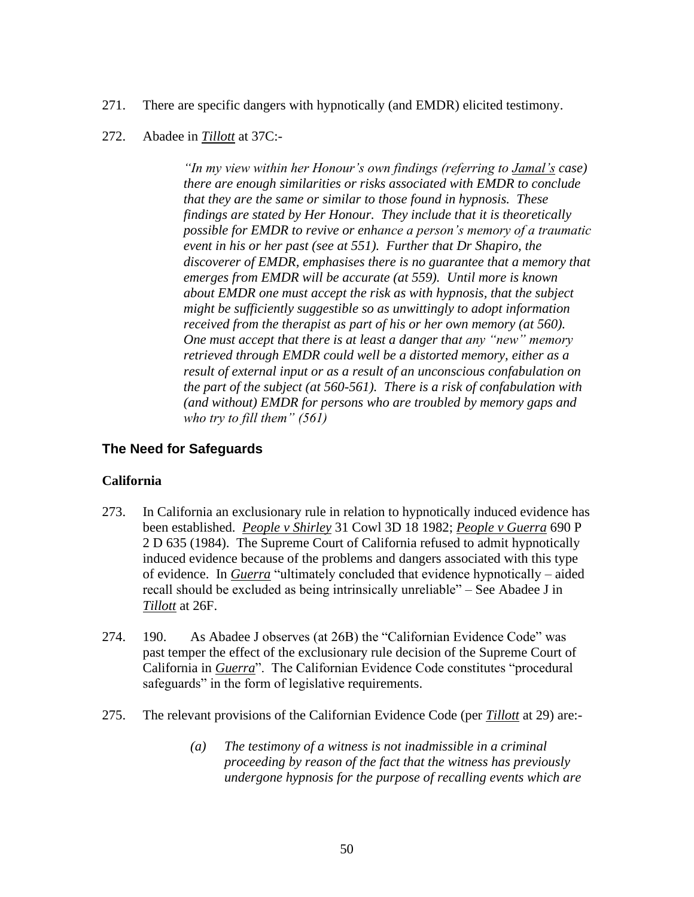271. There are specific dangers with hypnotically (and EMDR) elicited testimony.

272. Abadee in ***Tillott*** at 37C:-

> *"In my view within her Honour's own findings (referring to **Jamal's** case) there are enough similarities or risks associated with EMDR to conclude that they are the same or similar to those found in hypnosis. These findings are stated by Her Honour. They include that it is theoretically possible for EMDR to revive or enhance a person's memory of a traumatic event in his or her past (see at 551). Further that Dr Shapiro, the discoverer of EMDR, emphasises there is no guarantee that a memory that emerges from EMDR will be accurate (at 559). Until more is known about EMDR one must accept the risk as with hypnosis, that the subject might be sufficiently suggestible so as unwittingly to adopt information received from the therapist as part of his or her own memory (at 560). One must accept that there is at least a danger that any "new" memory retrieved through EMDR could well be a distorted memory, either as a result of external input or as a result of an unconscious confabulation on the part of the subject (at 560-561). There is a risk of confabulation with (and without) EMDR for persons who are troubled by memory gaps and who try to fill them" (561)*

## The Need for Safeguards

### California

273. In California an exclusionary rule in relation to hypnotically induced evidence has been established. ***People v Shirley*** 31 Cowl 3D 18 1982; ***People v Guerra*** 690 P 2 D 635 (1984). The Supreme Court of California refused to admit hypnotically induced evidence because of the problems and dangers associated with this type of evidence. In ***Guerra*** "ultimately concluded that evidence hypnotically – aided recall should be excluded as being intrinsically unreliable" – See Abadee J in ***Tillott*** at 26F.

274. 190. As Abadee J observes (at 26B) the "Californian Evidence Code" was past temper the effect of the exclusionary rule decision of the Supreme Court of California in ***Guerra***". The Californian Evidence Code constitutes "procedural safeguards" in the form of legislative requirements.

275. The relevant provisions of the Californian Evidence Code (per ***Tillott*** at 29) are:-

> *(a) The testimony of a witness is not inadmissible in a criminal proceeding by reason of the fact that the witness has previously undergone hypnosis for the purpose of recalling events which are*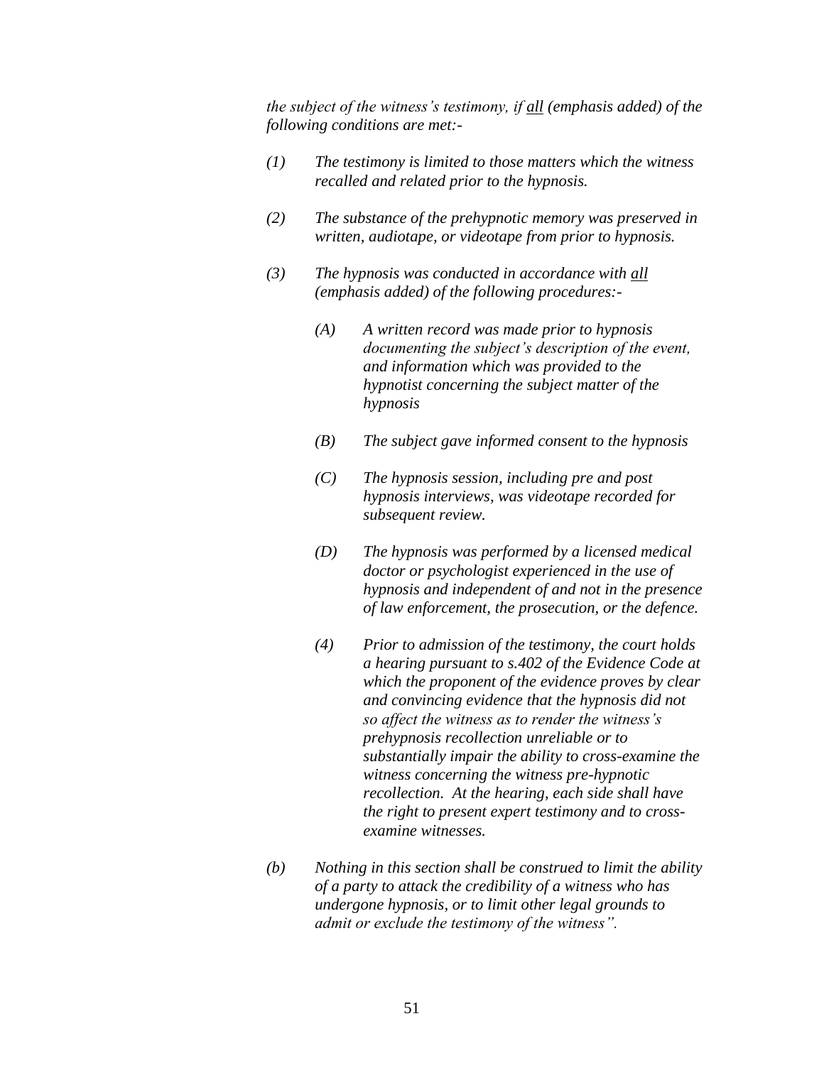*the subject of the witness's testimony, if* *<u>all</u>* *(emphasis added) of the following conditions are met:-*

*(1) The testimony is limited to those matters which the witness recalled and related prior to the hypnosis.*

*(2) The substance of the prehypnotic memory was preserved in written, audiotape, or videotape from prior to hypnosis.*

*(3) The hypnosis was conducted in accordance with* *<u>all</u>* *(emphasis added) of the following procedures:-*

> *(A) A written record was made prior to hypnosis documenting the subject's description of the event, and information which was provided to the hypnotist concerning the subject matter of the hypnosis*
>
> *(B) The subject gave informed consent to the hypnosis*
>
> *(C) The hypnosis session, including pre and post hypnosis interviews, was videotape recorded for subsequent review.*
>
> *(D) The hypnosis was performed by a licensed medical doctor or psychologist experienced in the use of hypnosis and independent of and not in the presence of law enforcement, the prosecution, or the defence.*
>
> *(4) Prior to admission of the testimony, the court holds a hearing pursuant to s.402 of the Evidence Code at which the proponent of the evidence proves by clear and convincing evidence that the hypnosis did not so affect the witness as to render the witness's prehypnosis recollection unreliable or to substantially impair the ability to cross-examine the witness concerning the witness pre-hypnotic recollection. At the hearing, each side shall have the right to present expert testimony and to cross-examine witnesses.*

*(b) Nothing in this section shall be construed to limit the ability of a party to attack the credibility of a witness who has undergone hypnosis, or to limit other legal grounds to admit or exclude the testimony of the witness".*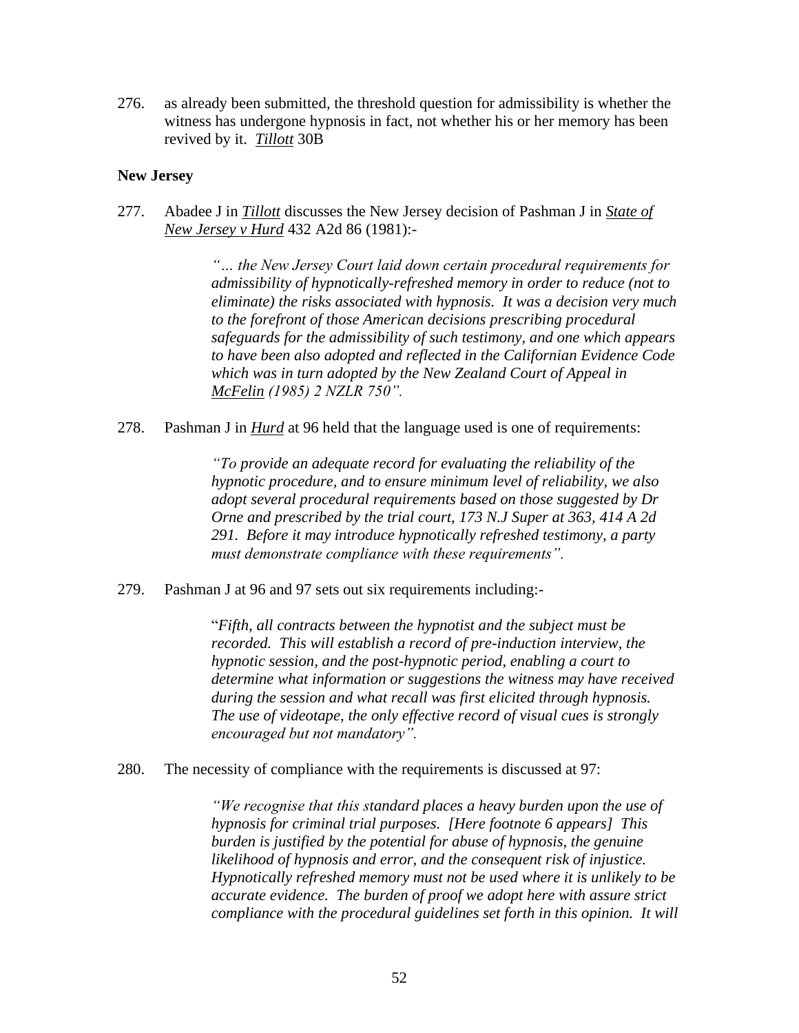276. as already been submitted, the threshold question for admissibility is whether the witness has undergone hypnosis in fact, not whether his or her memory has been revived by it. *Tillott* 30B

**New Jersey**

277. Abadee J in *Tillott* discusses the New Jersey decision of Pashman J in *State of New Jersey v Hurd* 432 A2d 86 (1981):-

> *"… the New Jersey Court laid down certain procedural requirements for admissibility of hypnotically-refreshed memory in order to reduce (not to eliminate) the risks associated with hypnosis. It was a decision very much to the forefront of those American decisions prescribing procedural safeguards for the admissibility of such testimony, and one which appears to have been also adopted and reflected in the Californian Evidence Code which was in turn adopted by the New Zealand Court of Appeal in McFelin (1985) 2 NZLR 750".*

278. Pashman J in *Hurd* at 96 held that the language used is one of requirements:

> *"To provide an adequate record for evaluating the reliability of the hypnotic procedure, and to ensure minimum level of reliability, we also adopt several procedural requirements based on those suggested by Dr Orne and prescribed by the trial court, 173 N.J Super at 363, 414 A 2d 291. Before it may introduce hypnotically refreshed testimony, a party must demonstrate compliance with these requirements".*

279. Pashman J at 96 and 97 sets out six requirements including:-

> "*Fifth, all contracts between the hypnotist and the subject must be recorded. This will establish a record of pre-induction interview, the hypnotic session, and the post-hypnotic period, enabling a court to determine what information or suggestions the witness may have received during the session and what recall was first elicited through hypnosis. The use of videotape, the only effective record of visual cues is strongly encouraged but not mandatory".*

280. The necessity of compliance with the requirements is discussed at 97:

> *"We recognise that this standard places a heavy burden upon the use of hypnosis for criminal trial purposes. [Here footnote 6 appears] This burden is justified by the potential for abuse of hypnosis, the genuine likelihood of hypnosis and error, and the consequent risk of injustice. Hypnotically refreshed memory must not be used where it is unlikely to be accurate evidence. The burden of proof we adopt here with assure strict compliance with the procedural guidelines set forth in this opinion. It will*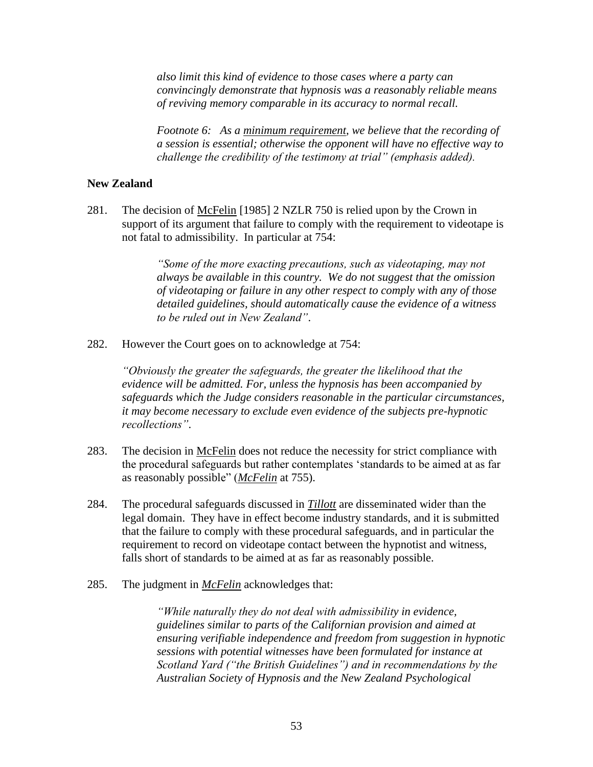> *also limit this kind of evidence to those cases where a party can convincingly demonstrate that hypnosis was a reasonably reliable means of reviving memory comparable in its accuracy to normal recall.*
>
> *Footnote 6: As a* *minimum requirement**, we believe that the recording of a session is essential; otherwise the opponent will have no effective way to challenge the credibility of the testimony at trial" (emphasis added).*

**New Zealand**

281. The decision of McFelin [1985] 2 NZLR 750 is relied upon by the Crown in support of its argument that failure to comply with the requirement to videotape is not fatal to admissibility. In particular at 754:

> *"Some of the more exacting precautions, such as videotaping, may not always be available in this country. We do not suggest that the omission of videotaping or failure in any other respect to comply with any of those detailed guidelines, should automatically cause the evidence of a witness to be ruled out in New Zealand".*

282. However the Court goes on to acknowledge at 754:

> *"Obviously the greater the safeguards, the greater the likelihood that the evidence will be admitted. For, unless the hypnosis has been accompanied by safeguards which the Judge considers reasonable in the particular circumstances, it may become necessary to exclude even evidence of the subjects pre-hypnotic recollections".*

283. The decision in McFelin does not reduce the necessity for strict compliance with the procedural safeguards but rather contemplates 'standards to be aimed at as far as reasonably possible" (***McFelin*** at 755).

284. The procedural safeguards discussed in ***Tillott*** are disseminated wider than the legal domain. They have in effect become industry standards, and it is submitted that the failure to comply with these procedural safeguards, and in particular the requirement to record on videotape contact between the hypnotist and witness, falls short of standards to be aimed at as far as reasonably possible.

285. The judgment in ***McFelin*** acknowledges that:

> *"While naturally they do not deal with admissibility in evidence, guidelines similar to parts of the Californian provision and aimed at ensuring verifiable independence and freedom from suggestion in hypnotic sessions with potential witnesses have been formulated for instance at Scotland Yard ("the British Guidelines") and in recommendations by the Australian Society of Hypnosis and the New Zealand Psychological*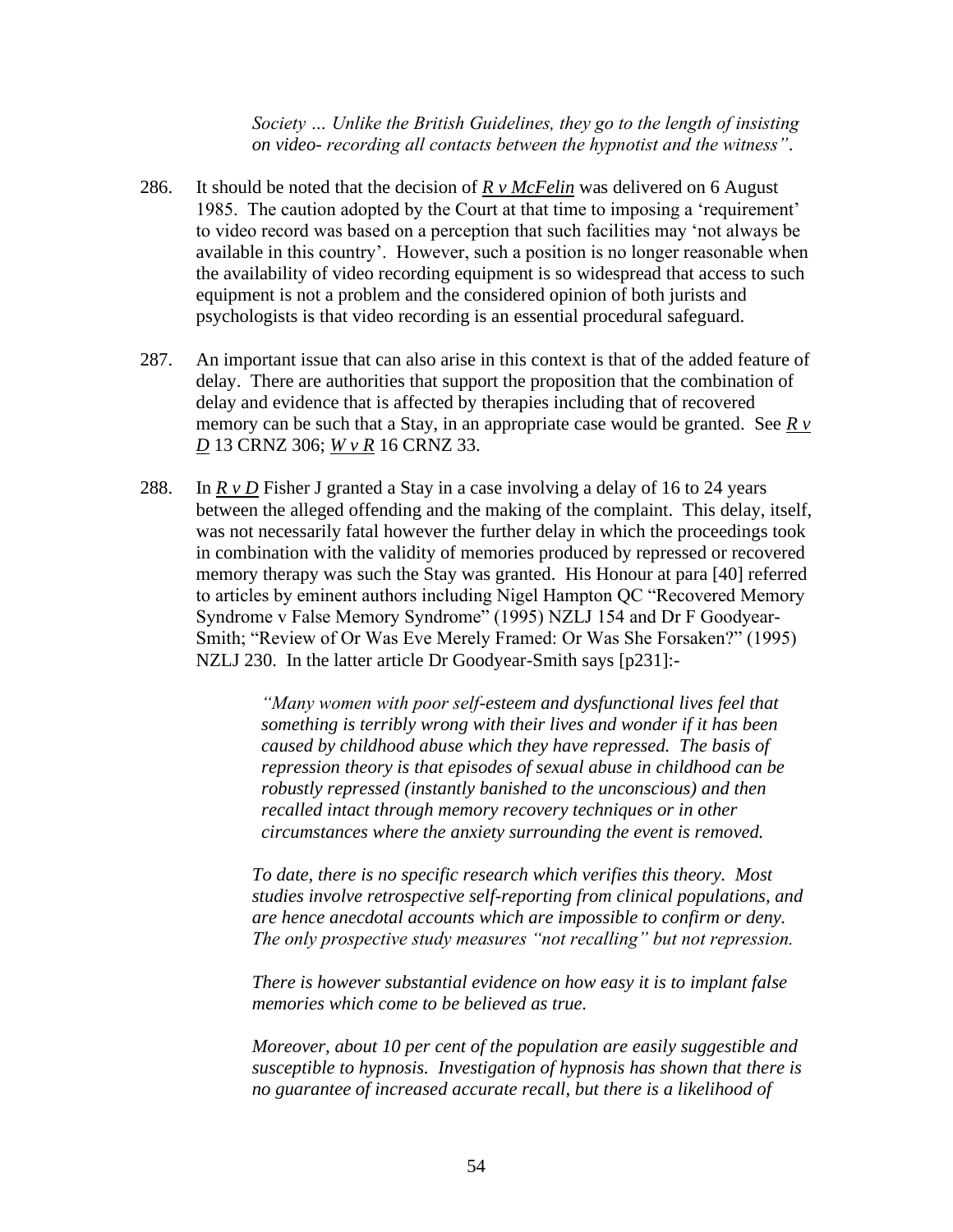> *Society … Unlike the British Guidelines, they go to the length of insisting on video- recording all contacts between the hypnotist and the witness"*.

286. It should be noted that the decision of ***R v McFelin*** was delivered on 6 August 1985. The caution adopted by the Court at that time to imposing a 'requirement' to video record was based on a perception that such facilities may 'not always be available in this country'. However, such a position is no longer reasonable when the availability of video recording equipment is so widespread that access to such equipment is not a problem and the considered opinion of both jurists and psychologists is that video recording is an essential procedural safeguard.

287. An important issue that can also arise in this context is that of the added feature of delay. There are authorities that support the proposition that the combination of delay and evidence that is affected by therapies including that of recovered memory can be such that a Stay, in an appropriate case would be granted. See ***R v D*** 13 CRNZ 306; ***W v R*** 16 CRNZ 33.

288. In ***R v D*** Fisher J granted a Stay in a case involving a delay of 16 to 24 years between the alleged offending and the making of the complaint. This delay, itself, was not necessarily fatal however the further delay in which the proceedings took in combination with the validity of memories produced by repressed or recovered memory therapy was such the Stay was granted. His Honour at para [40] referred to articles by eminent authors including Nigel Hampton QC "Recovered Memory Syndrome v False Memory Syndrome" (1995) NZLJ 154 and Dr F Goodyear-Smith; "Review of Or Was Eve Merely Framed: Or Was She Forsaken?" (1995) NZLJ 230. In the latter article Dr Goodyear-Smith says [p231]:-

> *"Many women with poor self-esteem and dysfunctional lives feel that something is terribly wrong with their lives and wonder if it has been caused by childhood abuse which they have repressed. The basis of repression theory is that episodes of sexual abuse in childhood can be robustly repressed (instantly banished to the unconscious) and then recalled intact through memory recovery techniques or in other circumstances where the anxiety surrounding the event is removed.*
>
> *To date, there is no specific research which verifies this theory. Most studies involve retrospective self-reporting from clinical populations, and are hence anecdotal accounts which are impossible to confirm or deny. The only prospective study measures "not recalling" but not repression.*
>
> *There is however substantial evidence on how easy it is to implant false memories which come to be believed as true.*
>
> *Moreover, about 10 per cent of the population are easily suggestible and susceptible to hypnosis. Investigation of hypnosis has shown that there is no guarantee of increased accurate recall, but there is a likelihood of*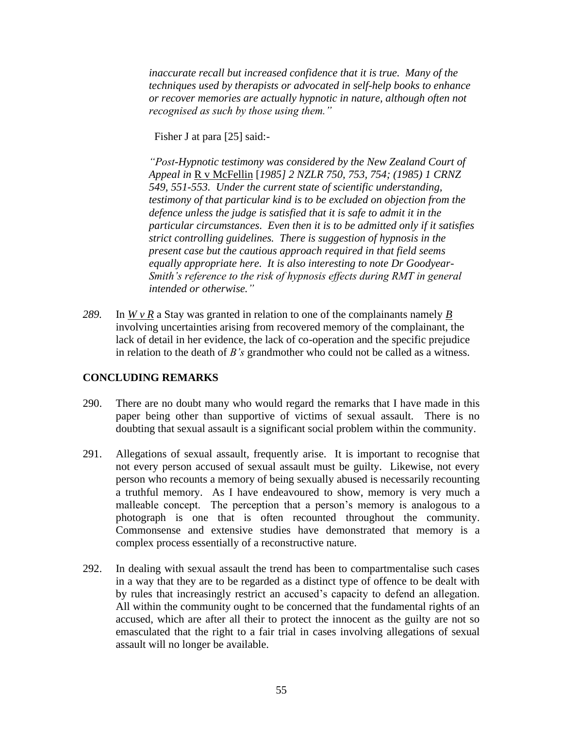> *inaccurate recall but increased confidence that it is true. Many of the techniques used by therapists or advocated in self-help books to enhance or recover memories are actually hypnotic in nature, although often not recognised as such by those using them."*

Fisher J at para [25] said:-

> *"Post-Hypnotic testimony was considered by the New Zealand Court of Appeal in* R v McFellin *[1985] 2 NZLR 750, 753, 754; (1985) 1 CRNZ 549, 551-553. Under the current state of scientific understanding, testimony of that particular kind is to be excluded on objection from the defence unless the judge is satisfied that it is safe to admit it in the particular circumstances. Even then it is to be admitted only if it satisfies strict controlling guidelines. There is suggestion of hypnosis in the present case but the cautious approach required in that field seems equally appropriate here. It is also interesting to note Dr Goodyear-Smith's reference to the risk of hypnosis effects during RMT in general intended or otherwise."*

*289.* In ***W v R*** a Stay was granted in relation to one of the complainants namely ***B*** involving uncertainties arising from recovered memory of the complainant, the lack of detail in her evidence, the lack of co-operation and the specific prejudice in relation to the death of *B's* grandmother who could not be called as a witness.

## CONCLUDING REMARKS

290. There are no doubt many who would regard the remarks that I have made in this paper being other than supportive of victims of sexual assault. There is no doubting that sexual assault is a significant social problem within the community.

291. Allegations of sexual assault, frequently arise. It is important to recognise that not every person accused of sexual assault must be guilty. Likewise, not every person who recounts a memory of being sexually abused is necessarily recounting a truthful memory. As I have endeavoured to show, memory is very much a malleable concept. The perception that a person's memory is analogous to a photograph is one that is often recounted throughout the community. Commonsense and extensive studies have demonstrated that memory is a complex process essentially of a reconstructive nature.

292. In dealing with sexual assault the trend has been to compartmentalise such cases in a way that they are to be regarded as a distinct type of offence to be dealt with by rules that increasingly restrict an accused's capacity to defend an allegation. All within the community ought to be concerned that the fundamental rights of an accused, which are after all their to protect the innocent as the guilty are not so emasculated that the right to a fair trial in cases involving allegations of sexual assault will no longer be available.